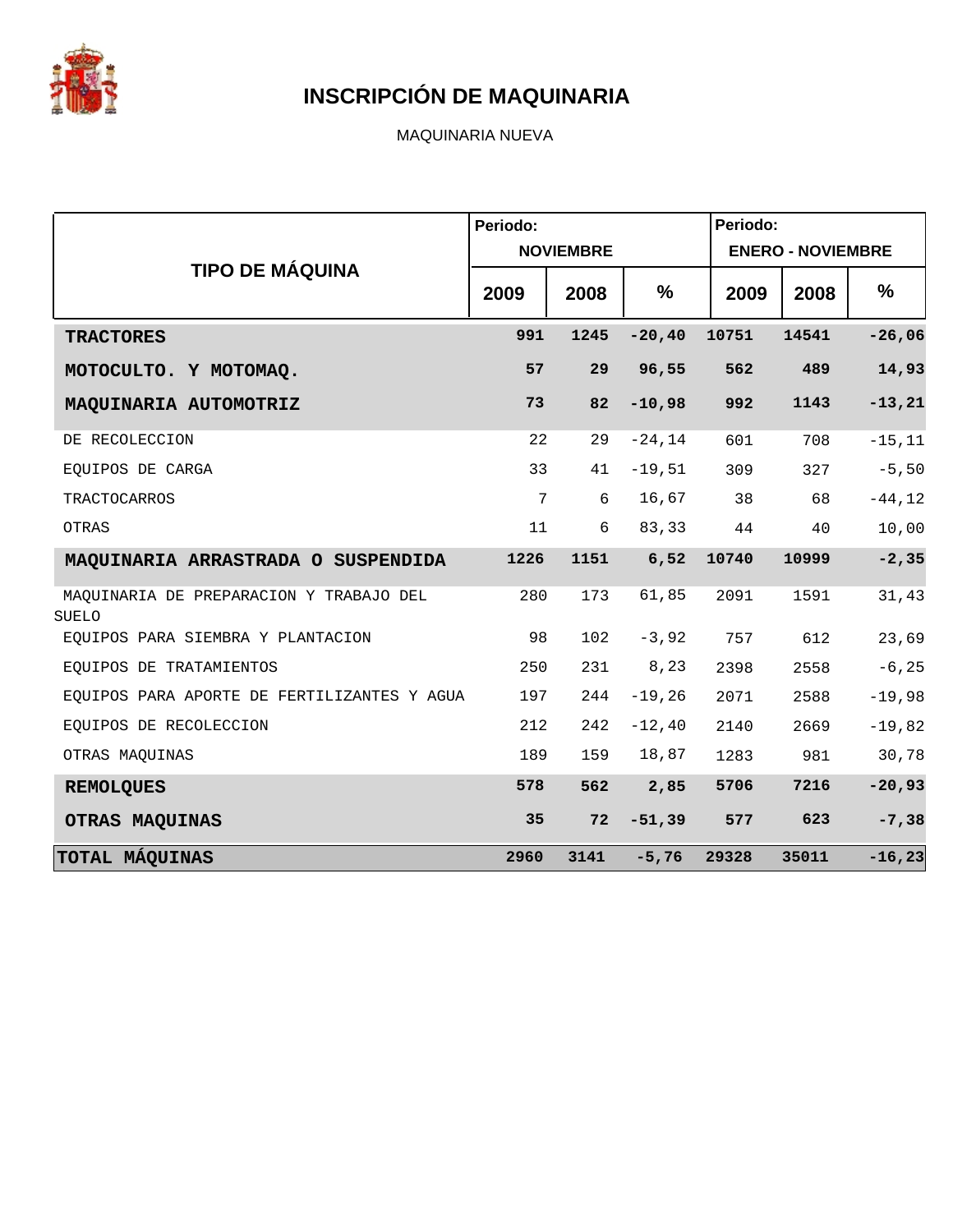# INSCRIPCIÓN DE MAQUINARIA

MAQUINARIA NUEVA

| TIPO DE MÁQUINA | Periodo: NOVIEMBRE | | | Periodo: ENERO - NOVIEMBRE | | |
|---|---|---|---|---|---|---|
| | 2009 | 2008 | % | 2009 | 2008 | % |
| **TRACTORES** | **991** | **1245** | **-20,40** | **10751** | **14541** | **-26,06** |
| **MOTOCULTO. Y MOTOMAQ.** | **57** | **29** | **96,55** | **562** | **489** | **14,93** |
| **MAQUINARIA AUTOMOTRIZ** | **73** | **82** | **-10,98** | **992** | **1143** | **-13,21** |
| DE RECOLECCION | 22 | 29 | -24,14 | 601 | 708 | -15,11 |
| EQUIPOS DE CARGA | 33 | 41 | -19,51 | 309 | 327 | -5,50 |
| TRACTOCARROS | 7 | 6 | 16,67 | 38 | 68 | -44,12 |
| OTRAS | 11 | 6 | 83,33 | 44 | 40 | 10,00 |
| **MAQUINARIA ARRASTRADA O SUSPENDIDA** | **1226** | **1151** | **6,52** | **10740** | **10999** | **-2,35** |
| MAQUINARIA DE PREPARACION Y TRABAJO DEL SUELO | 280 | 173 | 61,85 | 2091 | 1591 | 31,43 |
| EQUIPOS PARA SIEMBRA Y PLANTACION | 98 | 102 | -3,92 | 757 | 612 | 23,69 |
| EQUIPOS DE TRATAMIENTOS | 250 | 231 | 8,23 | 2398 | 2558 | -6,25 |
| EQUIPOS PARA APORTE DE FERTILIZANTES Y AGUA | 197 | 244 | -19,26 | 2071 | 2588 | -19,98 |
| EQUIPOS DE RECOLECCION | 212 | 242 | -12,40 | 2140 | 2669 | -19,82 |
| OTRAS MAQUINAS | 189 | 159 | 18,87 | 1283 | 981 | 30,78 |
| **REMOLQUES** | **578** | **562** | **2,85** | **5706** | **7216** | **-20,93** |
| **OTRAS MAQUINAS** | **35** | **72** | **-51,39** | **577** | **623** | **-7,38** |
| **TOTAL MÁQUINAS** | **2960** | **3141** | **-5,76** | **29328** | **35011** | **-16,23** |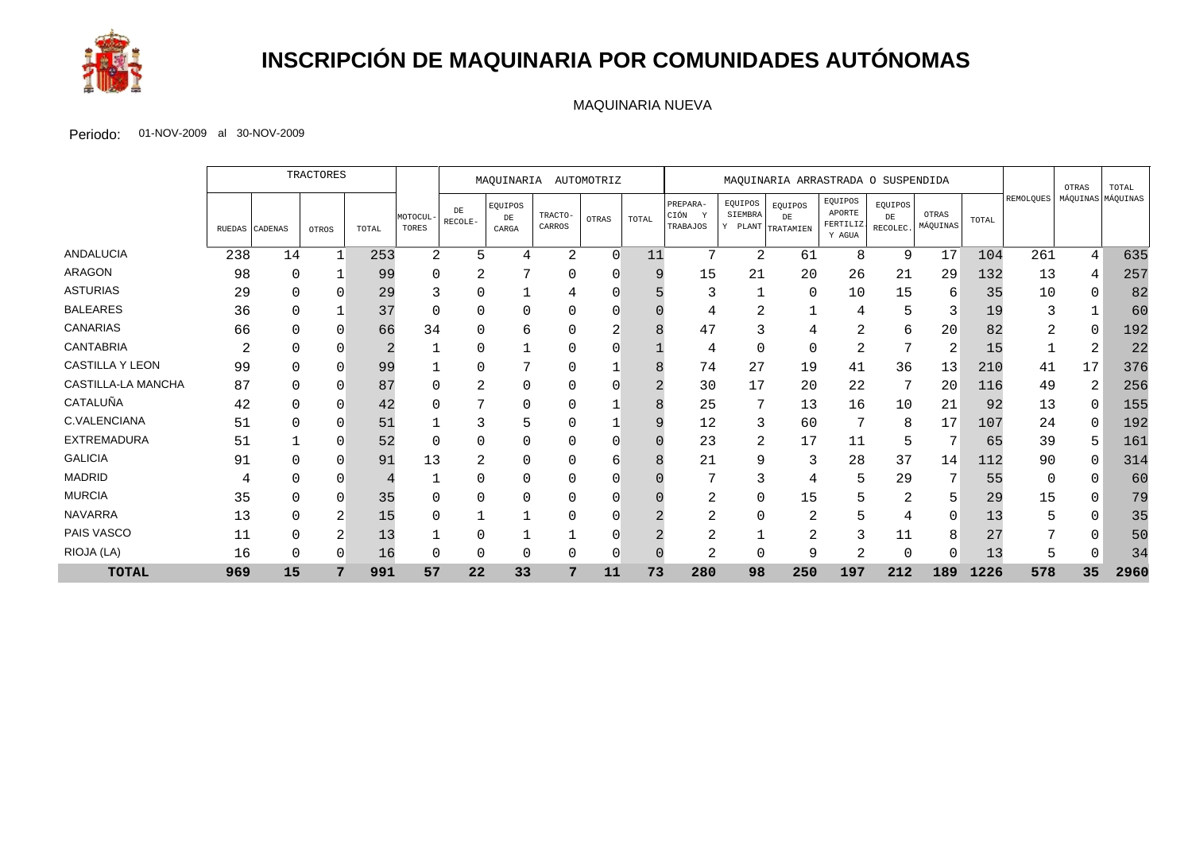# INSCRIPCIÓN DE MAQUINARIA POR COMUNIDADES AUTÓNOMAS

MAQUINARIA NUEVA

Periodo: 01-NOV-2009 al 30-NOV-2009

| | TRACTORES | | | | | MAQUINARIA AUTOMOTRIZ | | | | | MAQUINARIA ARRASTRADA O SUSPENDIDA | | | | | | | | | |
|---|---|---|---|---|---|---|---|---|---|---|---|---|---|---|---|---|---|---|---|---|
| | RUEDAS | CADENAS | OTROS | TOTAL | MOTOCULTORES | DE RECOLECCIÓN | EQUIPOS DE CARGA | TRACTOCARROS | OTRAS | TOTAL | PREPARACIÓN Y TRABAJOS | EQUIPOS SIEMBRA Y PLANT | EQUIPOS DE TRATAMIEN | EQUIPOS APORTE FERTILIZ Y AGUA | EQUIPOS DE RECOLEC. | OTRAS MÁQUINAS | TOTAL | REMOLQUES | OTRAS MÁQUINAS | TOTAL MÁQUINAS |
| ANDALUCIA | 238 | 14 | 1 | 253 | 2 | 5 | 4 | 2 | 0 | 11 | 7 | 2 | 61 | 8 | 9 | 17 | 104 | 261 | 4 | 635 |
| ARAGON | 98 | 0 | 1 | 99 | 0 | 2 | 7 | 0 | 0 | 9 | 15 | 21 | 20 | 26 | 21 | 29 | 132 | 13 | 4 | 257 |
| ASTURIAS | 29 | 0 | 0 | 29 | 3 | 0 | 1 | 4 | 0 | 5 | 3 | 1 | 0 | 10 | 15 | 6 | 35 | 10 | 0 | 82 |
| BALEARES | 36 | 0 | 1 | 37 | 0 | 0 | 0 | 0 | 0 | 0 | 4 | 2 | 1 | 4 | 5 | 3 | 19 | 3 | 1 | 60 |
| CANARIAS | 66 | 0 | 0 | 66 | 34 | 0 | 6 | 0 | 2 | 8 | 47 | 3 | 4 | 2 | 6 | 20 | 82 | 2 | 0 | 192 |
| CANTABRIA | 2 | 0 | 0 | 2 | 1 | 0 | 1 | 0 | 0 | 1 | 4 | 0 | 0 | 2 | 7 | 2 | 15 | 1 | 2 | 22 |
| CASTILLA Y LEON | 99 | 0 | 0 | 99 | 1 | 0 | 7 | 0 | 1 | 8 | 74 | 27 | 19 | 41 | 36 | 13 | 210 | 41 | 17 | 376 |
| CASTILLA-LA MANCHA | 87 | 0 | 0 | 87 | 0 | 2 | 0 | 0 | 0 | 2 | 30 | 17 | 20 | 22 | 7 | 20 | 116 | 49 | 2 | 256 |
| CATALUÑA | 42 | 0 | 0 | 42 | 0 | 7 | 0 | 0 | 1 | 8 | 25 | 7 | 13 | 16 | 10 | 21 | 92 | 13 | 0 | 155 |
| C.VALENCIANA | 51 | 0 | 0 | 51 | 1 | 3 | 5 | 0 | 1 | 9 | 12 | 3 | 60 | 7 | 8 | 17 | 107 | 24 | 0 | 192 |
| EXTREMADURA | 51 | 1 | 0 | 52 | 0 | 0 | 0 | 0 | 0 | 0 | 23 | 2 | 17 | 11 | 5 | 7 | 65 | 39 | 5 | 161 |
| GALICIA | 91 | 0 | 0 | 91 | 13 | 2 | 0 | 0 | 6 | 8 | 21 | 9 | 3 | 28 | 37 | 14 | 112 | 90 | 0 | 314 |
| MADRID | 4 | 0 | 0 | 4 | 1 | 0 | 0 | 0 | 0 | 0 | 7 | 3 | 4 | 5 | 29 | 7 | 55 | 0 | 0 | 60 |
| MURCIA | 35 | 0 | 0 | 35 | 0 | 0 | 0 | 0 | 0 | 0 | 2 | 0 | 15 | 5 | 2 | 5 | 29 | 15 | 0 | 79 |
| NAVARRA | 13 | 0 | 2 | 15 | 0 | 1 | 1 | 0 | 0 | 2 | 2 | 0 | 2 | 5 | 4 | 0 | 13 | 5 | 0 | 35 |
| PAIS VASCO | 11 | 0 | 2 | 13 | 1 | 0 | 1 | 1 | 0 | 2 | 2 | 1 | 2 | 3 | 11 | 8 | 27 | 7 | 0 | 50 |
| RIOJA (LA) | 16 | 0 | 0 | 16 | 0 | 0 | 0 | 0 | 0 | 0 | 2 | 0 | 9 | 2 | 0 | 0 | 13 | 5 | 0 | 34 |
| **TOTAL** | **969** | **15** | **7** | **991** | **57** | **22** | **33** | **7** | **11** | **73** | **280** | **98** | **250** | **197** | **212** | **189** | **1226** | **578** | **35** | **2960** |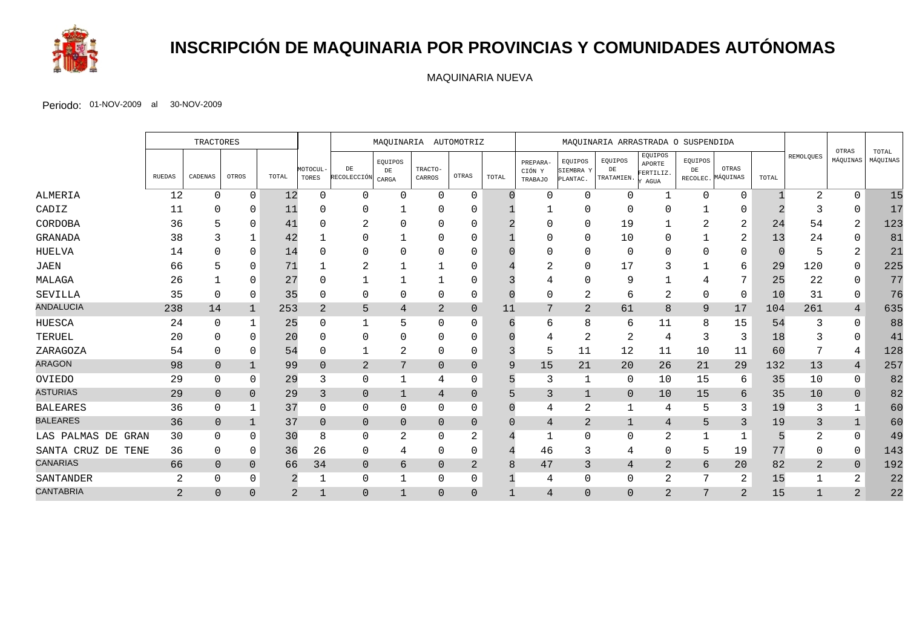# INSCRIPCIÓN DE MAQUINARIA POR PROVINCIAS Y COMUNIDADES AUTÓNOMAS

MAQUINARIA NUEVA

Periodo: 01-NOV-2009 al 30-NOV-2009

| | TRACTORES | | | | | MAQUINARIA AUTOMOTRIZ | | | | | MAQUINARIA ARRASTRADA O SUSPENDIDA | | | | | | | | | |
|---|---|---|---|---|---|---|---|---|---|---|---|---|---|---|---|---|---|---|---|---|
| | RUEDAS | CADENAS | OTROS | TOTAL | MOTOCUL-TORES | DE RECOLECCIÓN | EQUIPOS DE CARGA | TRACTO-CARROS | OTRAS | TOTAL | PREPARA-CIÓN Y TRABAJO | EQUIPOS SIEMBRA Y PLANTAC. | EQUIPOS DE TRATAMIEN. | EQUIPOS APORTE FERTILIZ. Y AGUA | EQUIPOS DE RECOLEC. | OTRAS MÁQUINAS | TOTAL | REMOLQUES | OTRAS MÁQUINAS | TOTAL MÁQUINAS |
| ALMERIA | 12 | 0 | 0 | 12 | 0 | 0 | 0 | 0 | 0 | 0 | 0 | 0 | 0 | 1 | 0 | 0 | 1 | 2 | 0 | 15 |
| CADIZ | 11 | 0 | 0 | 11 | 0 | 0 | 1 | 0 | 0 | 1 | 1 | 0 | 0 | 0 | 1 | 0 | 2 | 3 | 0 | 17 |
| CORDOBA | 36 | 5 | 0 | 41 | 0 | 2 | 0 | 0 | 0 | 2 | 0 | 0 | 19 | 1 | 2 | 2 | 24 | 54 | 2 | 123 |
| GRANADA | 38 | 3 | 1 | 42 | 1 | 0 | 1 | 0 | 0 | 1 | 0 | 0 | 10 | 0 | 1 | 2 | 13 | 24 | 0 | 81 |
| HUELVA | 14 | 0 | 0 | 14 | 0 | 0 | 0 | 0 | 0 | 0 | 0 | 0 | 0 | 0 | 0 | 0 | 0 | 5 | 2 | 21 |
| JAEN | 66 | 5 | 0 | 71 | 1 | 2 | 1 | 1 | 0 | 4 | 2 | 0 | 17 | 3 | 1 | 6 | 29 | 120 | 0 | 225 |
| MALAGA | 26 | 1 | 0 | 27 | 0 | 1 | 1 | 1 | 0 | 3 | 4 | 0 | 9 | 1 | 4 | 7 | 25 | 22 | 0 | 77 |
| SEVILLA | 35 | 0 | 0 | 35 | 0 | 0 | 0 | 0 | 0 | 0 | 0 | 2 | 6 | 2 | 0 | 0 | 10 | 31 | 0 | 76 |
| ANDALUCIA | 238 | 14 | 1 | 253 | 2 | 5 | 4 | 2 | 0 | 11 | 7 | 2 | 61 | 8 | 9 | 17 | 104 | 261 | 4 | 635 |
| HUESCA | 24 | 0 | 1 | 25 | 0 | 1 | 5 | 0 | 0 | 6 | 6 | 8 | 6 | 11 | 8 | 15 | 54 | 3 | 0 | 88 |
| TERUEL | 20 | 0 | 0 | 20 | 0 | 0 | 0 | 0 | 0 | 0 | 4 | 2 | 2 | 4 | 3 | 3 | 18 | 3 | 0 | 41 |
| ZARAGOZA | 54 | 0 | 0 | 54 | 0 | 1 | 2 | 0 | 0 | 3 | 5 | 11 | 12 | 11 | 10 | 11 | 60 | 7 | 4 | 128 |
| ARAGON | 98 | 0 | 1 | 99 | 0 | 2 | 7 | 0 | 0 | 9 | 15 | 21 | 20 | 26 | 21 | 29 | 132 | 13 | 4 | 257 |
| OVIEDO | 29 | 0 | 0 | 29 | 3 | 0 | 1 | 4 | 0 | 5 | 3 | 1 | 0 | 10 | 15 | 6 | 35 | 10 | 0 | 82 |
| ASTURIAS | 29 | 0 | 0 | 29 | 3 | 0 | 1 | 4 | 0 | 5 | 3 | 1 | 0 | 10 | 15 | 6 | 35 | 10 | 0 | 82 |
| BALEARES | 36 | 0 | 1 | 37 | 0 | 0 | 0 | 0 | 0 | 0 | 4 | 2 | 1 | 4 | 5 | 3 | 19 | 3 | 1 | 60 |
| BALEARES | 36 | 0 | 1 | 37 | 0 | 0 | 0 | 0 | 0 | 0 | 4 | 2 | 1 | 4 | 5 | 3 | 19 | 3 | 1 | 60 |
| LAS PALMAS DE GRAN | 30 | 0 | 0 | 30 | 8 | 0 | 2 | 0 | 2 | 4 | 1 | 0 | 0 | 2 | 1 | 1 | 5 | 2 | 0 | 49 |
| SANTA CRUZ DE TENE | 36 | 0 | 0 | 36 | 26 | 0 | 4 | 0 | 0 | 4 | 46 | 3 | 4 | 0 | 5 | 19 | 77 | 0 | 0 | 143 |
| CANARIAS | 66 | 0 | 0 | 66 | 34 | 0 | 6 | 0 | 2 | 8 | 47 | 3 | 4 | 2 | 6 | 20 | 82 | 2 | 0 | 192 |
| SANTANDER | 2 | 0 | 0 | 2 | 1 | 0 | 1 | 0 | 0 | 1 | 4 | 0 | 0 | 2 | 7 | 2 | 15 | 1 | 2 | 22 |
| CANTABRIA | 2 | 0 | 0 | 2 | 1 | 0 | 1 | 0 | 0 | 1 | 4 | 0 | 0 | 2 | 7 | 2 | 15 | 1 | 2 | 22 |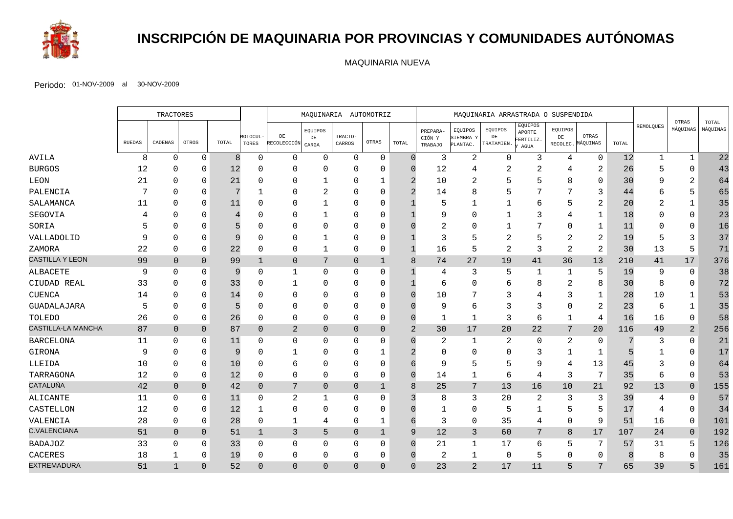# INSCRIPCIÓN DE MAQUINARIA POR PROVINCIAS Y COMUNIDADES AUTÓNOMAS

MAQUINARIA NUEVA

Periodo: 01-NOV-2009 al 30-NOV-2009

| | TRACTORES | | | | | MAQUINARIA AUTOMOTRIZ | | | | | MAQUINARIA ARRASTRADA O SUSPENDIDA | | | | | | | | | |
|---|---|---|---|---|---|---|---|---|---|---|---|---|---|---|---|---|---|---|---|---|
| | RUEDAS | CADENAS | OTROS | TOTAL | MOTOCULTORES | DE RECOLECCIÓN | EQUIPOS DE CARGA | TRACTOCARROS | OTRAS | TOTAL | PREPARACIÓN Y TRABAJO | EQUIPOS SIEMBRA Y PLANTAC. | EQUIPOS DE TRATAMIEN. | EQUIPOS APORTE FERTILIZ. Y AGUA | EQUIPOS DE RECOLEC. | OTRAS MÁQUINAS | TOTAL | REMOLQUES | OTRAS MÁQUINAS | TOTAL MÁQUINAS |
| AVILA | 8 | 0 | 0 | 8 | 0 | 0 | 0 | 0 | 0 | 0 | 3 | 2 | 0 | 3 | 4 | 0 | 12 | 1 | 1 | 22 |
| BURGOS | 12 | 0 | 0 | 12 | 0 | 0 | 0 | 0 | 0 | 0 | 12 | 4 | 2 | 2 | 4 | 2 | 26 | 5 | 0 | 43 |
| LEON | 21 | 0 | 0 | 21 | 0 | 0 | 1 | 0 | 1 | 2 | 10 | 2 | 5 | 5 | 8 | 0 | 30 | 9 | 2 | 64 |
| PALENCIA | 7 | 0 | 0 | 7 | 1 | 0 | 2 | 0 | 0 | 2 | 14 | 8 | 5 | 7 | 7 | 3 | 44 | 6 | 5 | 65 |
| SALAMANCA | 11 | 0 | 0 | 11 | 0 | 0 | 1 | 0 | 0 | 1 | 5 | 1 | 1 | 6 | 5 | 2 | 20 | 2 | 1 | 35 |
| SEGOVIA | 4 | 0 | 0 | 4 | 0 | 0 | 1 | 0 | 0 | 1 | 9 | 0 | 1 | 3 | 4 | 1 | 18 | 0 | 0 | 23 |
| SORIA | 5 | 0 | 0 | 5 | 0 | 0 | 0 | 0 | 0 | 0 | 2 | 0 | 1 | 7 | 0 | 1 | 11 | 0 | 0 | 16 |
| VALLADOLID | 9 | 0 | 0 | 9 | 0 | 0 | 1 | 0 | 0 | 1 | 3 | 5 | 2 | 5 | 2 | 2 | 19 | 5 | 3 | 37 |
| ZAMORA | 22 | 0 | 0 | 22 | 0 | 0 | 1 | 0 | 0 | 1 | 16 | 5 | 2 | 3 | 2 | 2 | 30 | 13 | 5 | 71 |
| CASTILLA Y LEON | 99 | 0 | 0 | 99 | 1 | 0 | 7 | 0 | 1 | 8 | 74 | 27 | 19 | 41 | 36 | 13 | 210 | 41 | 17 | 376 |
| ALBACETE | 9 | 0 | 0 | 9 | 0 | 1 | 0 | 0 | 0 | 1 | 4 | 3 | 5 | 1 | 1 | 5 | 19 | 9 | 0 | 38 |
| CIUDAD REAL | 33 | 0 | 0 | 33 | 0 | 1 | 0 | 0 | 0 | 1 | 6 | 0 | 6 | 8 | 2 | 8 | 30 | 8 | 0 | 72 |
| CUENCA | 14 | 0 | 0 | 14 | 0 | 0 | 0 | 0 | 0 | 0 | 10 | 7 | 3 | 4 | 3 | 1 | 28 | 10 | 1 | 53 |
| GUADALAJARA | 5 | 0 | 0 | 5 | 0 | 0 | 0 | 0 | 0 | 0 | 9 | 6 | 3 | 3 | 0 | 2 | 23 | 6 | 1 | 35 |
| TOLEDO | 26 | 0 | 0 | 26 | 0 | 0 | 0 | 0 | 0 | 0 | 1 | 1 | 3 | 6 | 1 | 4 | 16 | 16 | 0 | 58 |
| CASTILLA-LA MANCHA | 87 | 0 | 0 | 87 | 0 | 2 | 0 | 0 | 0 | 2 | 30 | 17 | 20 | 22 | 7 | 20 | 116 | 49 | 2 | 256 |
| BARCELONA | 11 | 0 | 0 | 11 | 0 | 0 | 0 | 0 | 0 | 0 | 2 | 1 | 2 | 0 | 2 | 0 | 7 | 3 | 0 | 21 |
| GIRONA | 9 | 0 | 0 | 9 | 0 | 1 | 0 | 0 | 1 | 2 | 0 | 0 | 0 | 3 | 1 | 1 | 5 | 1 | 0 | 17 |
| LLEIDA | 10 | 0 | 0 | 10 | 0 | 6 | 0 | 0 | 0 | 6 | 9 | 5 | 5 | 9 | 4 | 13 | 45 | 3 | 0 | 64 |
| TARRAGONA | 12 | 0 | 0 | 12 | 0 | 0 | 0 | 0 | 0 | 0 | 14 | 1 | 6 | 4 | 3 | 7 | 35 | 6 | 0 | 53 |
| CATALUÑA | 42 | 0 | 0 | 42 | 0 | 7 | 0 | 0 | 1 | 8 | 25 | 7 | 13 | 16 | 10 | 21 | 92 | 13 | 0 | 155 |
| ALICANTE | 11 | 0 | 0 | 11 | 0 | 2 | 1 | 0 | 0 | 3 | 8 | 3 | 20 | 2 | 3 | 3 | 39 | 4 | 0 | 57 |
| CASTELLON | 12 | 0 | 0 | 12 | 1 | 0 | 0 | 0 | 0 | 0 | 1 | 0 | 5 | 1 | 5 | 5 | 17 | 4 | 0 | 34 |
| VALENCIA | 28 | 0 | 0 | 28 | 0 | 1 | 4 | 0 | 1 | 6 | 3 | 0 | 35 | 4 | 0 | 9 | 51 | 16 | 0 | 101 |
| C.VALENCIANA | 51 | 0 | 0 | 51 | 1 | 3 | 5 | 0 | 1 | 9 | 12 | 3 | 60 | 7 | 8 | 17 | 107 | 24 | 0 | 192 |
| BADAJOZ | 33 | 0 | 0 | 33 | 0 | 0 | 0 | 0 | 0 | 0 | 21 | 1 | 17 | 6 | 5 | 7 | 57 | 31 | 5 | 126 |
| CACERES | 18 | 1 | 0 | 19 | 0 | 0 | 0 | 0 | 0 | 0 | 2 | 1 | 0 | 5 | 0 | 0 | 8 | 8 | 0 | 35 |
| EXTREMADURA | 51 | 1 | 0 | 52 | 0 | 0 | 0 | 0 | 0 | 0 | 23 | 2 | 17 | 11 | 5 | 7 | 65 | 39 | 5 | 161 |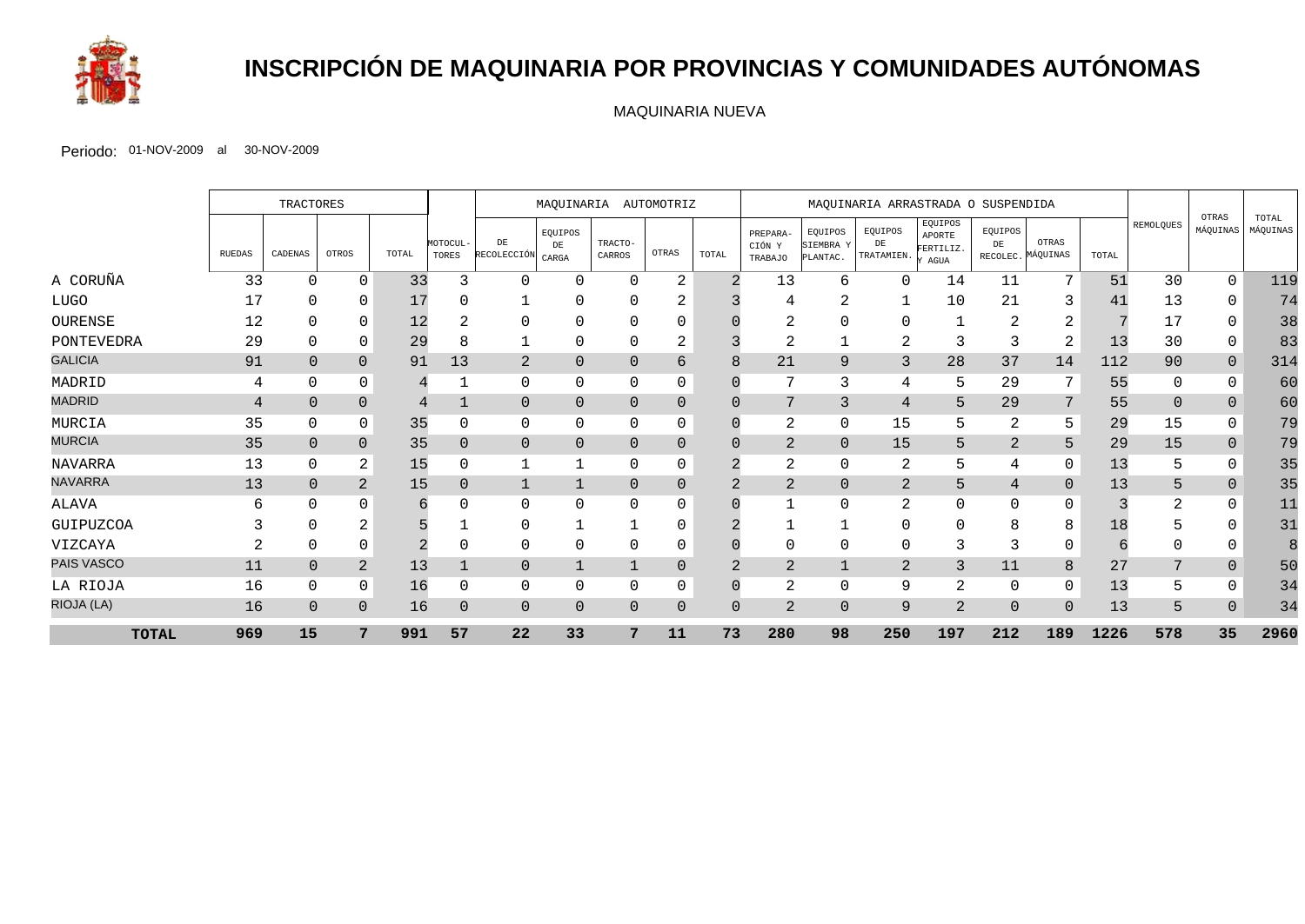# INSCRIPCIÓN DE MAQUINARIA POR PROVINCIAS Y COMUNIDADES AUTÓNOMAS

MAQUINARIA NUEVA

Periodo: 01-NOV-2009 al 30-NOV-2009

| | TRACTORES | | | | | MAQUINARIA AUTOMOTRIZ | | | | | MAQUINARIA ARRASTRADA O SUSPENDIDA | | | | | | | | | |
|---|---|---|---|---|---|---|---|---|---|---|---|---|---|---|---|---|---|---|---|---|
| | RUEDAS | CADENAS | OTROS | TOTAL | MOTOCUL-TORES | DE RECOLECCIÓN | EQUIPOS DE CARGA | TRACTO-CARROS | OTRAS | TOTAL | PREPARA-CIÓN Y TRABAJO | EQUIPOS SIEMBRA Y PLANTAC. | EQUIPOS DE TRATAMIEN. | EQUIPOS APORTE FERTILIZ. Y AGUA | EQUIPOS DE RECOLEC. | OTRAS MÁQUINAS | TOTAL | REMOLQUES | OTRAS MÁQUINAS | TOTAL MÁQUINAS |
| A CORUÑA | 33 | 0 | 0 | 33 | 3 | 0 | 0 | 0 | 2 | 2 | 13 | 6 | 0 | 14 | 11 | 7 | 51 | 30 | 0 | 119 |
| LUGO | 17 | 0 | 0 | 17 | 0 | 1 | 0 | 0 | 2 | 3 | 4 | 2 | 1 | 10 | 21 | 3 | 41 | 13 | 0 | 74 |
| OURENSE | 12 | 0 | 0 | 12 | 2 | 0 | 0 | 0 | 0 | 0 | 2 | 0 | 0 | 1 | 2 | 2 | 7 | 17 | 0 | 38 |
| PONTEVEDRA | 29 | 0 | 0 | 29 | 8 | 1 | 0 | 0 | 2 | 3 | 2 | 1 | 2 | 3 | 3 | 2 | 13 | 30 | 0 | 83 |
| GALICIA | 91 | 0 | 0 | 91 | 13 | 2 | 0 | 0 | 6 | 8 | 21 | 9 | 3 | 28 | 37 | 14 | 112 | 90 | 0 | 314 |
| MADRID | 4 | 0 | 0 | 4 | 1 | 0 | 0 | 0 | 0 | 0 | 7 | 3 | 4 | 5 | 29 | 7 | 55 | 0 | 0 | 60 |
| MADRID | 4 | 0 | 0 | 4 | 1 | 0 | 0 | 0 | 0 | 0 | 7 | 3 | 4 | 5 | 29 | 7 | 55 | 0 | 0 | 60 |
| MURCIA | 35 | 0 | 0 | 35 | 0 | 0 | 0 | 0 | 0 | 0 | 2 | 0 | 15 | 5 | 2 | 5 | 29 | 15 | 0 | 79 |
| MURCIA | 35 | 0 | 0 | 35 | 0 | 0 | 0 | 0 | 0 | 0 | 2 | 0 | 15 | 5 | 2 | 5 | 29 | 15 | 0 | 79 |
| NAVARRA | 13 | 0 | 2 | 15 | 0 | 1 | 1 | 0 | 0 | 2 | 2 | 0 | 2 | 5 | 4 | 0 | 13 | 5 | 0 | 35 |
| NAVARRA | 13 | 0 | 2 | 15 | 0 | 1 | 1 | 0 | 0 | 2 | 2 | 0 | 2 | 5 | 4 | 0 | 13 | 5 | 0 | 35 |
| ALAVA | 6 | 0 | 0 | 6 | 0 | 0 | 0 | 0 | 0 | 0 | 1 | 0 | 2 | 0 | 0 | 0 | 3 | 2 | 0 | 11 |
| GUIPUZCOA | 3 | 0 | 2 | 5 | 1 | 0 | 1 | 1 | 0 | 2 | 1 | 1 | 0 | 0 | 8 | 8 | 18 | 5 | 0 | 31 |
| VIZCAYA | 2 | 0 | 0 | 2 | 0 | 0 | 0 | 0 | 0 | 0 | 0 | 0 | 0 | 3 | 3 | 0 | 6 | 0 | 0 | 8 |
| PAIS VASCO | 11 | 0 | 2 | 13 | 1 | 0 | 1 | 1 | 0 | 2 | 2 | 1 | 2 | 3 | 11 | 8 | 27 | 7 | 0 | 50 |
| LA RIOJA | 16 | 0 | 0 | 16 | 0 | 0 | 0 | 0 | 0 | 0 | 2 | 0 | 9 | 2 | 0 | 0 | 13 | 5 | 0 | 34 |
| RIOJA (LA) | 16 | 0 | 0 | 16 | 0 | 0 | 0 | 0 | 0 | 0 | 2 | 0 | 9 | 2 | 0 | 0 | 13 | 5 | 0 | 34 |
| **TOTAL** | **969** | **15** | **7** | **991** | **57** | **22** | **33** | **7** | **11** | **73** | **280** | **98** | **250** | **197** | **212** | **189** | **1226** | **578** | **35** | **2960** |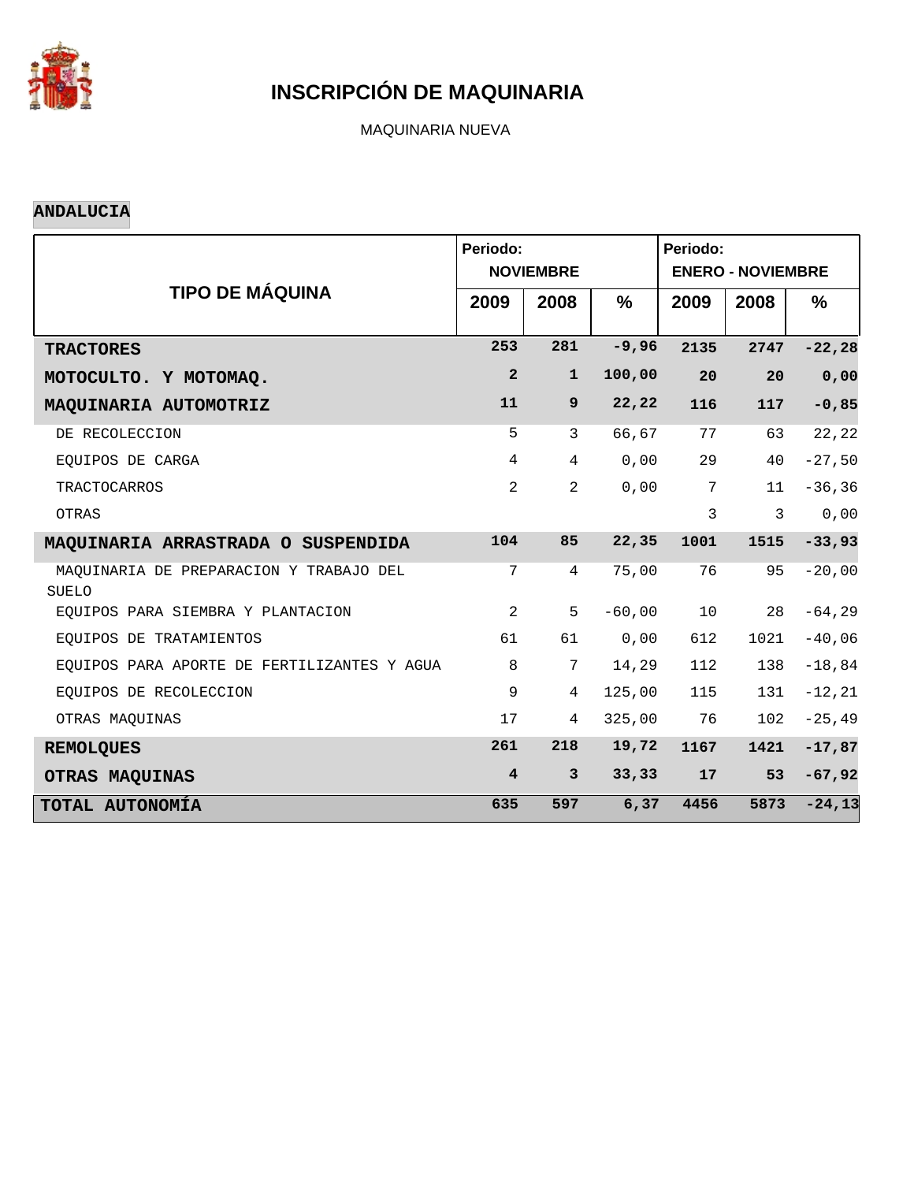# INSCRIPCIÓN DE MAQUINARIA

MAQUINARIA NUEVA

**ANDALUCIA**

| TIPO DE MÁQUINA | Periodo: NOVIEMBRE | | | Periodo: ENERO - NOVIEMBRE | | |
|---|---|---|---|---|---|---|
| | 2009 | 2008 | % | 2009 | 2008 | % |
| **TRACTORES** | **253** | **281** | **-9,96** | **2135** | **2747** | **-22,28** |
| **MOTOCULTO. Y MOTOMAQ.** | **2** | **1** | **100,00** | **20** | **20** | **0,00** |
| **MAQUINARIA AUTOMOTRIZ** | **11** | **9** | **22,22** | **116** | **117** | **-0,85** |
| DE RECOLECCION | 5 | 3 | 66,67 | 77 | 63 | 22,22 |
| EQUIPOS DE CARGA | 4 | 4 | 0,00 | 29 | 40 | -27,50 |
| TRACTOCARROS | 2 | 2 | 0,00 | 7 | 11 | -36,36 |
| OTRAS | | | | 3 | 3 | 0,00 |
| **MAQUINARIA ARRASTRADA O SUSPENDIDA** | **104** | **85** | **22,35** | **1001** | **1515** | **-33,93** |
| MAQUINARIA DE PREPARACION Y TRABAJO DEL SUELO | 7 | 4 | 75,00 | 76 | 95 | -20,00 |
| EQUIPOS PARA SIEMBRA Y PLANTACION | 2 | 5 | -60,00 | 10 | 28 | -64,29 |
| EQUIPOS DE TRATAMIENTOS | 61 | 61 | 0,00 | 612 | 1021 | -40,06 |
| EQUIPOS PARA APORTE DE FERTILIZANTES Y AGUA | 8 | 7 | 14,29 | 112 | 138 | -18,84 |
| EQUIPOS DE RECOLECCION | 9 | 4 | 125,00 | 115 | 131 | -12,21 |
| OTRAS MAQUINAS | 17 | 4 | 325,00 | 76 | 102 | -25,49 |
| **REMOLQUES** | **261** | **218** | **19,72** | **1167** | **1421** | **-17,87** |
| **OTRAS MAQUINAS** | **4** | **3** | **33,33** | **17** | **53** | **-67,92** |
| **TOTAL AUTONOMÍA** | **635** | **597** | **6,37** | **4456** | **5873** | **-24,13** |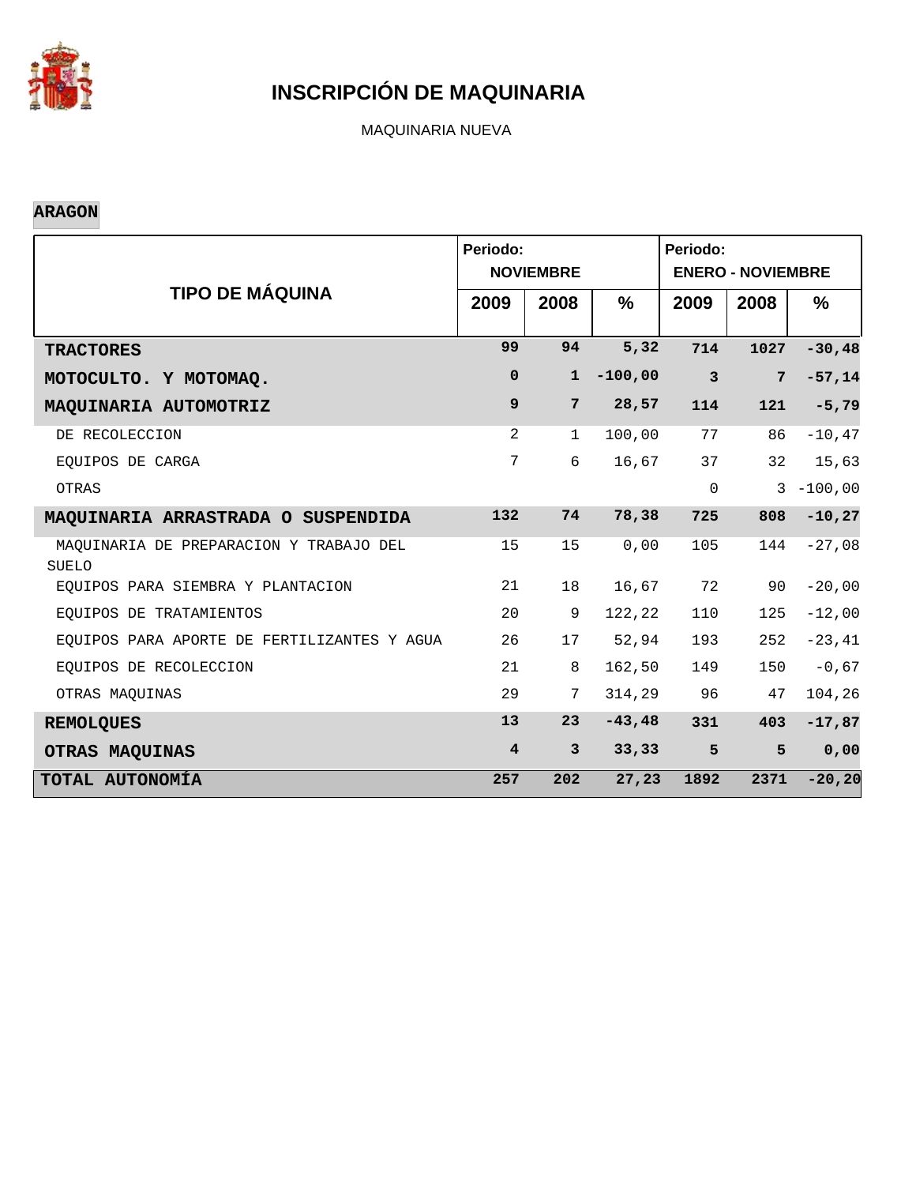# INSCRIPCIÓN DE MAQUINARIA

MAQUINARIA NUEVA

**ARAGON**

| TIPO DE MÁQUINA | Periodo: NOVIEMBRE | | | Periodo: ENERO - NOVIEMBRE | | |
|---|---|---|---|---|---|---|
| | 2009 | 2008 | % | 2009 | 2008 | % |
| **TRACTORES** | **99** | **94** | **5,32** | **714** | **1027** | **-30,48** |
| **MOTOCULTO. Y MOTOMAQ.** | **0** | **1** | **-100,00** | **3** | **7** | **-57,14** |
| **MAQUINARIA AUTOMOTRIZ** | **9** | **7** | **28,57** | **114** | **121** | **-5,79** |
| DE RECOLECCION | 2 | 1 | 100,00 | 77 | 86 | -10,47 |
| EQUIPOS DE CARGA | 7 | 6 | 16,67 | 37 | 32 | 15,63 |
| OTRAS | | | | 0 | 3 | -100,00 |
| **MAQUINARIA ARRASTRADA O SUSPENDIDA** | **132** | **74** | **78,38** | **725** | **808** | **-10,27** |
| MAQUINARIA DE PREPARACION Y TRABAJO DEL SUELO | 15 | 15 | 0,00 | 105 | 144 | -27,08 |
| EQUIPOS PARA SIEMBRA Y PLANTACION | 21 | 18 | 16,67 | 72 | 90 | -20,00 |
| EQUIPOS DE TRATAMIENTOS | 20 | 9 | 122,22 | 110 | 125 | -12,00 |
| EQUIPOS PARA APORTE DE FERTILIZANTES Y AGUA | 26 | 17 | 52,94 | 193 | 252 | -23,41 |
| EQUIPOS DE RECOLECCION | 21 | 8 | 162,50 | 149 | 150 | -0,67 |
| OTRAS MAQUINAS | 29 | 7 | 314,29 | 96 | 47 | 104,26 |
| **REMOLQUES** | **13** | **23** | **-43,48** | **331** | **403** | **-17,87** |
| **OTRAS MAQUINAS** | **4** | **3** | **33,33** | **5** | **5** | **0,00** |
| **TOTAL AUTONOMÍA** | **257** | **202** | **27,23** | **1892** | **2371** | **-20,20** |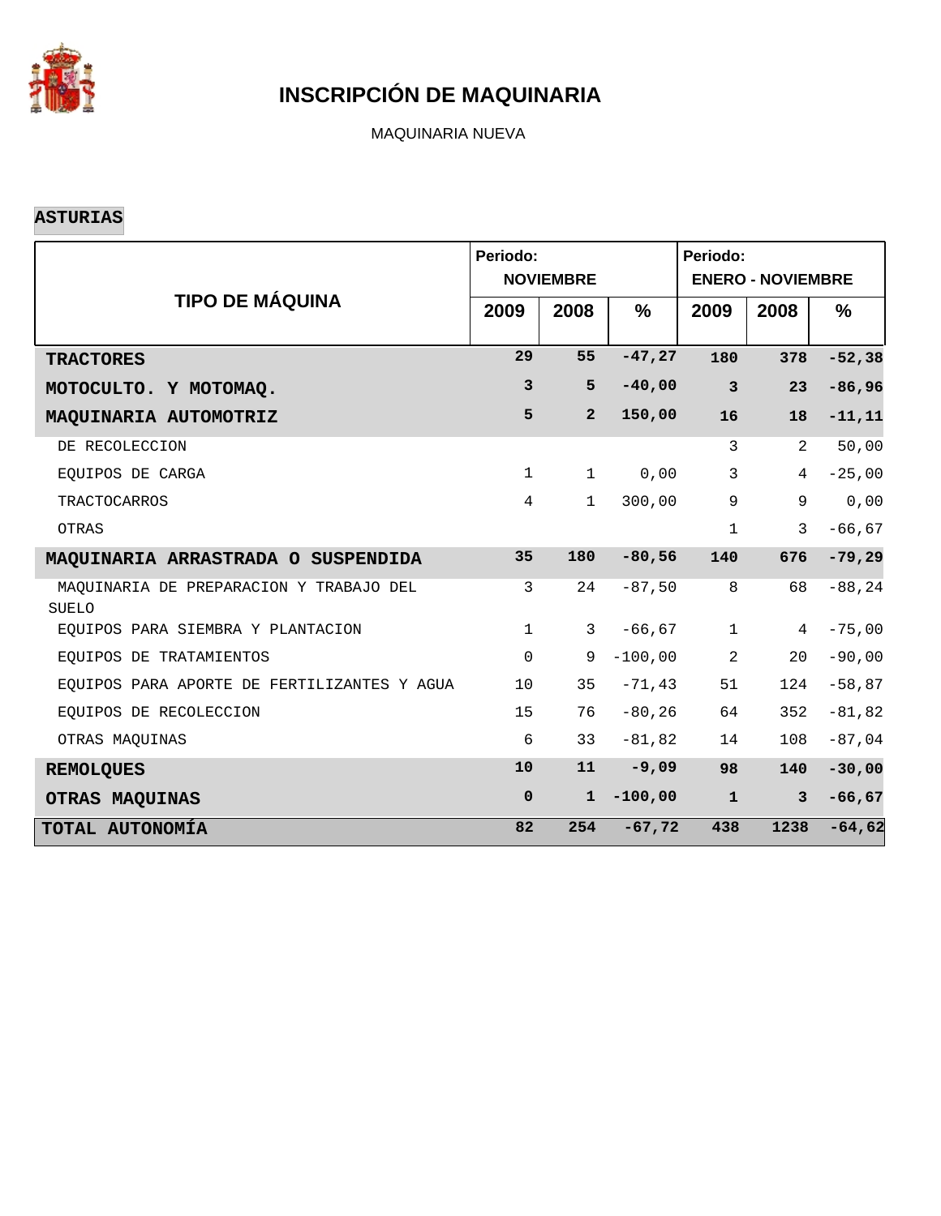# INSCRIPCIÓN DE MAQUINARIA

MAQUINARIA NUEVA

**ASTURIAS**

| TIPO DE MÁQUINA | Periodo: NOVIEMBRE | | | Periodo: ENERO - NOVIEMBRE | | |
|---|---|---|---|---|---|---|
| | 2009 | 2008 | % | 2009 | 2008 | % |
| **TRACTORES** | **29** | **55** | **-47,27** | **180** | **378** | **-52,38** |
| **MOTOCULTO. Y MOTOMAQ.** | **3** | **5** | **-40,00** | **3** | **23** | **-86,96** |
| **MAQUINARIA AUTOMOTRIZ** | **5** | **2** | **150,00** | **16** | **18** | **-11,11** |
| DE RECOLECCION | | | | 3 | 2 | 50,00 |
| EQUIPOS DE CARGA | 1 | 1 | 0,00 | 3 | 4 | -25,00 |
| TRACTOCARROS | 4 | 1 | 300,00 | 9 | 9 | 0,00 |
| OTRAS | | | | 1 | 3 | -66,67 |
| **MAQUINARIA ARRASTRADA O SUSPENDIDA** | **35** | **180** | **-80,56** | **140** | **676** | **-79,29** |
| MAQUINARIA DE PREPARACION Y TRABAJO DEL SUELO | 3 | 24 | -87,50 | 8 | 68 | -88,24 |
| EQUIPOS PARA SIEMBRA Y PLANTACION | 1 | 3 | -66,67 | 1 | 4 | -75,00 |
| EQUIPOS DE TRATAMIENTOS | 0 | 9 | -100,00 | 2 | 20 | -90,00 |
| EQUIPOS PARA APORTE DE FERTILIZANTES Y AGUA | 10 | 35 | -71,43 | 51 | 124 | -58,87 |
| EQUIPOS DE RECOLECCION | 15 | 76 | -80,26 | 64 | 352 | -81,82 |
| OTRAS MAQUINAS | 6 | 33 | -81,82 | 14 | 108 | -87,04 |
| **REMOLQUES** | **10** | **11** | **-9,09** | **98** | **140** | **-30,00** |
| **OTRAS MAQUINAS** | **0** | **1** | **-100,00** | **1** | **3** | **-66,67** |
| **TOTAL AUTONOMÍA** | **82** | **254** | **-67,72** | **438** | **1238** | **-64,62** |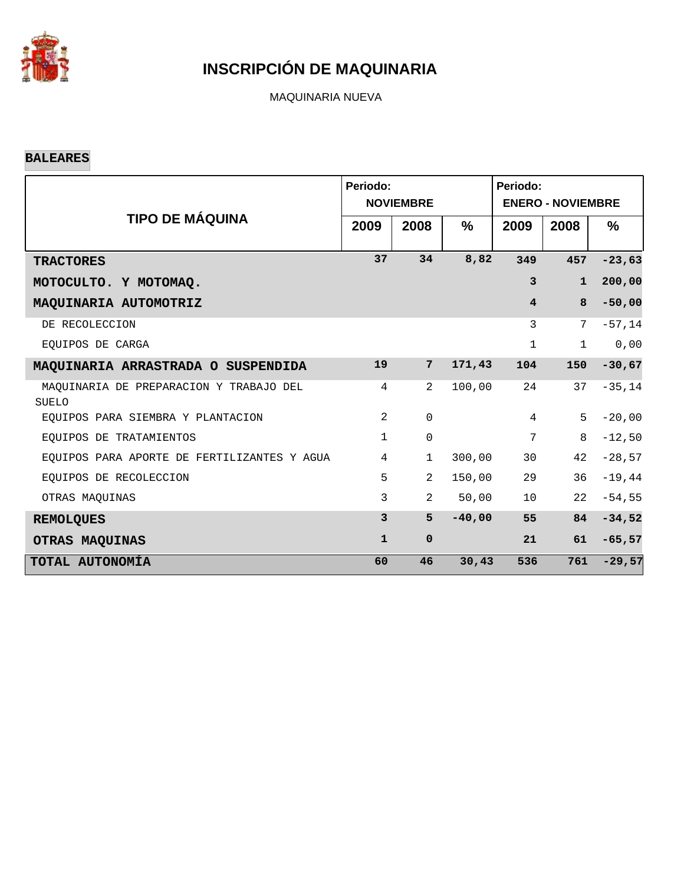# INSCRIPCIÓN DE MAQUINARIA

MAQUINARIA NUEVA

**BALEARES**

| TIPO DE MÁQUINA | Periodo: NOVIEMBRE | | | Periodo: ENERO - NOVIEMBRE | | |
|---|---|---|---|---|---|---|
| | 2009 | 2008 | % | 2009 | 2008 | % |
| **TRACTORES** | **37** | **34** | **8,82** | **349** | **457** | **-23,63** |
| **MOTOCULTO. Y MOTOMAQ.** | | | | **3** | **1** | **200,00** |
| **MAQUINARIA AUTOMOTRIZ** | | | | **4** | **8** | **-50,00** |
| DE RECOLECCION | | | | 3 | 7 | -57,14 |
| EQUIPOS DE CARGA | | | | 1 | 1 | 0,00 |
| **MAQUINARIA ARRASTRADA O SUSPENDIDA** | **19** | **7** | **171,43** | **104** | **150** | **-30,67** |
| MAQUINARIA DE PREPARACION Y TRABAJO DEL SUELO | 4 | 2 | 100,00 | 24 | 37 | -35,14 |
| EQUIPOS PARA SIEMBRA Y PLANTACION | 2 | 0 | | 4 | 5 | -20,00 |
| EQUIPOS DE TRATAMIENTOS | 1 | 0 | | 7 | 8 | -12,50 |
| EQUIPOS PARA APORTE DE FERTILIZANTES Y AGUA | 4 | 1 | 300,00 | 30 | 42 | -28,57 |
| EQUIPOS DE RECOLECCION | 5 | 2 | 150,00 | 29 | 36 | -19,44 |
| OTRAS MAQUINAS | 3 | 2 | 50,00 | 10 | 22 | -54,55 |
| **REMOLQUES** | **3** | **5** | **-40,00** | **55** | **84** | **-34,52** |
| **OTRAS MAQUINAS** | **1** | **0** | | **21** | **61** | **-65,57** |
| **TOTAL AUTONOMÍA** | **60** | **46** | **30,43** | **536** | **761** | **-29,57** |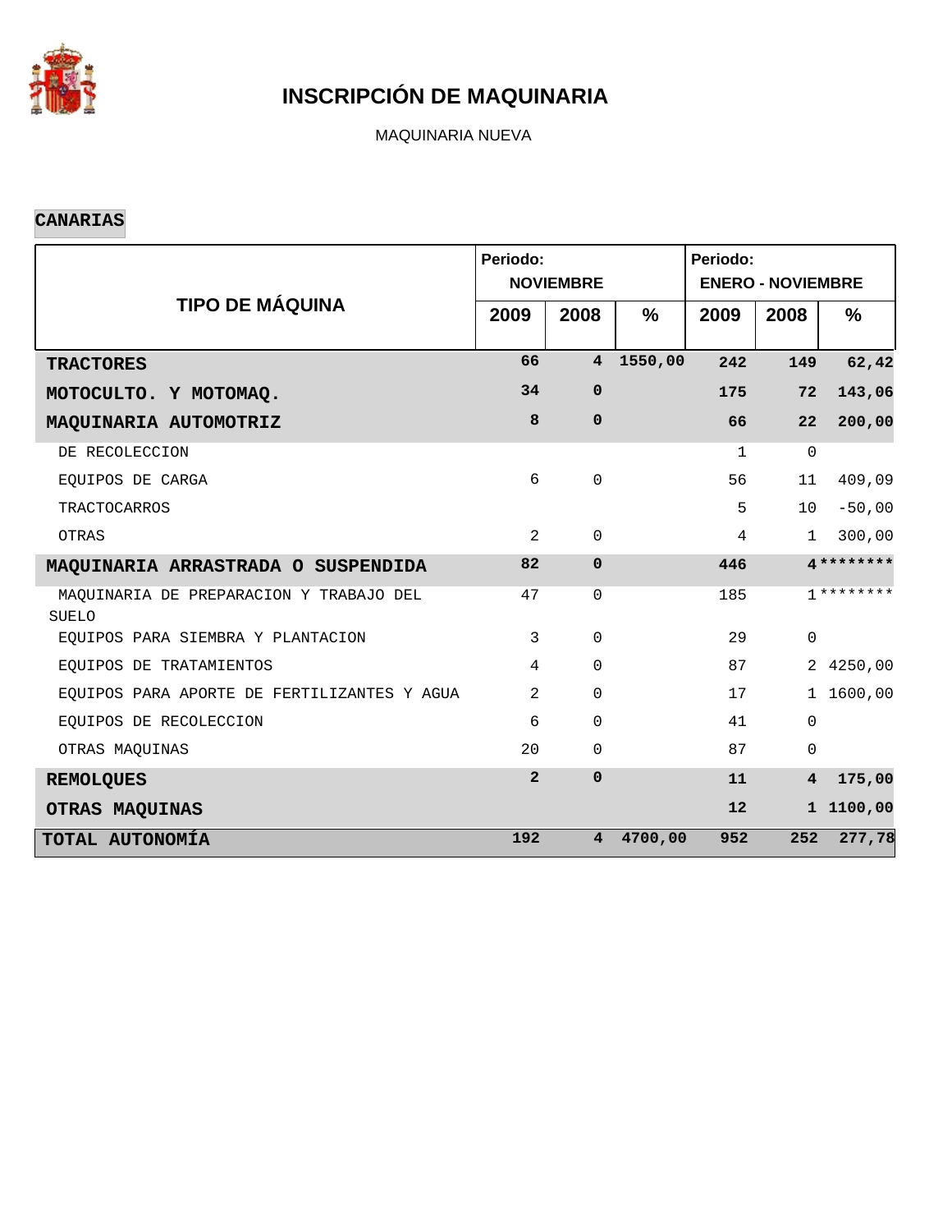# INSCRIPCIÓN DE MAQUINARIA

MAQUINARIA NUEVA

## CANARIAS

| TIPO DE MÁQUINA | Periodo: NOVIEMBRE | | | Periodo: ENERO - NOVIEMBRE | | |
|---|---|---|---|---|---|---|
| | 2009 | 2008 | % | 2009 | 2008 | % |
| **TRACTORES** | **66** | **4** | **1550,00** | **242** | **149** | **62,42** |
| **MOTOCULTO. Y MOTOMAQ.** | **34** | **0** | | **175** | **72** | **143,06** |
| **MAQUINARIA AUTOMOTRIZ** | **8** | **0** | | **66** | **22** | **200,00** |
| DE RECOLECCION | | | | 1 | 0 | |
| EQUIPOS DE CARGA | 6 | 0 | | 56 | 11 | 409,09 |
| TRACTOCARROS | | | | 5 | 10 | -50,00 |
| OTRAS | 2 | 0 | | 4 | 1 | 300,00 |
| **MAQUINARIA ARRASTRADA O SUSPENDIDA** | **82** | **0** | | **446** | **4** | **\*\*\*\*\*\*\*\*** |
| MAQUINARIA DE PREPARACION Y TRABAJO DEL SUELO | 47 | 0 | | 185 | 1 | ******** |
| EQUIPOS PARA SIEMBRA Y PLANTACION | 3 | 0 | | 29 | 0 | |
| EQUIPOS DE TRATAMIENTOS | 4 | 0 | | 87 | 2 | 4250,00 |
| EQUIPOS PARA APORTE DE FERTILIZANTES Y AGUA | 2 | 0 | | 17 | 1 | 1600,00 |
| EQUIPOS DE RECOLECCION | 6 | 0 | | 41 | 0 | |
| OTRAS MAQUINAS | 20 | 0 | | 87 | 0 | |
| **REMOLQUES** | **2** | **0** | | **11** | **4** | **175,00** |
| **OTRAS MAQUINAS** | | | | **12** | **1** | **1100,00** |
| **TOTAL AUTONOMÍA** | **192** | **4** | **4700,00** | **952** | **252** | **277,78** |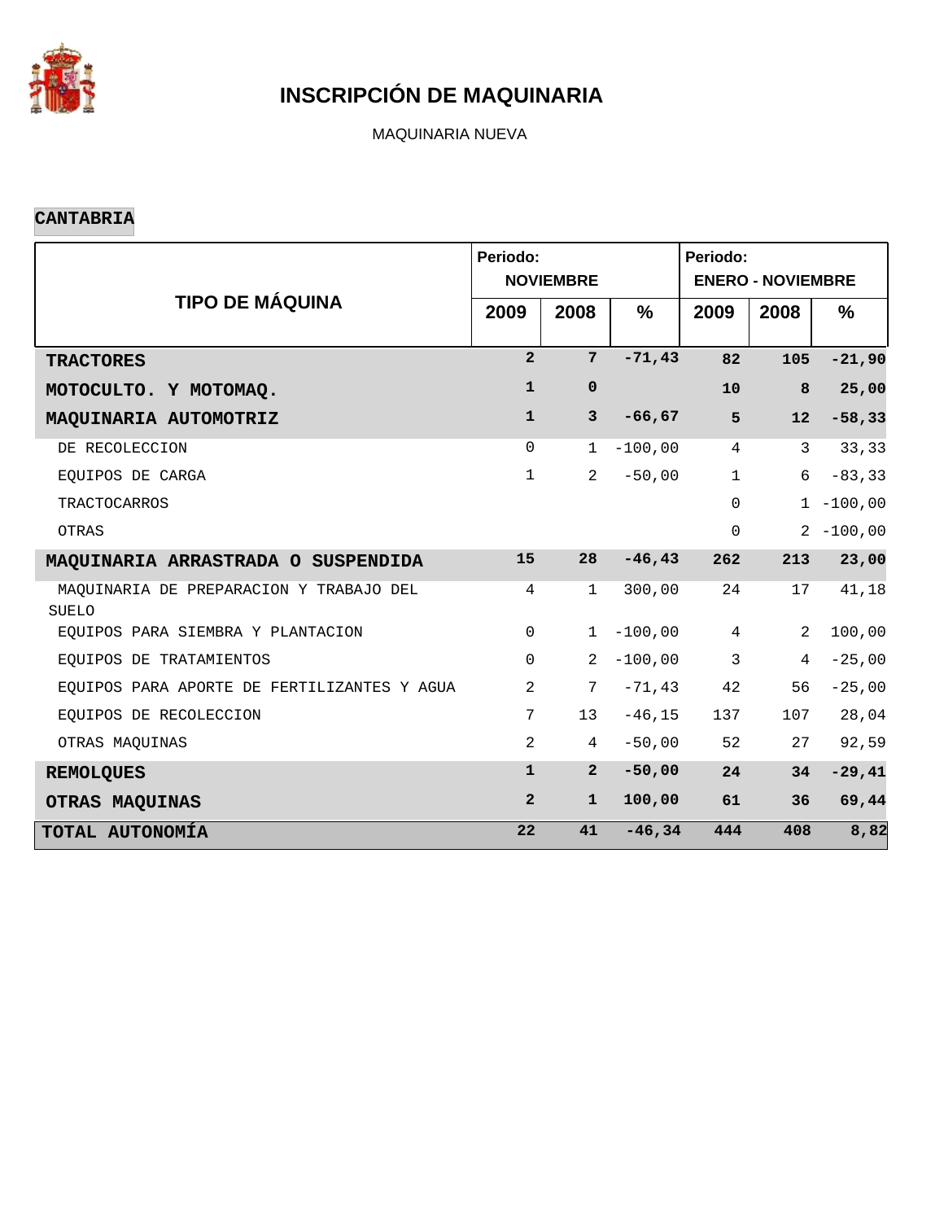# INSCRIPCIÓN DE MAQUINARIA

MAQUINARIA NUEVA

**CANTABRIA**

| TIPO DE MÁQUINA | Periodo: NOVIEMBRE | | | Periodo: ENERO - NOVIEMBRE | | |
|---|---|---|---|---|---|---|
| | 2009 | 2008 | % | 2009 | 2008 | % |
| **TRACTORES** | **2** | **7** | **-71,43** | **82** | **105** | **-21,90** |
| **MOTOCULTO. Y MOTOMAQ.** | **1** | **0** | | **10** | **8** | **25,00** |
| **MAQUINARIA AUTOMOTRIZ** | **1** | **3** | **-66,67** | **5** | **12** | **-58,33** |
| DE RECOLECCION | 0 | 1 | -100,00 | 4 | 3 | 33,33 |
| EQUIPOS DE CARGA | 1 | 2 | -50,00 | 1 | 6 | -83,33 |
| TRACTOCARROS | | | | 0 | 1 | -100,00 |
| OTRAS | | | | 0 | 2 | -100,00 |
| **MAQUINARIA ARRASTRADA O SUSPENDIDA** | **15** | **28** | **-46,43** | **262** | **213** | **23,00** |
| MAQUINARIA DE PREPARACION Y TRABAJO DEL SUELO | 4 | 1 | 300,00 | 24 | 17 | 41,18 |
| EQUIPOS PARA SIEMBRA Y PLANTACION | 0 | 1 | -100,00 | 4 | 2 | 100,00 |
| EQUIPOS DE TRATAMIENTOS | 0 | 2 | -100,00 | 3 | 4 | -25,00 |
| EQUIPOS PARA APORTE DE FERTILIZANTES Y AGUA | 2 | 7 | -71,43 | 42 | 56 | -25,00 |
| EQUIPOS DE RECOLECCION | 7 | 13 | -46,15 | 137 | 107 | 28,04 |
| OTRAS MAQUINAS | 2 | 4 | -50,00 | 52 | 27 | 92,59 |
| **REMOLQUES** | **1** | **2** | **-50,00** | **24** | **34** | **-29,41** |
| **OTRAS MAQUINAS** | **2** | **1** | **100,00** | **61** | **36** | **69,44** |
| **TOTAL AUTONOMÍA** | **22** | **41** | **-46,34** | **444** | **408** | **8,82** |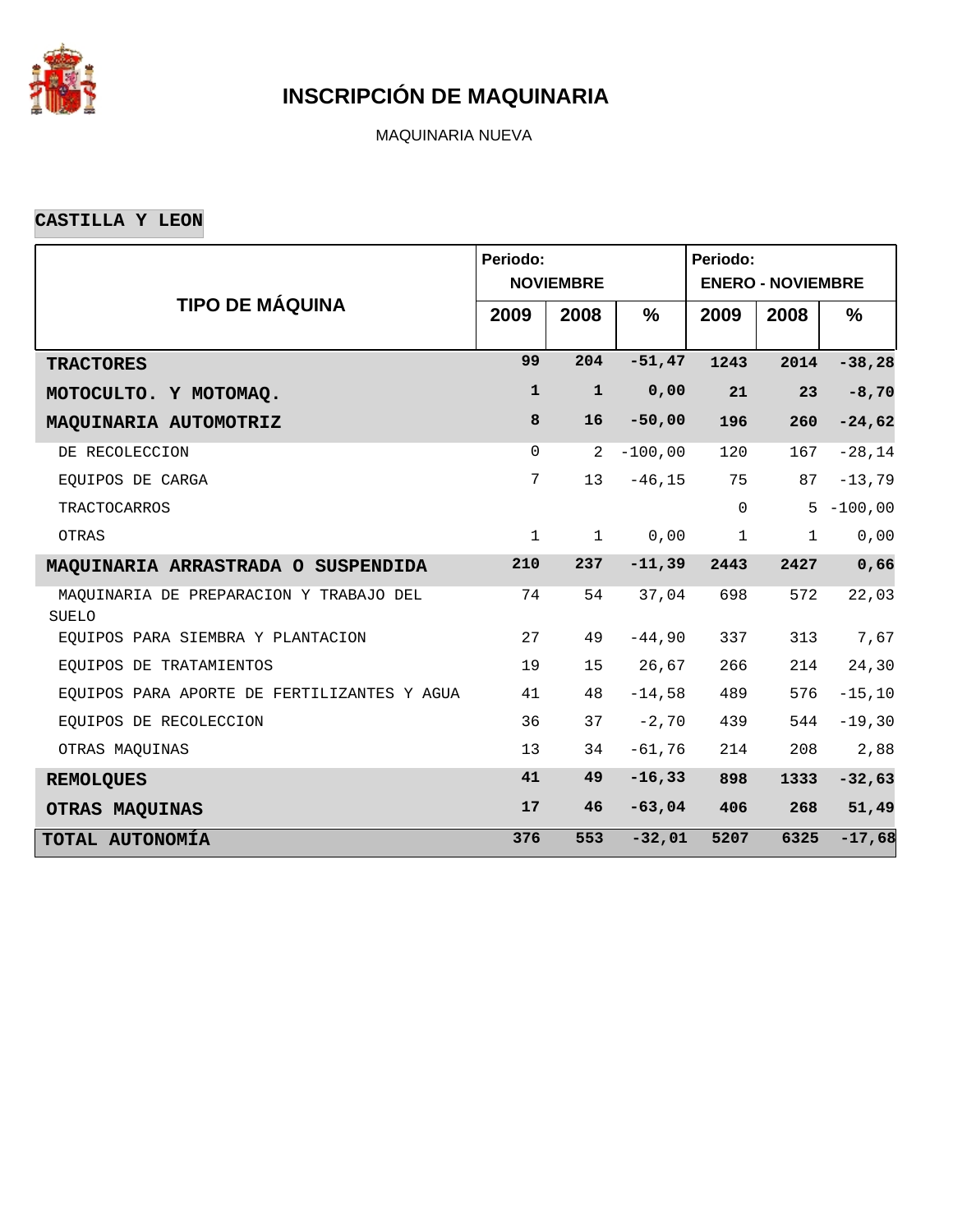# INSCRIPCIÓN DE MAQUINARIA

MAQUINARIA NUEVA

**CASTILLA Y LEON**

| TIPO DE MÁQUINA | Periodo: NOVIEMBRE | | | Periodo: ENERO - NOVIEMBRE | | |
|---|---|---|---|---|---|---|
| | 2009 | 2008 | % | 2009 | 2008 | % |
| **TRACTORES** | **99** | **204** | **-51,47** | **1243** | **2014** | **-38,28** |
| **MOTOCULTO. Y MOTOMAQ.** | **1** | **1** | **0,00** | **21** | **23** | **-8,70** |
| **MAQUINARIA AUTOMOTRIZ** | **8** | **16** | **-50,00** | **196** | **260** | **-24,62** |
| DE RECOLECCION | 0 | 2 | -100,00 | 120 | 167 | -28,14 |
| EQUIPOS DE CARGA | 7 | 13 | -46,15 | 75 | 87 | -13,79 |
| TRACTOCARROS | | | | 0 | 5 | -100,00 |
| OTRAS | 1 | 1 | 0,00 | 1 | 1 | 0,00 |
| **MAQUINARIA ARRASTRADA O SUSPENDIDA** | **210** | **237** | **-11,39** | **2443** | **2427** | **0,66** |
| MAQUINARIA DE PREPARACION Y TRABAJO DEL SUELO | 74 | 54 | 37,04 | 698 | 572 | 22,03 |
| EQUIPOS PARA SIEMBRA Y PLANTACION | 27 | 49 | -44,90 | 337 | 313 | 7,67 |
| EQUIPOS DE TRATAMIENTOS | 19 | 15 | 26,67 | 266 | 214 | 24,30 |
| EQUIPOS PARA APORTE DE FERTILIZANTES Y AGUA | 41 | 48 | -14,58 | 489 | 576 | -15,10 |
| EQUIPOS DE RECOLECCION | 36 | 37 | -2,70 | 439 | 544 | -19,30 |
| OTRAS MAQUINAS | 13 | 34 | -61,76 | 214 | 208 | 2,88 |
| **REMOLQUES** | **41** | **49** | **-16,33** | **898** | **1333** | **-32,63** |
| **OTRAS MAQUINAS** | **17** | **46** | **-63,04** | **406** | **268** | **51,49** |
| **TOTAL AUTONOMÍA** | **376** | **553** | **-32,01** | **5207** | **6325** | **-17,68** |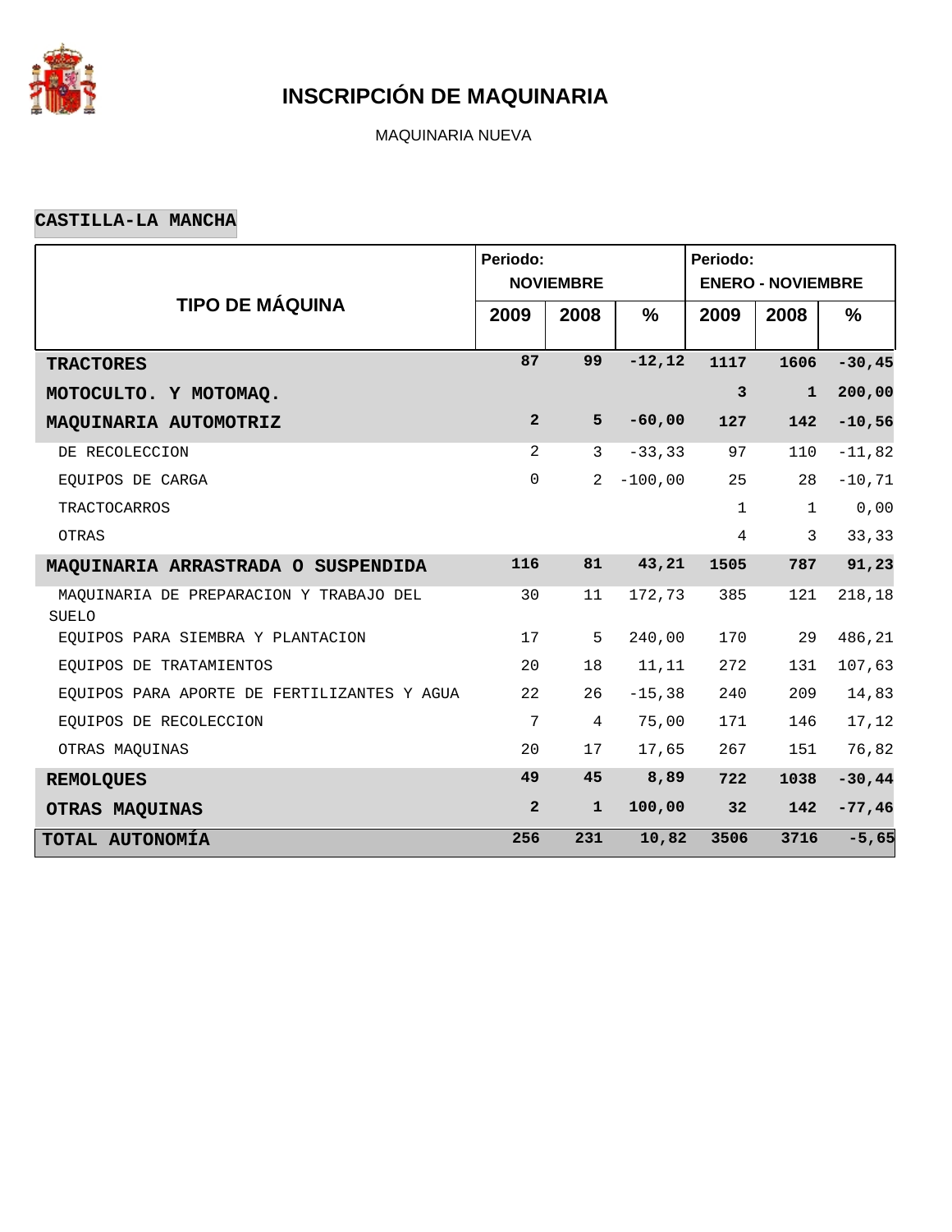# INSCRIPCIÓN DE MAQUINARIA

MAQUINARIA NUEVA

## CASTILLA-LA MANCHA

| TIPO DE MÁQUINA | Periodo: NOVIEMBRE | | | Periodo: ENERO - NOVIEMBRE | | |
|---|---|---|---|---|---|---|
| | 2009 | 2008 | % | 2009 | 2008 | % |
| **TRACTORES** | **87** | **99** | **-12,12** | **1117** | **1606** | **-30,45** |
| **MOTOCULTO. Y MOTOMAQ.** | | | | **3** | **1** | **200,00** |
| **MAQUINARIA AUTOMOTRIZ** | **2** | **5** | **-60,00** | **127** | **142** | **-10,56** |
| DE RECOLECCION | 2 | 3 | -33,33 | 97 | 110 | -11,82 |
| EQUIPOS DE CARGA | 0 | 2 | -100,00 | 25 | 28 | -10,71 |
| TRACTOCARROS | | | | 1 | 1 | 0,00 |
| OTRAS | | | | 4 | 3 | 33,33 |
| **MAQUINARIA ARRASTRADA O SUSPENDIDA** | **116** | **81** | **43,21** | **1505** | **787** | **91,23** |
| MAQUINARIA DE PREPARACION Y TRABAJO DEL SUELO | 30 | 11 | 172,73 | 385 | 121 | 218,18 |
| EQUIPOS PARA SIEMBRA Y PLANTACION | 17 | 5 | 240,00 | 170 | 29 | 486,21 |
| EQUIPOS DE TRATAMIENTOS | 20 | 18 | 11,11 | 272 | 131 | 107,63 |
| EQUIPOS PARA APORTE DE FERTILIZANTES Y AGUA | 22 | 26 | -15,38 | 240 | 209 | 14,83 |
| EQUIPOS DE RECOLECCION | 7 | 4 | 75,00 | 171 | 146 | 17,12 |
| OTRAS MAQUINAS | 20 | 17 | 17,65 | 267 | 151 | 76,82 |
| **REMOLQUES** | **49** | **45** | **8,89** | **722** | **1038** | **-30,44** |
| **OTRAS MAQUINAS** | **2** | **1** | **100,00** | **32** | **142** | **-77,46** |
| **TOTAL AUTONOMÍA** | **256** | **231** | **10,82** | **3506** | **3716** | **-5,65** |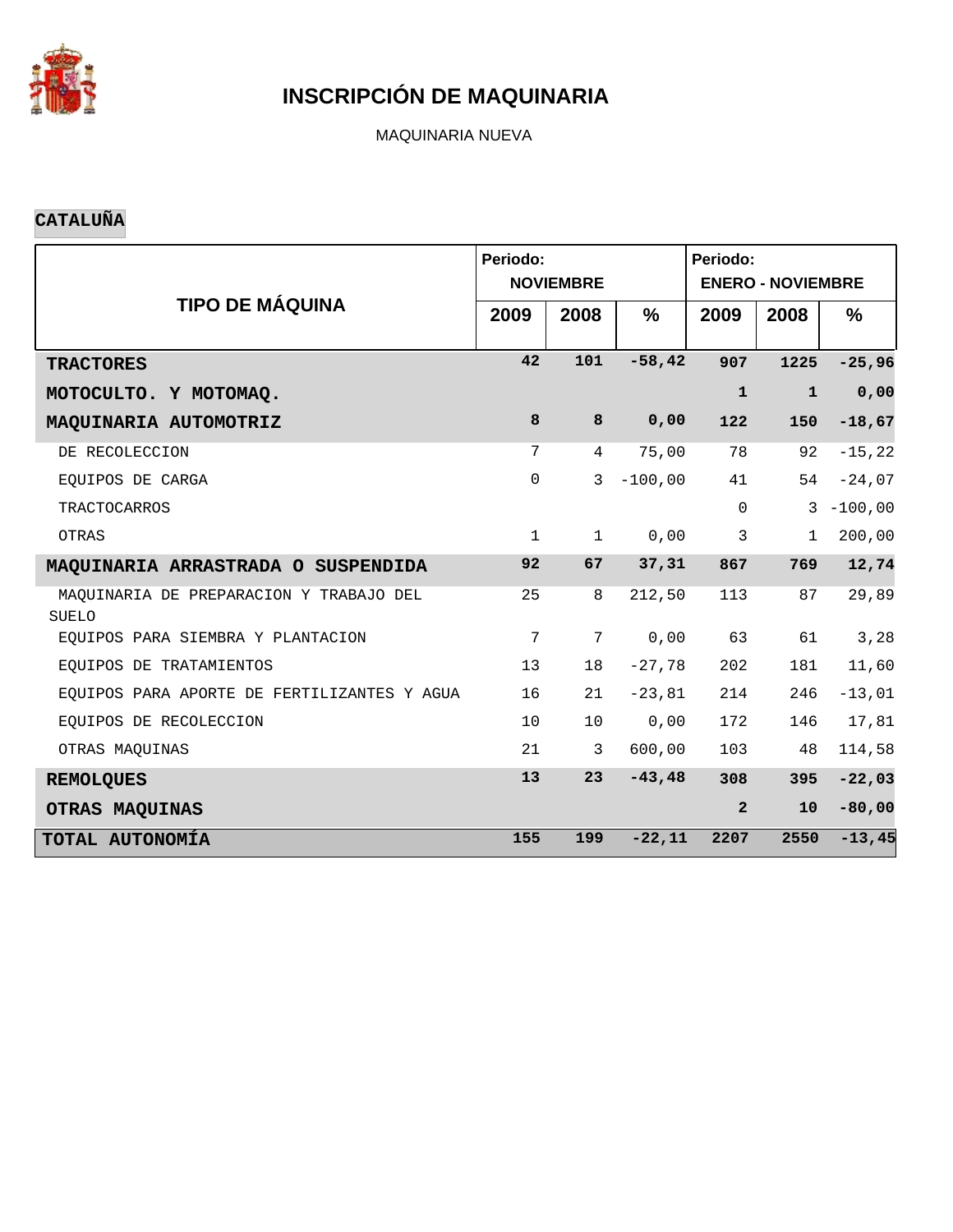# INSCRIPCIÓN DE MAQUINARIA

MAQUINARIA NUEVA

## CATALUÑA

| TIPO DE MÁQUINA | Periodo: NOVIEMBRE | | | Periodo: ENERO - NOVIEMBRE | | |
|---|---|---|---|---|---|---|
| | 2009 | 2008 | % | 2009 | 2008 | % |
| **TRACTORES** | **42** | **101** | **-58,42** | **907** | **1225** | **-25,96** |
| **MOTOCULTO. Y MOTOMAQ.** | | | | **1** | **1** | **0,00** |
| **MAQUINARIA AUTOMOTRIZ** | **8** | **8** | **0,00** | **122** | **150** | **-18,67** |
| DE RECOLECCION | 7 | 4 | 75,00 | 78 | 92 | -15,22 |
| EQUIPOS DE CARGA | 0 | 3 | -100,00 | 41 | 54 | -24,07 |
| TRACTOCARROS | | | | 0 | 3 | -100,00 |
| OTRAS | 1 | 1 | 0,00 | 3 | 1 | 200,00 |
| **MAQUINARIA ARRASTRADA O SUSPENDIDA** | **92** | **67** | **37,31** | **867** | **769** | **12,74** |
| MAQUINARIA DE PREPARACION Y TRABAJO DEL SUELO | 25 | 8 | 212,50 | 113 | 87 | 29,89 |
| EQUIPOS PARA SIEMBRA Y PLANTACION | 7 | 7 | 0,00 | 63 | 61 | 3,28 |
| EQUIPOS DE TRATAMIENTOS | 13 | 18 | -27,78 | 202 | 181 | 11,60 |
| EQUIPOS PARA APORTE DE FERTILIZANTES Y AGUA | 16 | 21 | -23,81 | 214 | 246 | -13,01 |
| EQUIPOS DE RECOLECCION | 10 | 10 | 0,00 | 172 | 146 | 17,81 |
| OTRAS MAQUINAS | 21 | 3 | 600,00 | 103 | 48 | 114,58 |
| **REMOLQUES** | **13** | **23** | **-43,48** | **308** | **395** | **-22,03** |
| **OTRAS MAQUINAS** | | | | **2** | **10** | **-80,00** |
| **TOTAL AUTONOMÍA** | **155** | **199** | **-22,11** | **2207** | **2550** | **-13,45** |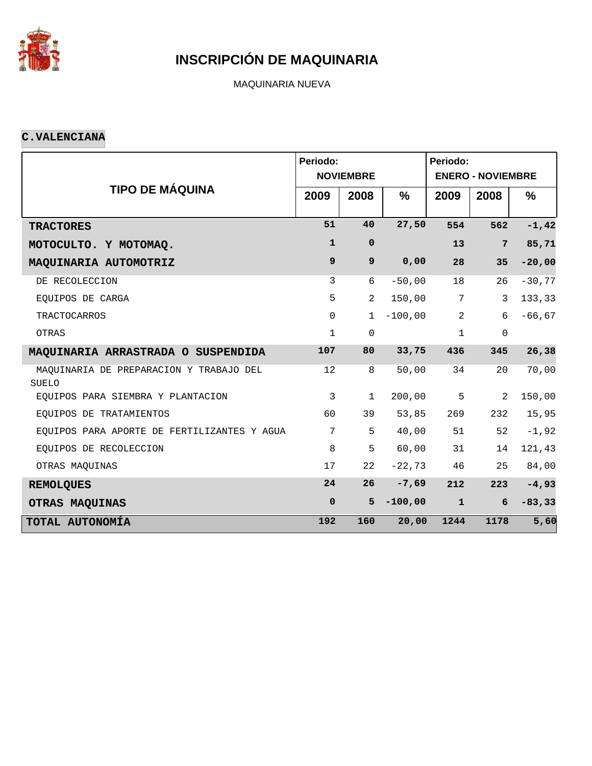# INSCRIPCIÓN DE MAQUINARIA

MAQUINARIA NUEVA

**C.VALENCIANA**

| TIPO DE MÁQUINA | Periodo: NOVIEMBRE | | | Periodo: ENERO - NOVIEMBRE | | |
|---|---|---|---|---|---|---|
| | 2009 | 2008 | % | 2009 | 2008 | % |
| **TRACTORES** | **51** | **40** | **27,50** | **554** | **562** | **-1,42** |
| **MOTOCULTO. Y MOTOMAQ.** | **1** | **0** | | **13** | **7** | **85,71** |
| **MAQUINARIA AUTOMOTRIZ** | **9** | **9** | **0,00** | **28** | **35** | **-20,00** |
| DE RECOLECCION | 3 | 6 | -50,00 | 18 | 26 | -30,77 |
| EQUIPOS DE CARGA | 5 | 2 | 150,00 | 7 | 3 | 133,33 |
| TRACTOCARROS | 0 | 1 | -100,00 | 2 | 6 | -66,67 |
| OTRAS | 1 | 0 | | 1 | 0 | |
| **MAQUINARIA ARRASTRADA O SUSPENDIDA** | **107** | **80** | **33,75** | **436** | **345** | **26,38** |
| MAQUINARIA DE PREPARACION Y TRABAJO DEL SUELO | 12 | 8 | 50,00 | 34 | 20 | 70,00 |
| EQUIPOS PARA SIEMBRA Y PLANTACION | 3 | 1 | 200,00 | 5 | 2 | 150,00 |
| EQUIPOS DE TRATAMIENTOS | 60 | 39 | 53,85 | 269 | 232 | 15,95 |
| EQUIPOS PARA APORTE DE FERTILIZANTES Y AGUA | 7 | 5 | 40,00 | 51 | 52 | -1,92 |
| EQUIPOS DE RECOLECCION | 8 | 5 | 60,00 | 31 | 14 | 121,43 |
| OTRAS MAQUINAS | 17 | 22 | -22,73 | 46 | 25 | 84,00 |
| **REMOLQUES** | **24** | **26** | **-7,69** | **212** | **223** | **-4,93** |
| **OTRAS MAQUINAS** | **0** | **5** | **-100,00** | **1** | **6** | **-83,33** |
| **TOTAL AUTONOMÍA** | **192** | **160** | **20,00** | **1244** | **1178** | **5,60** |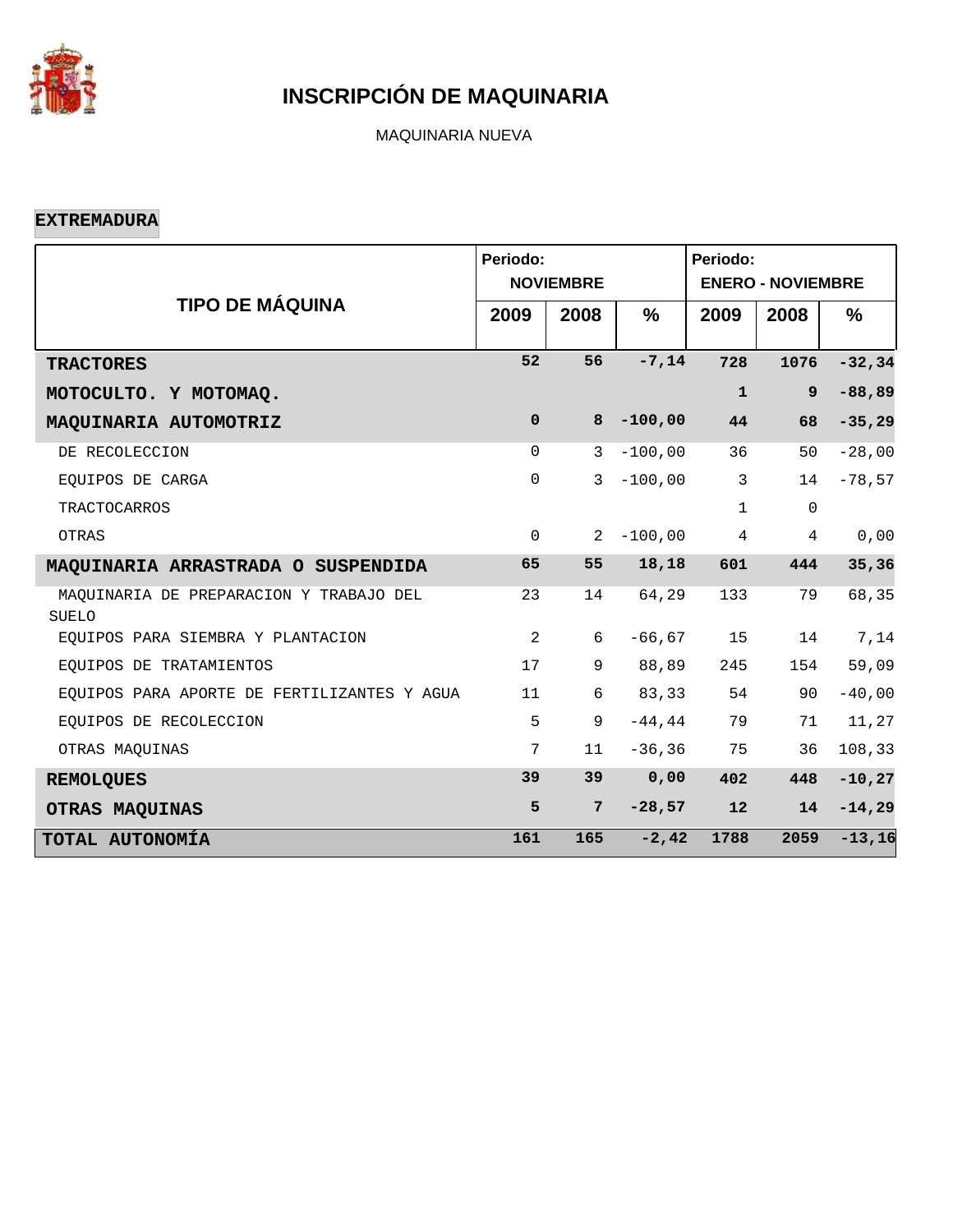# INSCRIPCIÓN DE MAQUINARIA

MAQUINARIA NUEVA

**EXTREMADURA**

| TIPO DE MÁQUINA | Periodo: NOVIEMBRE | | | Periodo: ENERO - NOVIEMBRE | | |
|---|---|---|---|---|---|---|
| | 2009 | 2008 | % | 2009 | 2008 | % |
| **TRACTORES** | **52** | **56** | **-7,14** | **728** | **1076** | **-32,34** |
| **MOTOCULTO. Y MOTOMAQ.** | | | | **1** | **9** | **-88,89** |
| **MAQUINARIA AUTOMOTRIZ** | **0** | **8** | **-100,00** | **44** | **68** | **-35,29** |
| DE RECOLECCION | 0 | 3 | -100,00 | 36 | 50 | -28,00 |
| EQUIPOS DE CARGA | 0 | 3 | -100,00 | 3 | 14 | -78,57 |
| TRACTOCARROS | | | | 1 | 0 | |
| OTRAS | 0 | 2 | -100,00 | 4 | 4 | 0,00 |
| **MAQUINARIA ARRASTRADA O SUSPENDIDA** | **65** | **55** | **18,18** | **601** | **444** | **35,36** |
| MAQUINARIA DE PREPARACION Y TRABAJO DEL SUELO | 23 | 14 | 64,29 | 133 | 79 | 68,35 |
| EQUIPOS PARA SIEMBRA Y PLANTACION | 2 | 6 | -66,67 | 15 | 14 | 7,14 |
| EQUIPOS DE TRATAMIENTOS | 17 | 9 | 88,89 | 245 | 154 | 59,09 |
| EQUIPOS PARA APORTE DE FERTILIZANTES Y AGUA | 11 | 6 | 83,33 | 54 | 90 | -40,00 |
| EQUIPOS DE RECOLECCION | 5 | 9 | -44,44 | 79 | 71 | 11,27 |
| OTRAS MAQUINAS | 7 | 11 | -36,36 | 75 | 36 | 108,33 |
| **REMOLQUES** | **39** | **39** | **0,00** | **402** | **448** | **-10,27** |
| **OTRAS MAQUINAS** | **5** | **7** | **-28,57** | **12** | **14** | **-14,29** |
| **TOTAL AUTONOMÍA** | **161** | **165** | **-2,42** | **1788** | **2059** | **-13,16** |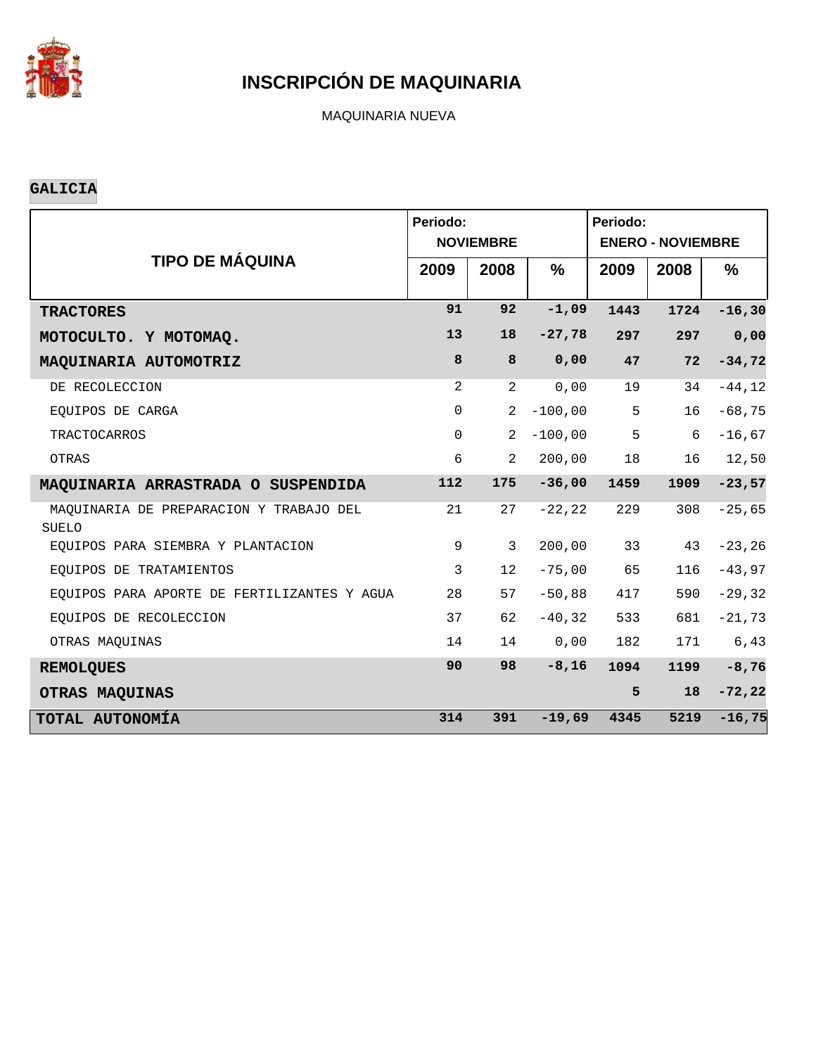# INSCRIPCIÓN DE MAQUINARIA

MAQUINARIA NUEVA

**GALICIA**

| TIPO DE MÁQUINA | Periodo: NOVIEMBRE | | | Periodo: ENERO - NOVIEMBRE | | |
|---|---|---|---|---|---|---|
| | 2009 | 2008 | % | 2009 | 2008 | % |
| **TRACTORES** | **91** | **92** | **-1,09** | **1443** | **1724** | **-16,30** |
| **MOTOCULTO. Y MOTOMAQ.** | **13** | **18** | **-27,78** | **297** | **297** | **0,00** |
| **MAQUINARIA AUTOMOTRIZ** | **8** | **8** | **0,00** | **47** | **72** | **-34,72** |
| DE RECOLECCION | 2 | 2 | 0,00 | 19 | 34 | -44,12 |
| EQUIPOS DE CARGA | 0 | 2 | -100,00 | 5 | 16 | -68,75 |
| TRACTOCARROS | 0 | 2 | -100,00 | 5 | 6 | -16,67 |
| OTRAS | 6 | 2 | 200,00 | 18 | 16 | 12,50 |
| **MAQUINARIA ARRASTRADA O SUSPENDIDA** | **112** | **175** | **-36,00** | **1459** | **1909** | **-23,57** |
| MAQUINARIA DE PREPARACION Y TRABAJO DEL SUELO | 21 | 27 | -22,22 | 229 | 308 | -25,65 |
| EQUIPOS PARA SIEMBRA Y PLANTACION | 9 | 3 | 200,00 | 33 | 43 | -23,26 |
| EQUIPOS DE TRATAMIENTOS | 3 | 12 | -75,00 | 65 | 116 | -43,97 |
| EQUIPOS PARA APORTE DE FERTILIZANTES Y AGUA | 28 | 57 | -50,88 | 417 | 590 | -29,32 |
| EQUIPOS DE RECOLECCION | 37 | 62 | -40,32 | 533 | 681 | -21,73 |
| OTRAS MAQUINAS | 14 | 14 | 0,00 | 182 | 171 | 6,43 |
| **REMOLQUES** | **90** | **98** | **-8,16** | **1094** | **1199** | **-8,76** |
| **OTRAS MAQUINAS** | | | | **5** | **18** | **-72,22** |
| **TOTAL AUTONOMÍA** | **314** | **391** | **-19,69** | **4345** | **5219** | **-16,75** |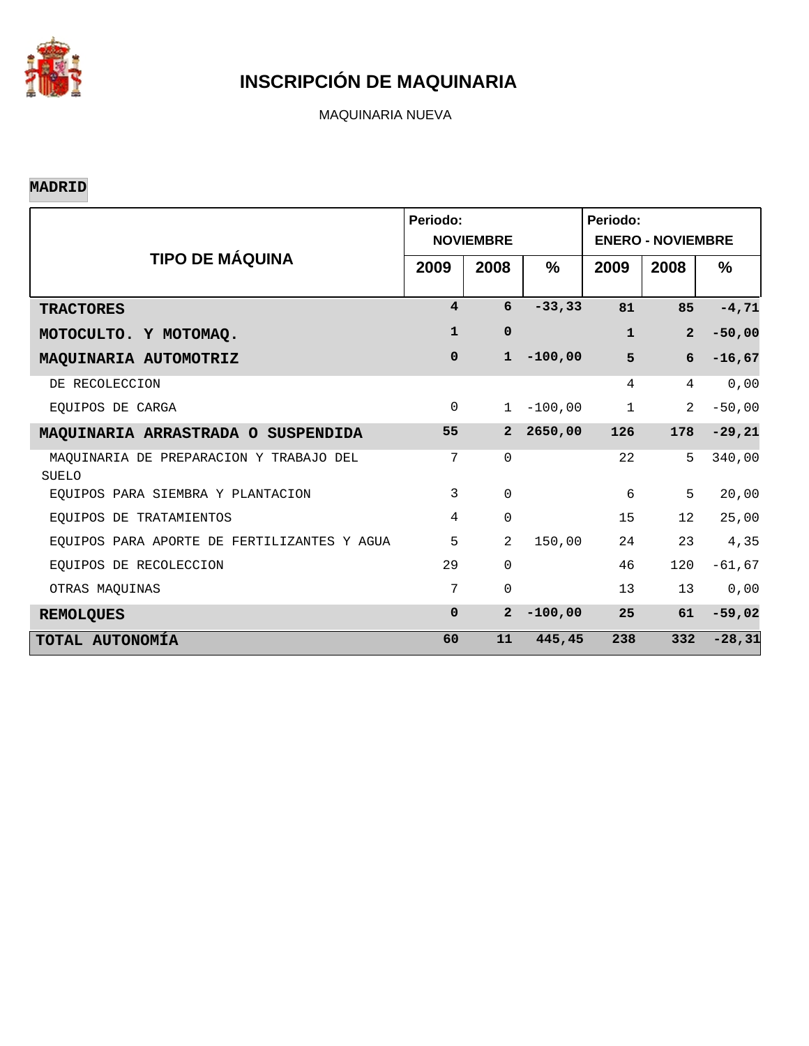# INSCRIPCIÓN DE MAQUINARIA

MAQUINARIA NUEVA

**MADRID**

| TIPO DE MÁQUINA | Periodo: NOVIEMBRE | | | Periodo: ENERO - NOVIEMBRE | | |
|---|---|---|---|---|---|---|
| | 2009 | 2008 | % | 2009 | 2008 | % |
| **TRACTORES** | **4** | **6** | **-33,33** | **81** | **85** | **-4,71** |
| **MOTOCULTO. Y MOTOMAQ.** | **1** | **0** | | **1** | **2** | **-50,00** |
| **MAQUINARIA AUTOMOTRIZ** | **0** | **1** | **-100,00** | **5** | **6** | **-16,67** |
| DE RECOLECCION | | | | 4 | 4 | 0,00 |
| EQUIPOS DE CARGA | 0 | 1 | -100,00 | 1 | 2 | -50,00 |
| **MAQUINARIA ARRASTRADA O SUSPENDIDA** | **55** | **2** | **2650,00** | **126** | **178** | **-29,21** |
| MAQUINARIA DE PREPARACION Y TRABAJO DEL SUELO | 7 | 0 | | 22 | 5 | 340,00 |
| EQUIPOS PARA SIEMBRA Y PLANTACION | 3 | 0 | | 6 | 5 | 20,00 |
| EQUIPOS DE TRATAMIENTOS | 4 | 0 | | 15 | 12 | 25,00 |
| EQUIPOS PARA APORTE DE FERTILIZANTES Y AGUA | 5 | 2 | 150,00 | 24 | 23 | 4,35 |
| EQUIPOS DE RECOLECCION | 29 | 0 | | 46 | 120 | -61,67 |
| OTRAS MAQUINAS | 7 | 0 | | 13 | 13 | 0,00 |
| **REMOLQUES** | **0** | **2** | **-100,00** | **25** | **61** | **-59,02** |
| **TOTAL AUTONOMÍA** | **60** | **11** | **445,45** | **238** | **332** | **-28,31** |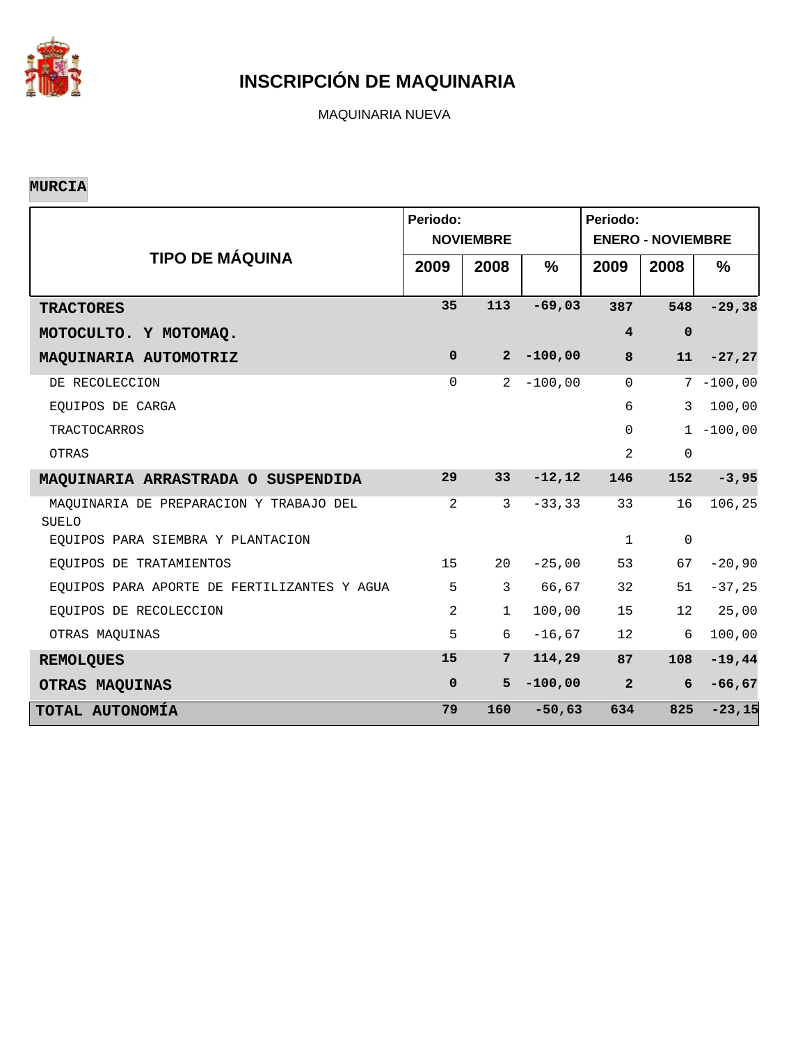# INSCRIPCIÓN DE MAQUINARIA

MAQUINARIA NUEVA

**MURCIA**

| TIPO DE MÁQUINA | Periodo: NOVIEMBRE | | | Periodo: ENERO - NOVIEMBRE | | |
|---|---|---|---|---|---|---|
| | 2009 | 2008 | % | 2009 | 2008 | % |
| **TRACTORES** | **35** | **113** | **-69,03** | **387** | **548** | **-29,38** |
| **MOTOCULTO. Y MOTOMAQ.** | | | | **4** | **0** | |
| **MAQUINARIA AUTOMOTRIZ** | **0** | **2** | **-100,00** | **8** | **11** | **-27,27** |
| DE RECOLECCION | 0 | 2 | -100,00 | 0 | 7 | -100,00 |
| EQUIPOS DE CARGA | | | | 6 | 3 | 100,00 |
| TRACTOCARROS | | | | 0 | 1 | -100,00 |
| OTRAS | | | | 2 | 0 | |
| **MAQUINARIA ARRASTRADA O SUSPENDIDA** | **29** | **33** | **-12,12** | **146** | **152** | **-3,95** |
| MAQUINARIA DE PREPARACION Y TRABAJO DEL SUELO | 2 | 3 | -33,33 | 33 | 16 | 106,25 |
| EQUIPOS PARA SIEMBRA Y PLANTACION | | | | 1 | 0 | |
| EQUIPOS DE TRATAMIENTOS | 15 | 20 | -25,00 | 53 | 67 | -20,90 |
| EQUIPOS PARA APORTE DE FERTILIZANTES Y AGUA | 5 | 3 | 66,67 | 32 | 51 | -37,25 |
| EQUIPOS DE RECOLECCION | 2 | 1 | 100,00 | 15 | 12 | 25,00 |
| OTRAS MAQUINAS | 5 | 6 | -16,67 | 12 | 6 | 100,00 |
| **REMOLQUES** | **15** | **7** | **114,29** | **87** | **108** | **-19,44** |
| **OTRAS MAQUINAS** | **0** | **5** | **-100,00** | **2** | **6** | **-66,67** |
| **TOTAL AUTONOMÍA** | **79** | **160** | **-50,63** | **634** | **825** | **-23,15** |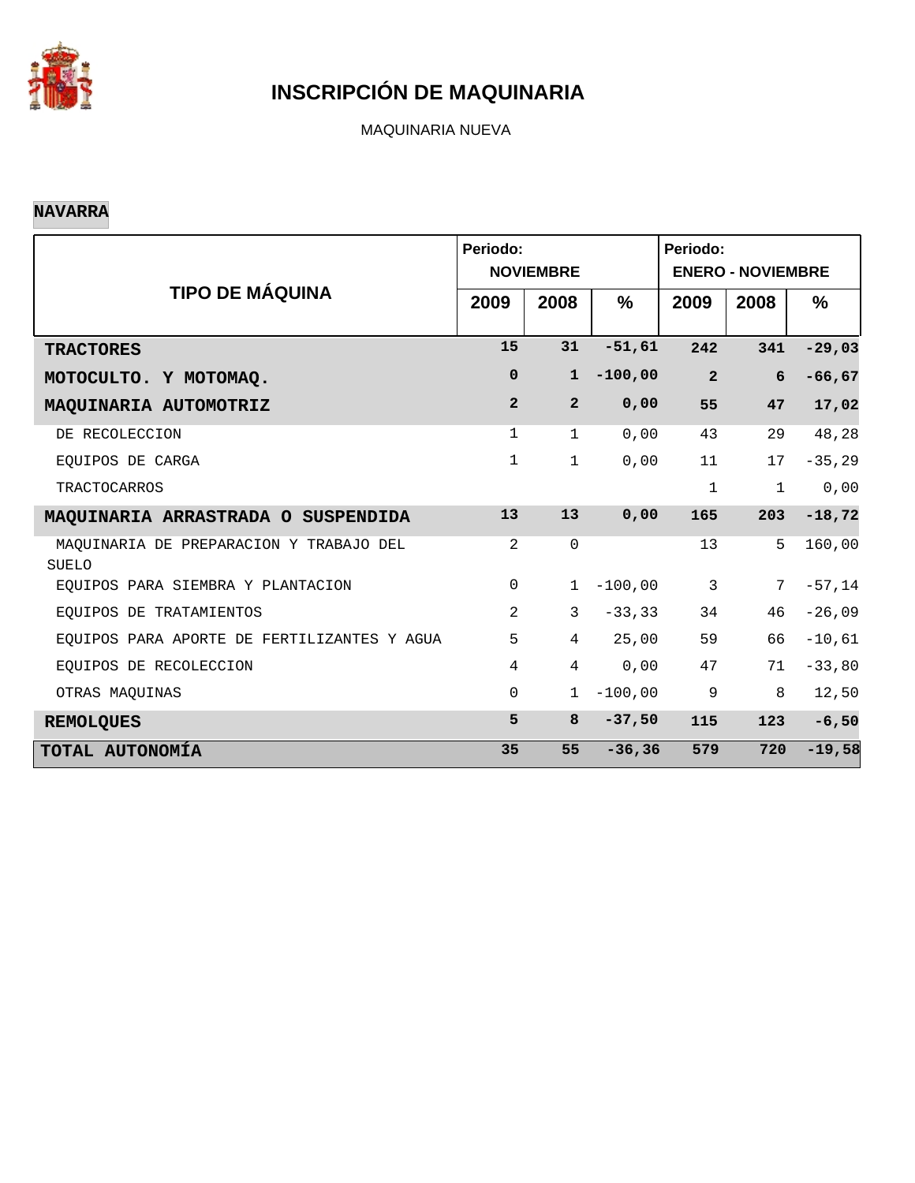# INSCRIPCIÓN DE MAQUINARIA

MAQUINARIA NUEVA

**NAVARRA**

| TIPO DE MÁQUINA | Periodo: NOVIEMBRE | | | Periodo: ENERO - NOVIEMBRE | | |
|---|---|---|---|---|---|---|
| | 2009 | 2008 | % | 2009 | 2008 | % |
| **TRACTORES** | **15** | **31** | **-51,61** | **242** | **341** | **-29,03** |
| **MOTOCULTO. Y MOTOMAQ.** | **0** | **1** | **-100,00** | **2** | **6** | **-66,67** |
| **MAQUINARIA AUTOMOTRIZ** | **2** | **2** | **0,00** | **55** | **47** | **17,02** |
| DE RECOLECCION | 1 | 1 | 0,00 | 43 | 29 | 48,28 |
| EQUIPOS DE CARGA | 1 | 1 | 0,00 | 11 | 17 | -35,29 |
| TRACTOCARROS | | | | 1 | 1 | 0,00 |
| **MAQUINARIA ARRASTRADA O SUSPENDIDA** | **13** | **13** | **0,00** | **165** | **203** | **-18,72** |
| MAQUINARIA DE PREPARACION Y TRABAJO DEL SUELO | 2 | 0 | | 13 | 5 | 160,00 |
| EQUIPOS PARA SIEMBRA Y PLANTACION | 0 | 1 | -100,00 | 3 | 7 | -57,14 |
| EQUIPOS DE TRATAMIENTOS | 2 | 3 | -33,33 | 34 | 46 | -26,09 |
| EQUIPOS PARA APORTE DE FERTILIZANTES Y AGUA | 5 | 4 | 25,00 | 59 | 66 | -10,61 |
| EQUIPOS DE RECOLECCION | 4 | 4 | 0,00 | 47 | 71 | -33,80 |
| OTRAS MAQUINAS | 0 | 1 | -100,00 | 9 | 8 | 12,50 |
| **REMOLQUES** | **5** | **8** | **-37,50** | **115** | **123** | **-6,50** |
| **TOTAL AUTONOMÍA** | **35** | **55** | **-36,36** | **579** | **720** | **-19,58** |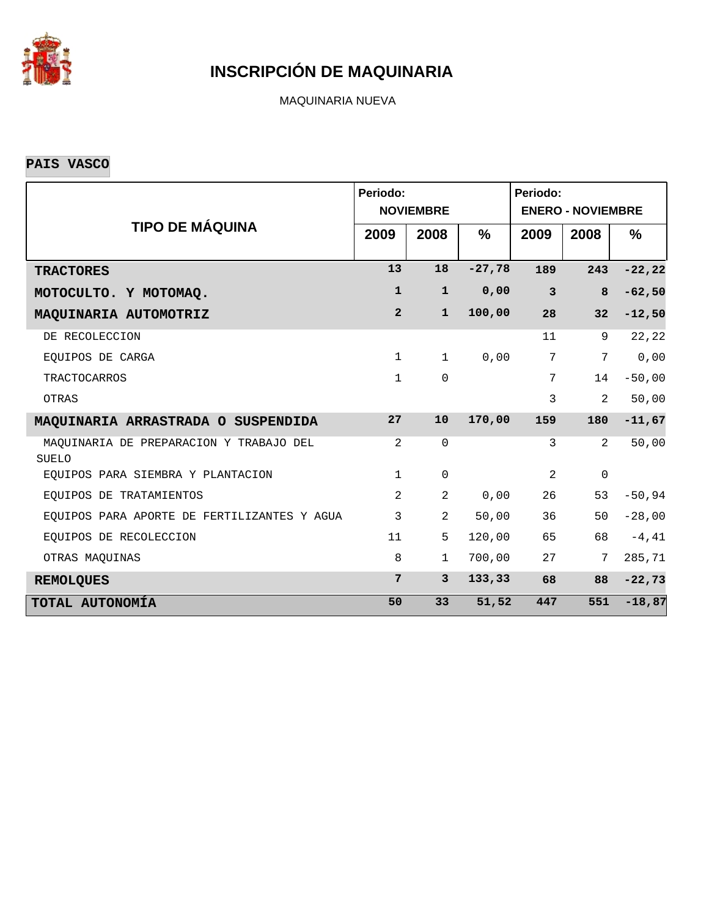# INSCRIPCIÓN DE MAQUINARIA

MAQUINARIA NUEVA

**PAIS VASCO**

| TIPO DE MÁQUINA | Periodo: NOVIEMBRE | | | Periodo: ENERO - NOVIEMBRE | | |
|---|---|---|---|---|---|---|
| | 2009 | 2008 | % | 2009 | 2008 | % |
| **TRACTORES** | **13** | **18** | **-27,78** | **189** | **243** | **-22,22** |
| **MOTOCULTO. Y MOTOMAQ.** | **1** | **1** | **0,00** | **3** | **8** | **-62,50** |
| **MAQUINARIA AUTOMOTRIZ** | **2** | **1** | **100,00** | **28** | **32** | **-12,50** |
| DE RECOLECCION | | | | 11 | 9 | 22,22 |
| EQUIPOS DE CARGA | 1 | 1 | 0,00 | 7 | 7 | 0,00 |
| TRACTOCARROS | 1 | 0 | | 7 | 14 | -50,00 |
| OTRAS | | | | 3 | 2 | 50,00 |
| **MAQUINARIA ARRASTRADA O SUSPENDIDA** | **27** | **10** | **170,00** | **159** | **180** | **-11,67** |
| MAQUINARIA DE PREPARACION Y TRABAJO DEL SUELO | 2 | 0 | | 3 | 2 | 50,00 |
| EQUIPOS PARA SIEMBRA Y PLANTACION | 1 | 0 | | 2 | 0 | |
| EQUIPOS DE TRATAMIENTOS | 2 | 2 | 0,00 | 26 | 53 | -50,94 |
| EQUIPOS PARA APORTE DE FERTILIZANTES Y AGUA | 3 | 2 | 50,00 | 36 | 50 | -28,00 |
| EQUIPOS DE RECOLECCION | 11 | 5 | 120,00 | 65 | 68 | -4,41 |
| OTRAS MAQUINAS | 8 | 1 | 700,00 | 27 | 7 | 285,71 |
| **REMOLQUES** | **7** | **3** | **133,33** | **68** | **88** | **-22,73** |
| **TOTAL AUTONOMÍA** | **50** | **33** | **51,52** | **447** | **551** | **-18,87** |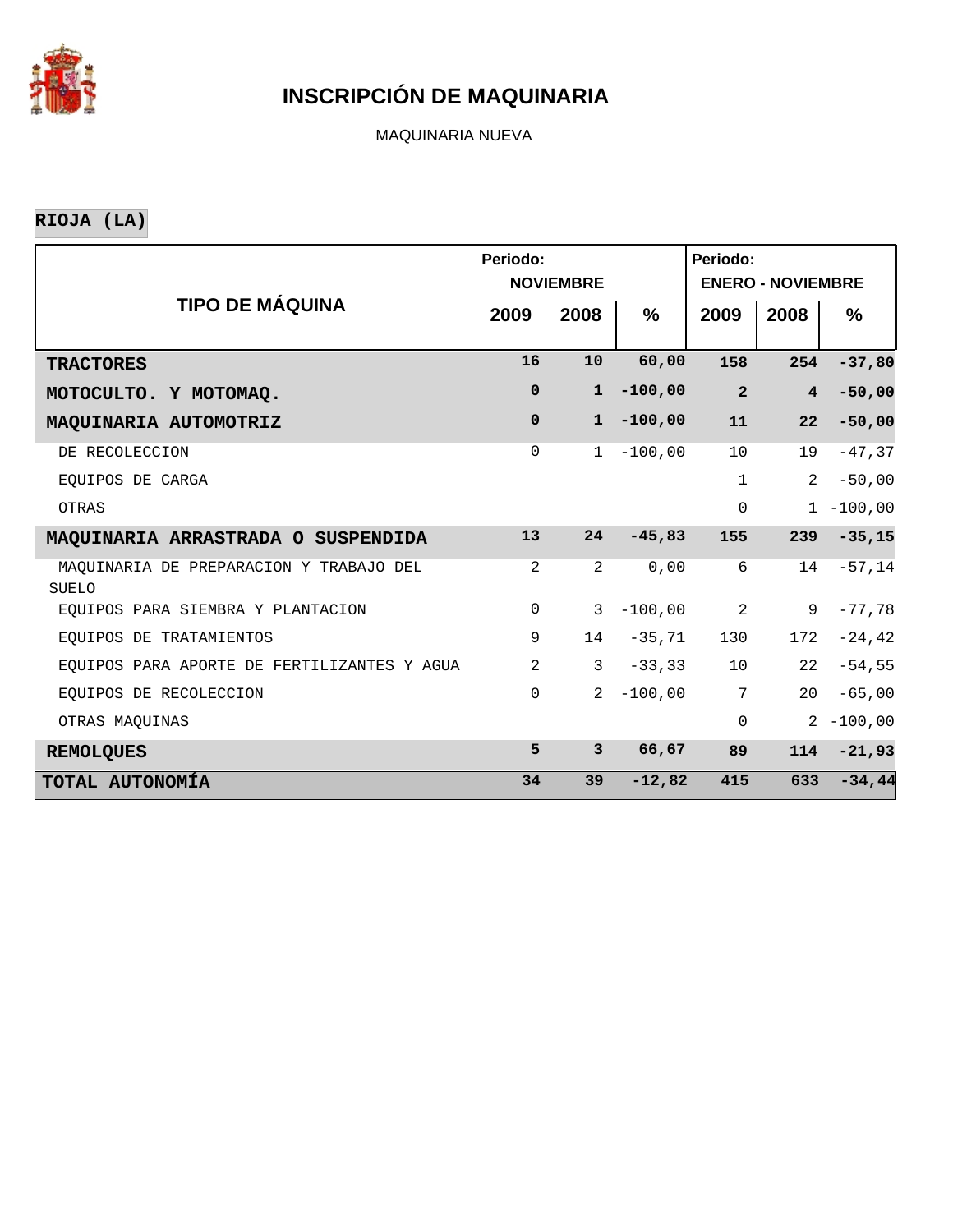# INSCRIPCIÓN DE MAQUINARIA

MAQUINARIA NUEVA

**RIOJA (LA)**

| TIPO DE MÁQUINA | Periodo: NOVIEMBRE | | | Periodo: ENERO - NOVIEMBRE | | |
|---|---|---|---|---|---|---|
| | 2009 | 2008 | % | 2009 | 2008 | % |
| **TRACTORES** | **16** | **10** | **60,00** | **158** | **254** | **-37,80** |
| **MOTOCULTO. Y MOTOMAQ.** | **0** | **1** | **-100,00** | **2** | **4** | **-50,00** |
| **MAQUINARIA AUTOMOTRIZ** | **0** | **1** | **-100,00** | **11** | **22** | **-50,00** |
| DE RECOLECCION | 0 | 1 | -100,00 | 10 | 19 | -47,37 |
| EQUIPOS DE CARGA | | | | 1 | 2 | -50,00 |
| OTRAS | | | | 0 | 1 | -100,00 |
| **MAQUINARIA ARRASTRADA O SUSPENDIDA** | **13** | **24** | **-45,83** | **155** | **239** | **-35,15** |
| MAQUINARIA DE PREPARACION Y TRABAJO DEL SUELO | 2 | 2 | 0,00 | 6 | 14 | -57,14 |
| EQUIPOS PARA SIEMBRA Y PLANTACION | 0 | 3 | -100,00 | 2 | 9 | -77,78 |
| EQUIPOS DE TRATAMIENTOS | 9 | 14 | -35,71 | 130 | 172 | -24,42 |
| EQUIPOS PARA APORTE DE FERTILIZANTES Y AGUA | 2 | 3 | -33,33 | 10 | 22 | -54,55 |
| EQUIPOS DE RECOLECCION | 0 | 2 | -100,00 | 7 | 20 | -65,00 |
| OTRAS MAQUINAS | | | | 0 | 2 | -100,00 |
| **REMOLQUES** | **5** | **3** | **66,67** | **89** | **114** | **-21,93** |
| **TOTAL AUTONOMÍA** | **34** | **39** | **-12,82** | **415** | **633** | **-34,44** |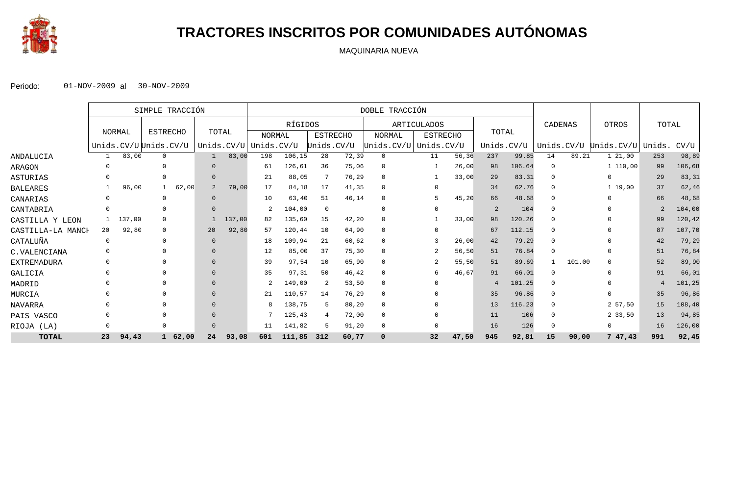# TRACTORES INSCRITOS POR COMUNIDADES AUTÓNOMAS

MAQUINARIA NUEVA

Periodo: 01-NOV-2009 al 30-NOV-2009

| | SIMPLE TRACCIÓN | | | | | | DOBLE TRACCIÓN | | | | | | | | | | CADENAS | | OTROS | | TOTAL | |
|---|---|---|---|---|---|---|---|---|---|---|---|---|---|---|---|---|---|---|---|---|---|---|
| | NORMAL | | ESTRECHO | | TOTAL | | RÍGIDOS | | | | ARTICULADOS | | | | TOTAL | | | | | | | |
| | | | | | | | NORMAL | | ESTRECHO | | NORMAL | | ESTRECHO | | | | | | | | | |
| | Unids. | CV/U | Unids. | CV/U | Unids. | CV/U | Unids. | CV/U | Unids. | CV/U | Unids. | CV/U | Unids. | CV/U | Unids. | CV/U | Unids. | CV/U | Unids. | CV/U | Unids. | CV/U |
| ANDALUCIA | 1 | 83,00 | 0 | | 1 | 83,00 | 198 | 106,15 | 28 | 72,39 | 0 | | 11 | 56,36 | 237 | 99.85 | 14 | 89.21 | 1 | 21,00 | 253 | 98,89 |
| ARAGON | 0 | | 0 | | 0 | | 61 | 126,61 | 36 | 75,06 | 0 | | 1 | 26,00 | 98 | 106.64 | 0 | | 1 | 110,00 | 99 | 106,68 |
| ASTURIAS | 0 | | 0 | | 0 | | 21 | 88,05 | 7 | 76,29 | 0 | | 1 | 33,00 | 29 | 83.31 | 0 | | 0 | | 29 | 83,31 |
| BALEARES | 1 | 96,00 | 1 | 62,00 | 2 | 79,00 | 17 | 84,18 | 17 | 41,35 | 0 | | 0 | | 34 | 62.76 | 0 | | 1 | 19,00 | 37 | 62,46 |
| CANARIAS | 0 | | 0 | | 0 | | 10 | 63,40 | 51 | 46,14 | 0 | | 5 | 45,20 | 66 | 48.68 | 0 | | 0 | | 66 | 48,68 |
| CANTABRIA | 0 | | 0 | | 0 | | 2 | 104,00 | 0 | | 0 | | 0 | | 2 | 104 | 0 | | 0 | | 2 | 104,00 |
| CASTILLA Y LEON | 1 | 137,00 | 0 | | 1 | 137,00 | 82 | 135,60 | 15 | 42,20 | 0 | | 1 | 33,00 | 98 | 120.26 | 0 | | 0 | | 99 | 120,42 |
| CASTILLA-LA MANCH | 20 | 92,80 | 0 | | 20 | 92,80 | 57 | 120,44 | 10 | 64,90 | 0 | | 0 | | 67 | 112.15 | 0 | | 0 | | 87 | 107,70 |
| CATALUÑA | 0 | | 0 | | 0 | | 18 | 109,94 | 21 | 60,62 | 0 | | 3 | 26,00 | 42 | 79.29 | 0 | | 0 | | 42 | 79,29 |
| C.VALENCIANA | 0 | | 0 | | 0 | | 12 | 85,00 | 37 | 75,30 | 0 | | 2 | 56,50 | 51 | 76.84 | 0 | | 0 | | 51 | 76,84 |
| EXTREMADURA | 0 | | 0 | | 0 | | 39 | 97,54 | 10 | 65,90 | 0 | | 2 | 55,50 | 51 | 89.69 | 1 | 101.00 | 0 | | 52 | 89,90 |
| GALICIA | 0 | | 0 | | 0 | | 35 | 97,31 | 50 | 46,42 | 0 | | 6 | 46,67 | 91 | 66.01 | 0 | | 0 | | 91 | 66,01 |
| MADRID | 0 | | 0 | | 0 | | 2 | 149,00 | 2 | 53,50 | 0 | | 0 | | 4 | 101.25 | 0 | | 0 | | 4 | 101,25 |
| MURCIA | 0 | | 0 | | 0 | | 21 | 110,57 | 14 | 76,29 | 0 | | 0 | | 35 | 96.86 | 0 | | 0 | | 35 | 96,86 |
| NAVARRA | 0 | | 0 | | 0 | | 8 | 138,75 | 5 | 80,20 | 0 | | 0 | | 13 | 116.23 | 0 | | 2 | 57,50 | 15 | 108,40 |
| PAIS VASCO | 0 | | 0 | | 0 | | 7 | 125,43 | 4 | 72,00 | 0 | | 0 | | 11 | 106 | 0 | | 2 | 33,50 | 13 | 94,85 |
| RIOJA (LA) | 0 | | 0 | | 0 | | 11 | 141,82 | 5 | 91,20 | 0 | | 0 | | 16 | 126 | 0 | | 0 | | 16 | 126,00 |
| **TOTAL** | **23** | **94,43** | **1** | **62,00** | **24** | **93,08** | **601** | **111,85** | **312** | **60,77** | **0** | | **32** | **47,50** | **945** | **92,81** | **15** | **90,00** | **7** | **47,43** | **991** | **92,45** |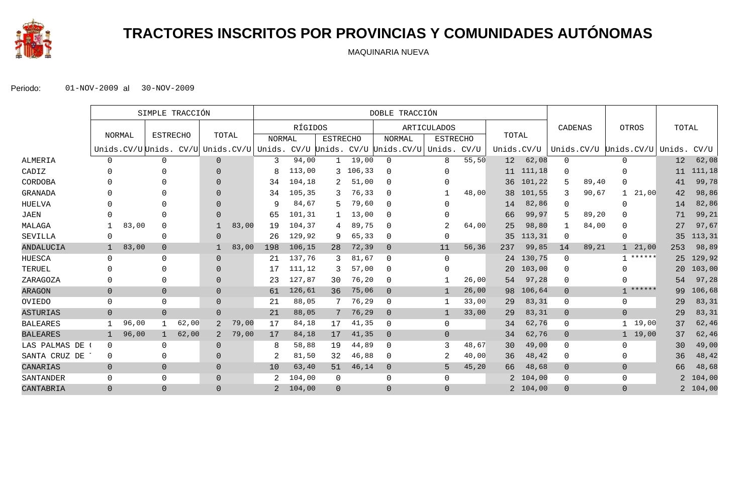# TRACTORES INSCRITOS POR PROVINCIAS Y COMUNIDADES AUTÓNOMAS

MAQUINARIA NUEVA

Periodo: 01-NOV-2009 al 30-NOV-2009

| | SIMPLE TRACCIÓN | | | | | | DOBLE TRACCIÓN | | | | | | | | | | | | | | | |
|---|---|---|---|---|---|---|---|---|---|---|---|---|---|---|---|---|---|---|---|---|---|---|
| | NORMAL | | ESTRECHO | | TOTAL | | RÍGIDOS | | | | ARTICULADOS | | | | TOTAL | | CADENAS | | OTROS | | TOTAL | |
| | | | | | | | NORMAL | | ESTRECHO | | NORMAL | | ESTRECHO | | | | | | | | | |
| | Unids. | CV/U | Unids. | CV/U | Unids. | CV/U | Unids. | CV/U | Unids. | CV/U | Unids. | CV/U | Unids. | CV/U | Unids. | CV/U | Unids. | CV/U | Unids. | CV/U | Unids. | CV/U |
| ALMERIA | 0 | | 0 | | 0 | | 3 | 94,00 | 1 | 19,00 | 0 | | 8 | 55,50 | 12 | 62,08 | 0 | | 0 | | 12 | 62,08 |
| CADIZ | 0 | | 0 | | 0 | | 8 | 113,00 | 3 | 106,33 | 0 | | 0 | | 11 | 111,18 | 0 | | 0 | | 11 | 111,18 |
| CORDOBA | 0 | | 0 | | 0 | | 34 | 104,18 | 2 | 51,00 | 0 | | 0 | | 36 | 101,22 | 5 | 89,40 | 0 | | 41 | 99,78 |
| GRANADA | 0 | | 0 | | 0 | | 34 | 105,35 | 3 | 76,33 | 0 | | 1 | 48,00 | 38 | 101,55 | 3 | 90,67 | 1 | 21,00 | 42 | 98,86 |
| HUELVA | 0 | | 0 | | 0 | | 9 | 84,67 | 5 | 79,60 | 0 | | 0 | | 14 | 82,86 | 0 | | 0 | | 14 | 82,86 |
| JAEN | 0 | | 0 | | 0 | | 65 | 101,31 | 1 | 13,00 | 0 | | 0 | | 66 | 99,97 | 5 | 89,20 | 0 | | 71 | 99,21 |
| MALAGA | 1 | 83,00 | 0 | | 1 | 83,00 | 19 | 104,37 | 4 | 89,75 | 0 | | 2 | 64,00 | 25 | 98,80 | 1 | 84,00 | 0 | | 27 | 97,67 |
| SEVILLA | 0 | | 0 | | 0 | | 26 | 129,92 | 9 | 65,33 | 0 | | 0 | | 35 | 113,31 | 0 | | 0 | | 35 | 113,31 |
| ANDALUCIA | 1 | 83,00 | 0 | | 1 | 83,00 | 198 | 106,15 | 28 | 72,39 | 0 | | 11 | 56,36 | 237 | 99,85 | 14 | 89,21 | 1 | 21,00 | 253 | 98,89 |
| HUESCA | 0 | | 0 | | 0 | | 21 | 137,76 | 3 | 81,67 | 0 | | 0 | | 24 | 130,75 | 0 | | 1 | ****** | 25 | 129,92 |
| TERUEL | 0 | | 0 | | 0 | | 17 | 111,12 | 3 | 57,00 | 0 | | 0 | | 20 | 103,00 | 0 | | 0 | | 20 | 103,00 |
| ZARAGOZA | 0 | | 0 | | 0 | | 23 | 127,87 | 30 | 76,20 | 0 | | 1 | 26,00 | 54 | 97,28 | 0 | | 0 | | 54 | 97,28 |
| ARAGON | 0 | | 0 | | 0 | | 61 | 126,61 | 36 | 75,06 | 0 | | 1 | 26,00 | 98 | 106,64 | 0 | | 1 | ****** | 99 | 106,68 |
| OVIEDO | 0 | | 0 | | 0 | | 21 | 88,05 | 7 | 76,29 | 0 | | 1 | 33,00 | 29 | 83,31 | 0 | | 0 | | 29 | 83,31 |
| ASTURIAS | 0 | | 0 | | 0 | | 21 | 88,05 | 7 | 76,29 | 0 | | 1 | 33,00 | 29 | 83,31 | 0 | | 0 | | 29 | 83,31 |
| BALEARES | 1 | 96,00 | 1 | 62,00 | 2 | 79,00 | 17 | 84,18 | 17 | 41,35 | 0 | | 0 | | 34 | 62,76 | 0 | | 1 | 19,00 | 37 | 62,46 |
| BALEARES | 1 | 96,00 | 1 | 62,00 | 2 | 79,00 | 17 | 84,18 | 17 | 41,35 | 0 | | 0 | | 34 | 62,76 | 0 | | 1 | 19,00 | 37 | 62,46 |
| LAS PALMAS DE ( | 0 | | 0 | | 0 | | 8 | 58,88 | 19 | 44,89 | 0 | | 3 | 48,67 | 30 | 49,00 | 0 | | 0 | | 30 | 49,00 |
| SANTA CRUZ DE | 0 | | 0 | | 0 | | 2 | 81,50 | 32 | 46,88 | 0 | | 2 | 40,00 | 36 | 48,42 | 0 | | 0 | | 36 | 48,42 |
| CANARIAS | 0 | | 0 | | 0 | | 10 | 63,40 | 51 | 46,14 | 0 | | 5 | 45,20 | 66 | 48,68 | 0 | | 0 | | 66 | 48,68 |
| SANTANDER | 0 | | 0 | | 0 | | 2 | 104,00 | 0 | | 0 | | 0 | | 2 | 104,00 | 0 | | 0 | | 2 | 104,00 |
| CANTABRIA | 0 | | 0 | | 0 | | 2 | 104,00 | 0 | | 0 | | 0 | | 2 | 104,00 | 0 | | 0 | | 2 | 104,00 |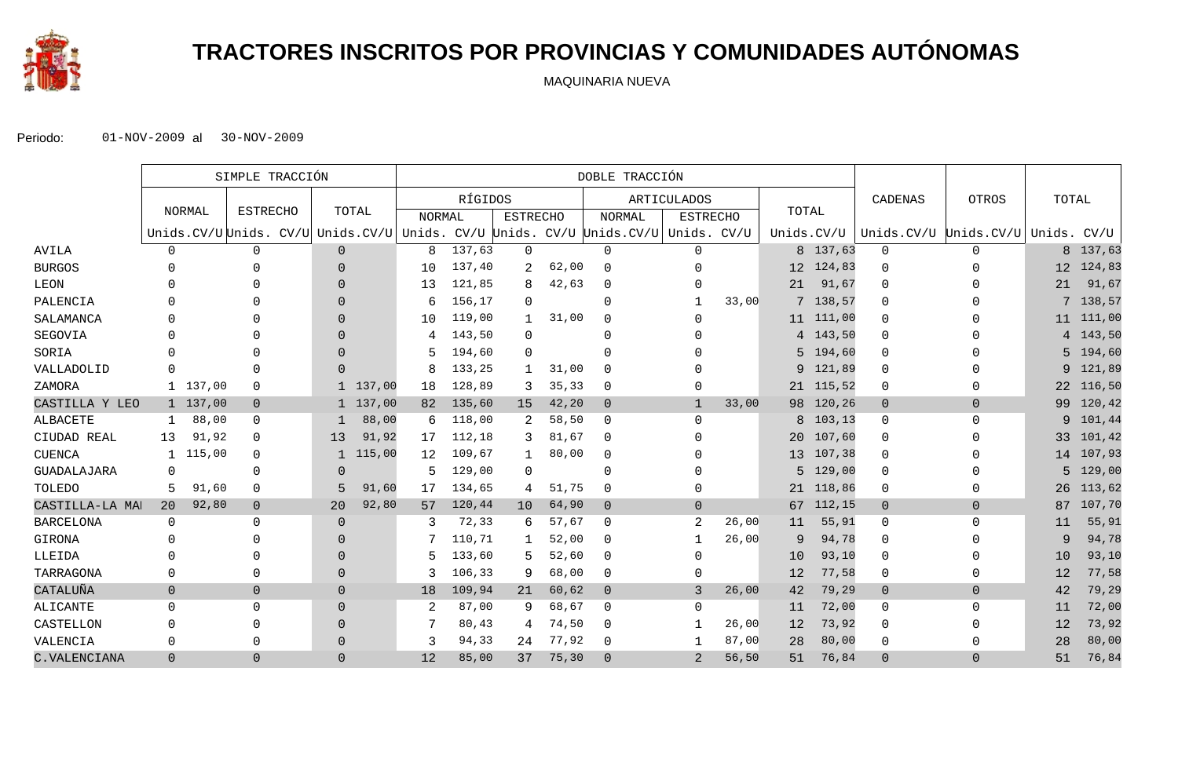# TRACTORES INSCRITOS POR PROVINCIAS Y COMUNIDADES AUTÓNOMAS

MAQUINARIA NUEVA

Periodo: 01-NOV-2009 al 30-NOV-2009

| | SIMPLE TRACCIÓN | | | | | | DOBLE TRACCIÓN | | | | | | | | | | | | | | |
|---|---|---|---|---|---|---|---|---|---|---|---|---|---|---|---|---|---|---|---|---|---|
| | NORMAL | | ESTRECHO | | TOTAL | | RÍGIDOS | | | | ARTICULADOS | | | | TOTAL | | CADENAS | | OTROS | | TOTAL | |
| | | | | | | | NORMAL | | ESTRECHO | | NORMAL | | ESTRECHO | | | | | | | | | |
| | Unids. | CV/U | Unids. | CV/U | Unids. | CV/U | Unids. | CV/U | Unids. | CV/U | Unids. | CV/U | Unids. | CV/U | Unids. | CV/U | Unids. | CV/U | Unids. | CV/U | Unids. | CV/U |
| AVILA | 0 | | 0 | | 0 | | 8 | 137,63 | 0 | | 0 | | 0 | | 8 | 137,63 | 0 | | 0 | | 8 | 137,63 |
| BURGOS | 0 | | 0 | | 0 | | 10 | 137,40 | 2 | 62,00 | 0 | | 0 | | 12 | 124,83 | 0 | | 0 | | 12 | 124,83 |
| LEON | 0 | | 0 | | 0 | | 13 | 121,85 | 8 | 42,63 | 0 | | 0 | | 21 | 91,67 | 0 | | 0 | | 21 | 91,67 |
| PALENCIA | 0 | | 0 | | 0 | | 6 | 156,17 | 0 | | 0 | | 1 | 33,00 | 7 | 138,57 | 0 | | 0 | | 7 | 138,57 |
| SALAMANCA | 0 | | 0 | | 0 | | 10 | 119,00 | 1 | 31,00 | 0 | | 0 | | 11 | 111,00 | 0 | | 0 | | 11 | 111,00 |
| SEGOVIA | 0 | | 0 | | 0 | | 4 | 143,50 | 0 | | 0 | | 0 | | 4 | 143,50 | 0 | | 0 | | 4 | 143,50 |
| SORIA | 0 | | 0 | | 0 | | 5 | 194,60 | 0 | | 0 | | 0 | | 5 | 194,60 | 0 | | 0 | | 5 | 194,60 |
| VALLADOLID | 0 | | 0 | | 0 | | 8 | 133,25 | 1 | 31,00 | 0 | | 0 | | 9 | 121,89 | 0 | | 0 | | 9 | 121,89 |
| ZAMORA | 1 | 137,00 | 0 | | 1 | 137,00 | 18 | 128,89 | 3 | 35,33 | 0 | | 0 | | 21 | 115,52 | 0 | | 0 | | 22 | 116,50 |
| CASTILLA Y LEO | 1 | 137,00 | 0 | | 1 | 137,00 | 82 | 135,60 | 15 | 42,20 | 0 | | 1 | 33,00 | 98 | 120,26 | 0 | | 0 | | 99 | 120,42 |
| ALBACETE | 1 | 88,00 | 0 | | 1 | 88,00 | 6 | 118,00 | 2 | 58,50 | 0 | | 0 | | 8 | 103,13 | 0 | | 0 | | 9 | 101,44 |
| CIUDAD REAL | 13 | 91,92 | 0 | | 13 | 91,92 | 17 | 112,18 | 3 | 81,67 | 0 | | 0 | | 20 | 107,60 | 0 | | 0 | | 33 | 101,42 |
| CUENCA | 1 | 115,00 | 0 | | 1 | 115,00 | 12 | 109,67 | 1 | 80,00 | 0 | | 0 | | 13 | 107,38 | 0 | | 0 | | 14 | 107,93 |
| GUADALAJARA | 0 | | 0 | | 0 | | 5 | 129,00 | 0 | | 0 | | 0 | | 5 | 129,00 | 0 | | 0 | | 5 | 129,00 |
| TOLEDO | 5 | 91,60 | 0 | | 5 | 91,60 | 17 | 134,65 | 4 | 51,75 | 0 | | 0 | | 21 | 118,86 | 0 | | 0 | | 26 | 113,62 |
| CASTILLA-LA MA | 20 | 92,80 | 0 | | 20 | 92,80 | 57 | 120,44 | 10 | 64,90 | 0 | | 0 | | 67 | 112,15 | 0 | | 0 | | 87 | 107,70 |
| BARCELONA | 0 | | 0 | | 0 | | 3 | 72,33 | 6 | 57,67 | 0 | | 2 | 26,00 | 11 | 55,91 | 0 | | 0 | | 11 | 55,91 |
| GIRONA | 0 | | 0 | | 0 | | 7 | 110,71 | 1 | 52,00 | 0 | | 1 | 26,00 | 9 | 94,78 | 0 | | 0 | | 9 | 94,78 |
| LLEIDA | 0 | | 0 | | 0 | | 5 | 133,60 | 5 | 52,60 | 0 | | 0 | | 10 | 93,10 | 0 | | 0 | | 10 | 93,10 |
| TARRAGONA | 0 | | 0 | | 0 | | 3 | 106,33 | 9 | 68,00 | 0 | | 0 | | 12 | 77,58 | 0 | | 0 | | 12 | 77,58 |
| CATALUÑA | 0 | | 0 | | 0 | | 18 | 109,94 | 21 | 60,62 | 0 | | 3 | 26,00 | 42 | 79,29 | 0 | | 0 | | 42 | 79,29 |
| ALICANTE | 0 | | 0 | | 0 | | 2 | 87,00 | 9 | 68,67 | 0 | | 0 | | 11 | 72,00 | 0 | | 0 | | 11 | 72,00 |
| CASTELLON | 0 | | 0 | | 0 | | 7 | 80,43 | 4 | 74,50 | 0 | | 1 | 26,00 | 12 | 73,92 | 0 | | 0 | | 12 | 73,92 |
| VALENCIA | 0 | | 0 | | 0 | | 3 | 94,33 | 24 | 77,92 | 0 | | 1 | 87,00 | 28 | 80,00 | 0 | | 0 | | 28 | 80,00 |
| C.VALENCIANA | 0 | | 0 | | 0 | | 12 | 85,00 | 37 | 75,30 | 0 | | 2 | 56,50 | 51 | 76,84 | 0 | | 0 | | 51 | 76,84 |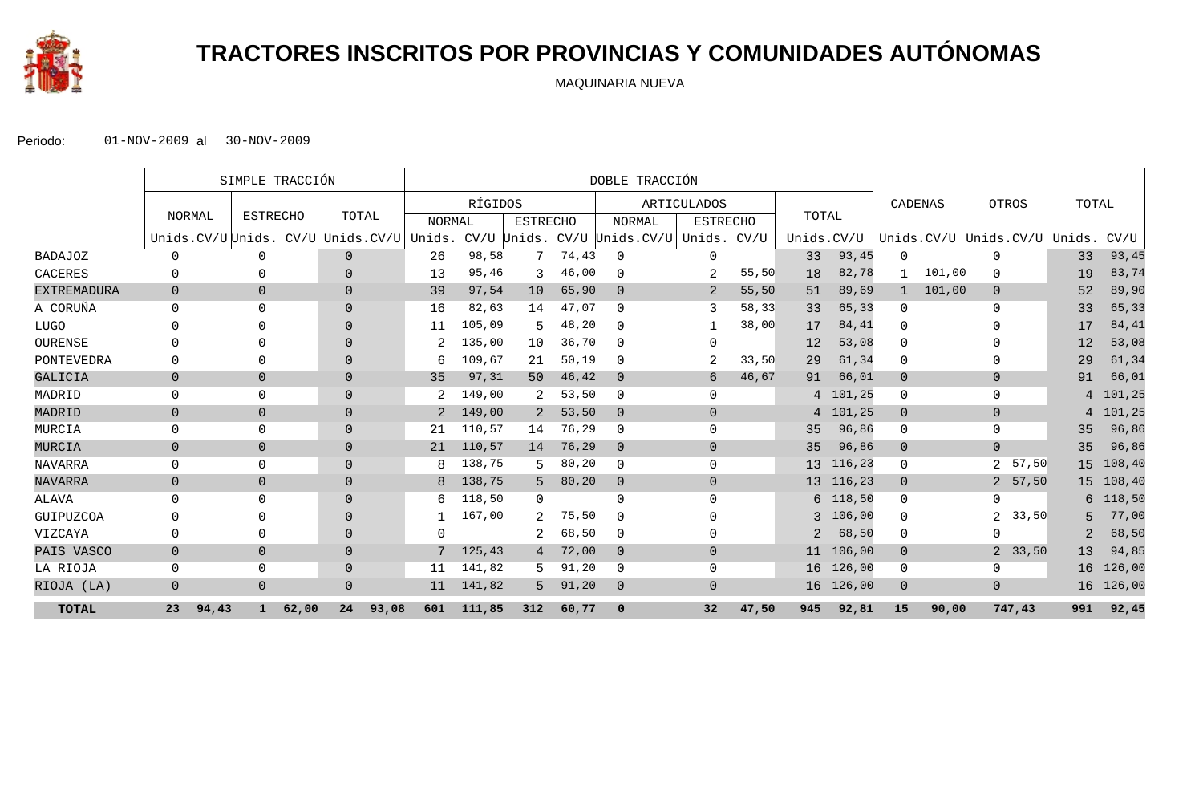# TRACTORES INSCRITOS POR PROVINCIAS Y COMUNIDADES AUTÓNOMAS

MAQUINARIA NUEVA

Periodo: 01-NOV-2009 al 30-NOV-2009

| | SIMPLE TRACCIÓN | | | | | | DOBLE TRACCIÓN | | | | | | | | | | | | | | | | | |
|---|---|---|---|---|---|---|---|---|---|---|---|---|---|---|---|---|---|---|---|---|---|---|---|---|
| | NORMAL | | ESTRECHO | | TOTAL | | RÍGIDOS | | | | ARTICULADOS | | | | TOTAL | | CADENAS | | OTROS | | TOTAL | |
| | | | | | | | NORMAL | | ESTRECHO | | NORMAL | | ESTRECHO | | | | | | | | | |
| | Unids. | CV/U | Unids. | CV/U | Unids. | CV/U | Unids. | CV/U | Unids. | CV/U | Unids. | CV/U | Unids. | CV/U | Unids. | CV/U | Unids. | CV/U | Unids. | CV/U | Unids. | CV/U |
| BADAJOZ | 0 | | 0 | | 0 | | 26 | 98,58 | 7 | 74,43 | 0 | | 0 | | 33 | 93,45 | 0 | | 0 | | 33 | 93,45 |
| CACERES | 0 | | 0 | | 0 | | 13 | 95,46 | 3 | 46,00 | 0 | | 2 | 55,50 | 18 | 82,78 | 1 | 101,00 | 0 | | 19 | 83,74 |
| EXTREMADURA | 0 | | 0 | | 0 | | 39 | 97,54 | 10 | 65,90 | 0 | | 2 | 55,50 | 51 | 89,69 | 1 | 101,00 | 0 | | 52 | 89,90 |
| A CORUÑA | 0 | | 0 | | 0 | | 16 | 82,63 | 14 | 47,07 | 0 | | 3 | 58,33 | 33 | 65,33 | 0 | | 0 | | 33 | 65,33 |
| LUGO | 0 | | 0 | | 0 | | 11 | 105,09 | 5 | 48,20 | 0 | | 1 | 38,00 | 17 | 84,41 | 0 | | 0 | | 17 | 84,41 |
| OURENSE | 0 | | 0 | | 0 | | 2 | 135,00 | 10 | 36,70 | 0 | | 0 | | 12 | 53,08 | 0 | | 0 | | 12 | 53,08 |
| PONTEVEDRA | 0 | | 0 | | 0 | | 6 | 109,67 | 21 | 50,19 | 0 | | 2 | 33,50 | 29 | 61,34 | 0 | | 0 | | 29 | 61,34 |
| GALICIA | 0 | | 0 | | 0 | | 35 | 97,31 | 50 | 46,42 | 0 | | 6 | 46,67 | 91 | 66,01 | 0 | | 0 | | 91 | 66,01 |
| MADRID | 0 | | 0 | | 0 | | 2 | 149,00 | 2 | 53,50 | 0 | | 0 | | 4 | 101,25 | 0 | | 0 | | 4 | 101,25 |
| MADRID | 0 | | 0 | | 0 | | 2 | 149,00 | 2 | 53,50 | 0 | | 0 | | 4 | 101,25 | 0 | | 0 | | 4 | 101,25 |
| MURCIA | 0 | | 0 | | 0 | | 21 | 110,57 | 14 | 76,29 | 0 | | 0 | | 35 | 96,86 | 0 | | 0 | | 35 | 96,86 |
| MURCIA | 0 | | 0 | | 0 | | 21 | 110,57 | 14 | 76,29 | 0 | | 0 | | 35 | 96,86 | 0 | | 0 | | 35 | 96,86 |
| NAVARRA | 0 | | 0 | | 0 | | 8 | 138,75 | 5 | 80,20 | 0 | | 0 | | 13 | 116,23 | 0 | | 2 | 57,50 | 15 | 108,40 |
| NAVARRA | 0 | | 0 | | 0 | | 8 | 138,75 | 5 | 80,20 | 0 | | 0 | | 13 | 116,23 | 0 | | 2 | 57,50 | 15 | 108,40 |
| ALAVA | 0 | | 0 | | 0 | | 6 | 118,50 | 0 | | 0 | | 0 | | 6 | 118,50 | 0 | | 0 | | 6 | 118,50 |
| GUIPUZCOA | 0 | | 0 | | 0 | | 1 | 167,00 | 2 | 75,50 | 0 | | 0 | | 3 | 106,00 | 0 | | 2 | 33,50 | 5 | 77,00 |
| VIZCAYA | 0 | | 0 | | 0 | | 0 | | 2 | 68,50 | 0 | | 0 | | 2 | 68,50 | 0 | | 0 | | 2 | 68,50 |
| PAIS VASCO | 0 | | 0 | | 0 | | 7 | 125,43 | 4 | 72,00 | 0 | | 0 | | 11 | 106,00 | 0 | | 2 | 33,50 | 13 | 94,85 |
| LA RIOJA | 0 | | 0 | | 0 | | 11 | 141,82 | 5 | 91,20 | 0 | | 0 | | 16 | 126,00 | 0 | | 0 | | 16 | 126,00 |
| RIOJA (LA) | 0 | | 0 | | 0 | | 11 | 141,82 | 5 | 91,20 | 0 | | 0 | | 16 | 126,00 | 0 | | 0 | | 16 | 126,00 |
| **TOTAL** | **23** | **94,43** | **1** | **62,00** | **24** | **93,08** | **601** | **111,85** | **312** | **60,77** | **0** | | **32** | **47,50** | **945** | **92,81** | **15** | **90,00** | **7** | **47,43** | **991** | **92,45** |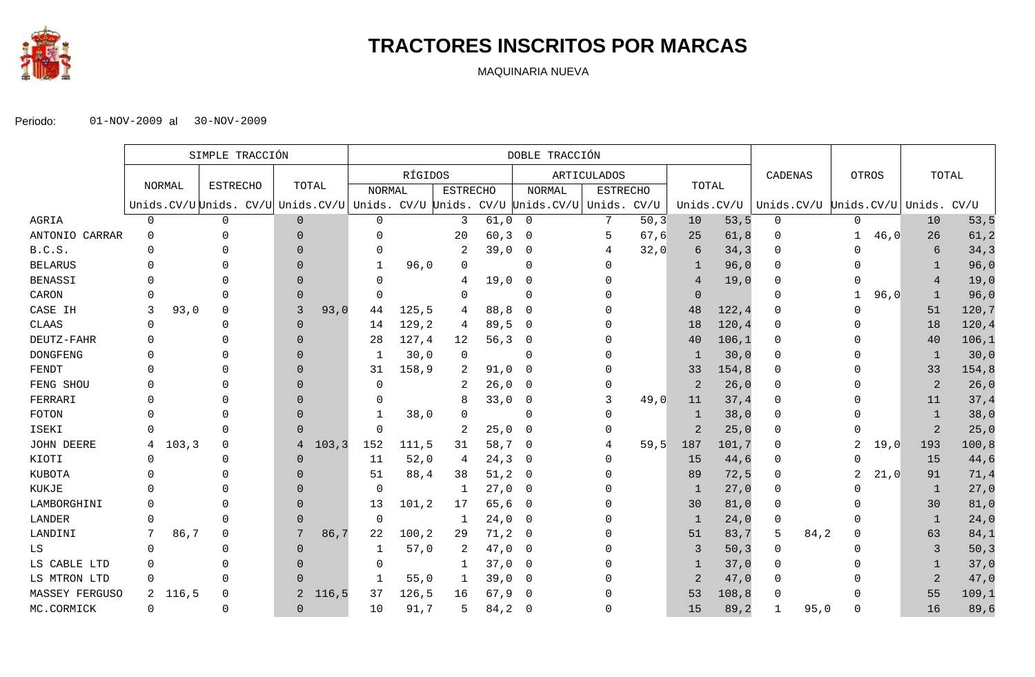# TRACTORES INSCRITOS POR MARCAS

MAQUINARIA NUEVA

Periodo: 01-NOV-2009 al 30-NOV-2009

| | SIMPLE TRACCIÓN | | | | | | DOBLE TRACCIÓN | | | | | | | | | | | | | | | |
|---|---|---|---|---|---|---|---|---|---|---|---|---|---|---|---|---|---|---|---|---|---|---|
| | NORMAL | | ESTRECHO | | TOTAL | | RÍGIDOS | | | | ARTICULADOS | | | | TOTAL | | CADENAS | | OTROS | | TOTAL | |
| | | | | | | | NORMAL | | ESTRECHO | | NORMAL | | ESTRECHO | | | | | | | | | |
| | Unids. | CV/U | Unids. | CV/U | Unids. | CV/U | Unids. | CV/U | Unids. | CV/U | Unids. | CV/U | Unids. | CV/U | Unids. | CV/U | Unids. | CV/U | Unids. | CV/U | Unids. | CV/U |
| AGRIA | 0 | | 0 | | 0 | | 0 | | 3 | 61,0 | 0 | | 7 | 50,3 | 10 | 53,5 | 0 | | 0 | | 10 | 53,5 |
| ANTONIO CARRAR | 0 | | 0 | | 0 | | 0 | | 20 | 60,3 | 0 | | 5 | 67,6 | 25 | 61,8 | 0 | | 1 | 46,0 | 26 | 61,2 |
| B.C.S. | 0 | | 0 | | 0 | | 0 | | 2 | 39,0 | 0 | | 4 | 32,0 | 6 | 34,3 | 0 | | 0 | | 6 | 34,3 |
| BELARUS | 0 | | 0 | | 0 | | 1 | 96,0 | 0 | | 0 | | 0 | | 1 | 96,0 | 0 | | 0 | | 1 | 96,0 |
| BENASSI | 0 | | 0 | | 0 | | 0 | | 4 | 19,0 | 0 | | 0 | | 4 | 19,0 | 0 | | 0 | | 4 | 19,0 |
| CARON | 0 | | 0 | | 0 | | 0 | | 0 | | 0 | | 0 | | 0 | | 0 | | 1 | 96,0 | 1 | 96,0 |
| CASE IH | 3 | 93,0 | 0 | | 3 | 93,0 | 44 | 125,5 | 4 | 88,8 | 0 | | 0 | | 48 | 122,4 | 0 | | 0 | | 51 | 120,7 |
| CLAAS | 0 | | 0 | | 0 | | 14 | 129,2 | 4 | 89,5 | 0 | | 0 | | 18 | 120,4 | 0 | | 0 | | 18 | 120,4 |
| DEUTZ-FAHR | 0 | | 0 | | 0 | | 28 | 127,4 | 12 | 56,3 | 0 | | 0 | | 40 | 106,1 | 0 | | 0 | | 40 | 106,1 |
| DONGFENG | 0 | | 0 | | 0 | | 1 | 30,0 | 0 | | 0 | | 0 | | 1 | 30,0 | 0 | | 0 | | 1 | 30,0 |
| FENDT | 0 | | 0 | | 0 | | 31 | 158,9 | 2 | 91,0 | 0 | | 0 | | 33 | 154,8 | 0 | | 0 | | 33 | 154,8 |
| FENG SHOU | 0 | | 0 | | 0 | | 0 | | 2 | 26,0 | 0 | | 0 | | 2 | 26,0 | 0 | | 0 | | 2 | 26,0 |
| FERRARI | 0 | | 0 | | 0 | | 0 | | 8 | 33,0 | 0 | | 3 | 49,0 | 11 | 37,4 | 0 | | 0 | | 11 | 37,4 |
| FOTON | 0 | | 0 | | 0 | | 1 | 38,0 | 0 | | 0 | | 0 | | 1 | 38,0 | 0 | | 0 | | 1 | 38,0 |
| ISEKI | 0 | | 0 | | 0 | | 0 | | 2 | 25,0 | 0 | | 0 | | 2 | 25,0 | 0 | | 0 | | 2 | 25,0 |
| JOHN DEERE | 4 | 103,3 | 0 | | 4 | 103,3 | 152 | 111,5 | 31 | 58,7 | 0 | | 4 | 59,5 | 187 | 101,7 | 0 | | 2 | 19,0 | 193 | 100,8 |
| KIOTI | 0 | | 0 | | 0 | | 11 | 52,0 | 4 | 24,3 | 0 | | 0 | | 15 | 44,6 | 0 | | 0 | | 15 | 44,6 |
| KUBOTA | 0 | | 0 | | 0 | | 51 | 88,4 | 38 | 51,2 | 0 | | 0 | | 89 | 72,5 | 0 | | 2 | 21,0 | 91 | 71,4 |
| KUKJE | 0 | | 0 | | 0 | | 0 | | 1 | 27,0 | 0 | | 0 | | 1 | 27,0 | 0 | | 0 | | 1 | 27,0 |
| LAMBORGHINI | 0 | | 0 | | 0 | | 13 | 101,2 | 17 | 65,6 | 0 | | 0 | | 30 | 81,0 | 0 | | 0 | | 30 | 81,0 |
| LANDER | 0 | | 0 | | 0 | | 0 | | 1 | 24,0 | 0 | | 0 | | 1 | 24,0 | 0 | | 0 | | 1 | 24,0 |
| LANDINI | 7 | 86,7 | 0 | | 7 | 86,7 | 22 | 100,2 | 29 | 71,2 | 0 | | 0 | | 51 | 83,7 | 5 | 84,2 | 0 | | 63 | 84,1 |
| LS | 0 | | 0 | | 0 | | 1 | 57,0 | 2 | 47,0 | 0 | | 0 | | 3 | 50,3 | 0 | | 0 | | 3 | 50,3 |
| LS CABLE LTD | 0 | | 0 | | 0 | | 0 | | 1 | 37,0 | 0 | | 0 | | 1 | 37,0 | 0 | | 0 | | 1 | 37,0 |
| LS MTRON LTD | 0 | | 0 | | 0 | | 1 | 55,0 | 1 | 39,0 | 0 | | 0 | | 2 | 47,0 | 0 | | 0 | | 2 | 47,0 |
| MASSEY FERGUSO | 2 | 116,5 | 0 | | 2 | 116,5 | 37 | 126,5 | 16 | 67,9 | 0 | | 0 | | 53 | 108,8 | 0 | | 0 | | 55 | 109,1 |
| MC.CORMICK | 0 | | 0 | | 0 | | 10 | 91,7 | 5 | 84,2 | 0 | | 0 | | 15 | 89,2 | 1 | 95,0 | 0 | | 16 | 89,6 |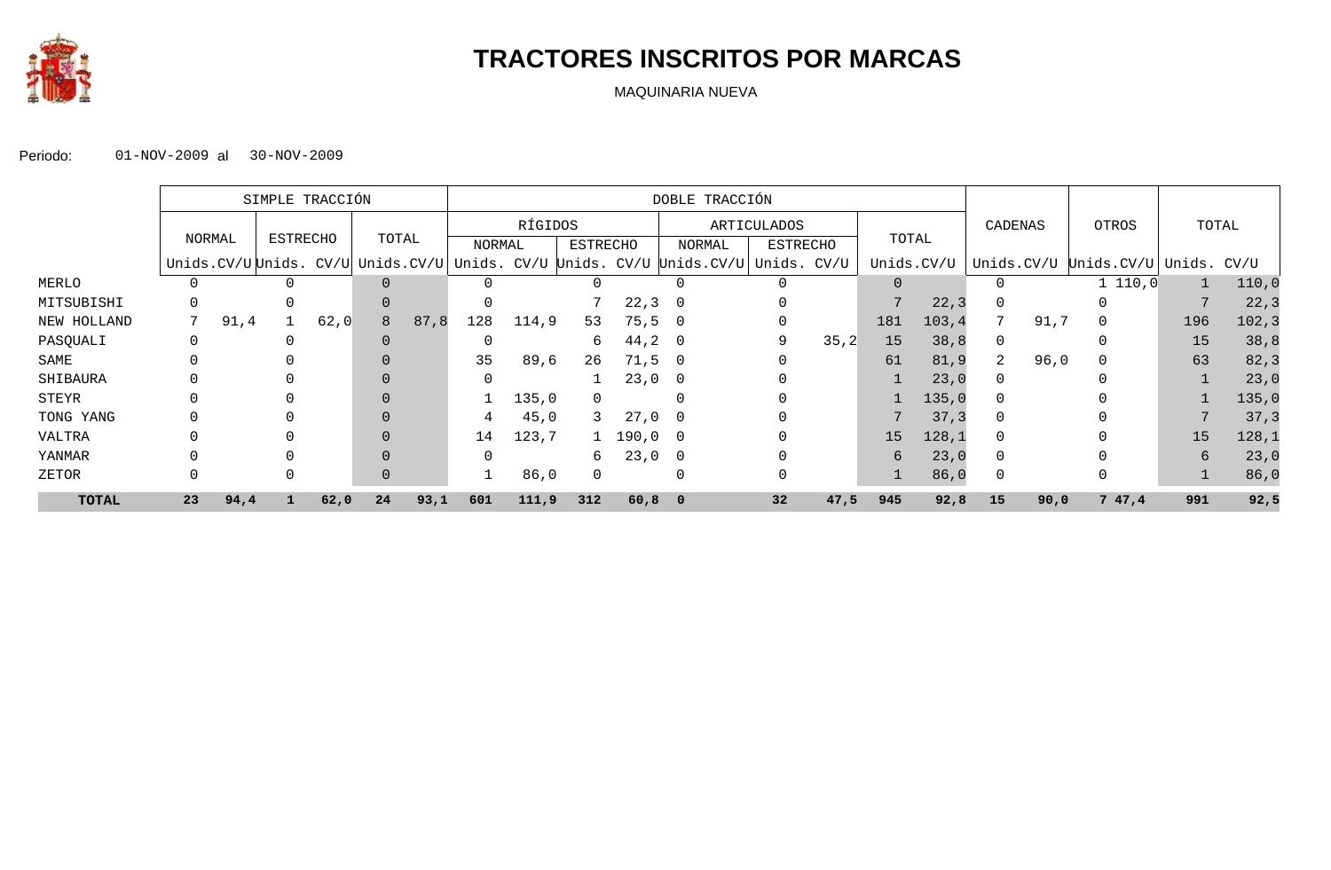# TRACTORES INSCRITOS POR MARCAS

MAQUINARIA NUEVA

Periodo: 01-NOV-2009 al 30-NOV-2009

| | SIMPLE TRACCIÓN | | | | | | DOBLE TRACCIÓN | | | | | | | | | | | | | | | |
|---|---|---|---|---|---|---|---|---|---|---|---|---|---|---|---|---|---|---|---|---|---|---|
| | NORMAL | | ESTRECHO | | TOTAL | | RÍGIDOS | | | | ARTICULADOS | | | | TOTAL | | CADENAS | | OTROS | | TOTAL | |
| | | | | | | | NORMAL | | ESTRECHO | | NORMAL | | ESTRECHO | | | | | | | | | |
| | Unids. | CV/U | Unids. | CV/U | Unids. | CV/U | Unids. | CV/U | Unids. | CV/U | Unids. | CV/U | Unids. | CV/U | Unids. | CV/U | Unids. | CV/U | Unids. | CV/U | Unids. | CV/U |
| MERLO | 0 | | 0 | | 0 | | 0 | | 0 | | 0 | | 0 | | 0 | | 0 | | 1 | 110,0 | 1 | 110,0 |
| MITSUBISHI | 0 | | 0 | | 0 | | 0 | | 7 | 22,3 | 0 | | 0 | | 7 | 22,3 | 0 | | 0 | | 7 | 22,3 |
| NEW HOLLAND | 7 | 91,4 | 1 | 62,0 | 8 | 87,8 | 128 | 114,9 | 53 | 75,5 | 0 | | 0 | | 181 | 103,4 | 7 | 91,7 | 0 | | 196 | 102,3 |
| PASQUALI | 0 | | 0 | | 0 | | 0 | | 6 | 44,2 | 0 | | 9 | 35,2 | 15 | 38,8 | 0 | | 0 | | 15 | 38,8 |
| SAME | 0 | | 0 | | 0 | | 35 | 89,6 | 26 | 71,5 | 0 | | 0 | | 61 | 81,9 | 2 | 96,0 | 0 | | 63 | 82,3 |
| SHIBAURA | 0 | | 0 | | 0 | | 0 | | 1 | 23,0 | 0 | | 0 | | 1 | 23,0 | 0 | | 0 | | 1 | 23,0 |
| STEYR | 0 | | 0 | | 0 | | 1 | 135,0 | 0 | | 0 | | 0 | | 1 | 135,0 | 0 | | 0 | | 1 | 135,0 |
| TONG YANG | 0 | | 0 | | 0 | | 4 | 45,0 | 3 | 27,0 | 0 | | 0 | | 7 | 37,3 | 0 | | 0 | | 7 | 37,3 |
| VALTRA | 0 | | 0 | | 0 | | 14 | 123,7 | 1 | 190,0 | 0 | | 0 | | 15 | 128,1 | 0 | | 0 | | 15 | 128,1 |
| YANMAR | 0 | | 0 | | 0 | | 0 | | 6 | 23,0 | 0 | | 0 | | 6 | 23,0 | 0 | | 0 | | 6 | 23,0 |
| ZETOR | 0 | | 0 | | 0 | | 1 | 86,0 | 0 | | 0 | | 0 | | 1 | 86,0 | 0 | | 0 | | 1 | 86,0 |
| **TOTAL** | **23** | **94,4** | **1** | **62,0** | **24** | **93,1** | **601** | **111,9** | **312** | **60,8** | **0** | | **32** | **47,5** | **945** | **92,8** | **15** | **90,0** | **7** | **47,4** | **991** | **92,5** |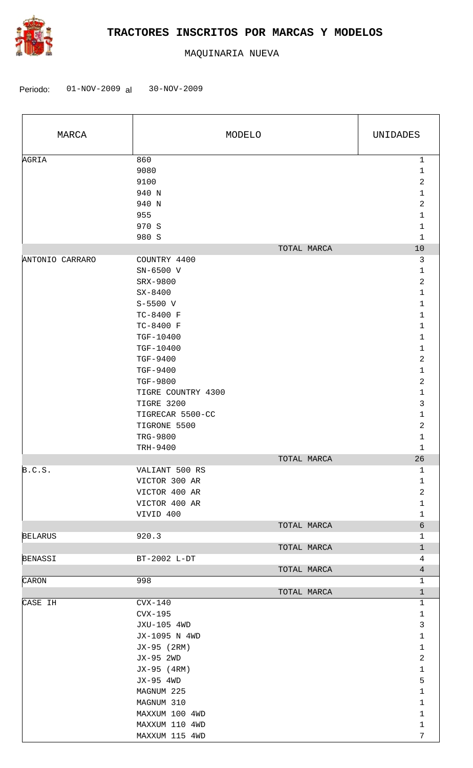# TRACTORES INSCRITOS POR MARCAS Y MODELOS

MAQUINARIA NUEVA

Periodo: 01-NOV-2009 al 30-NOV-2009

| MARCA | MODELO | UNIDADES |
|---|---|---|
| AGRIA | 860 | 1 |
| | 9080 | 1 |
| | 9100 | 2 |
| | 940 N | 1 |
| | 940 N | 2 |
| | 955 | 1 |
| | 970 S | 1 |
| | 980 S | 1 |
| | TOTAL MARCA | 10 |
| ANTONIO CARRARO | COUNTRY 4400 | 3 |
| | SN-6500 V | 1 |
| | SRX-9800 | 2 |
| | SX-8400 | 1 |
| | S-5500 V | 1 |
| | TC-8400 F | 1 |
| | TC-8400 F | 1 |
| | TGF-10400 | 1 |
| | TGF-10400 | 1 |
| | TGF-9400 | 2 |
| | TGF-9400 | 1 |
| | TGF-9800 | 2 |
| | TIGRE COUNTRY 4300 | 1 |
| | TIGRE 3200 | 3 |
| | TIGRECAR 5500-CC | 1 |
| | TIGRONE 5500 | 2 |
| | TRG-9800 | 1 |
| | TRH-9400 | 1 |
| | TOTAL MARCA | 26 |
| B.C.S. | VALIANT 500 RS | 1 |
| | VICTOR 300 AR | 1 |
| | VICTOR 400 AR | 2 |
| | VICTOR 400 AR | 1 |
| | VIVID 400 | 1 |
| | TOTAL MARCA | 6 |
| BELARUS | 920.3 | 1 |
| | TOTAL MARCA | 1 |
| BENASSI | BT-2002 L-DT | 4 |
| | TOTAL MARCA | 4 |
| CARON | 998 | 1 |
| | TOTAL MARCA | 1 |
| CASE IH | CVX-140 | 1 |
| | CVX-195 | 1 |
| | JXU-105 4WD | 3 |
| | JX-1095 N 4WD | 1 |
| | JX-95 (2RM) | 1 |
| | JX-95 2WD | 2 |
| | JX-95 (4RM) | 1 |
| | JX-95 4WD | 5 |
| | MAGNUM 225 | 1 |
| | MAGNUM 310 | 1 |
| | MAXXUM 100 4WD | 1 |
| | MAXXUM 110 4WD | 1 |
| | MAXXUM 115 4WD | 7 |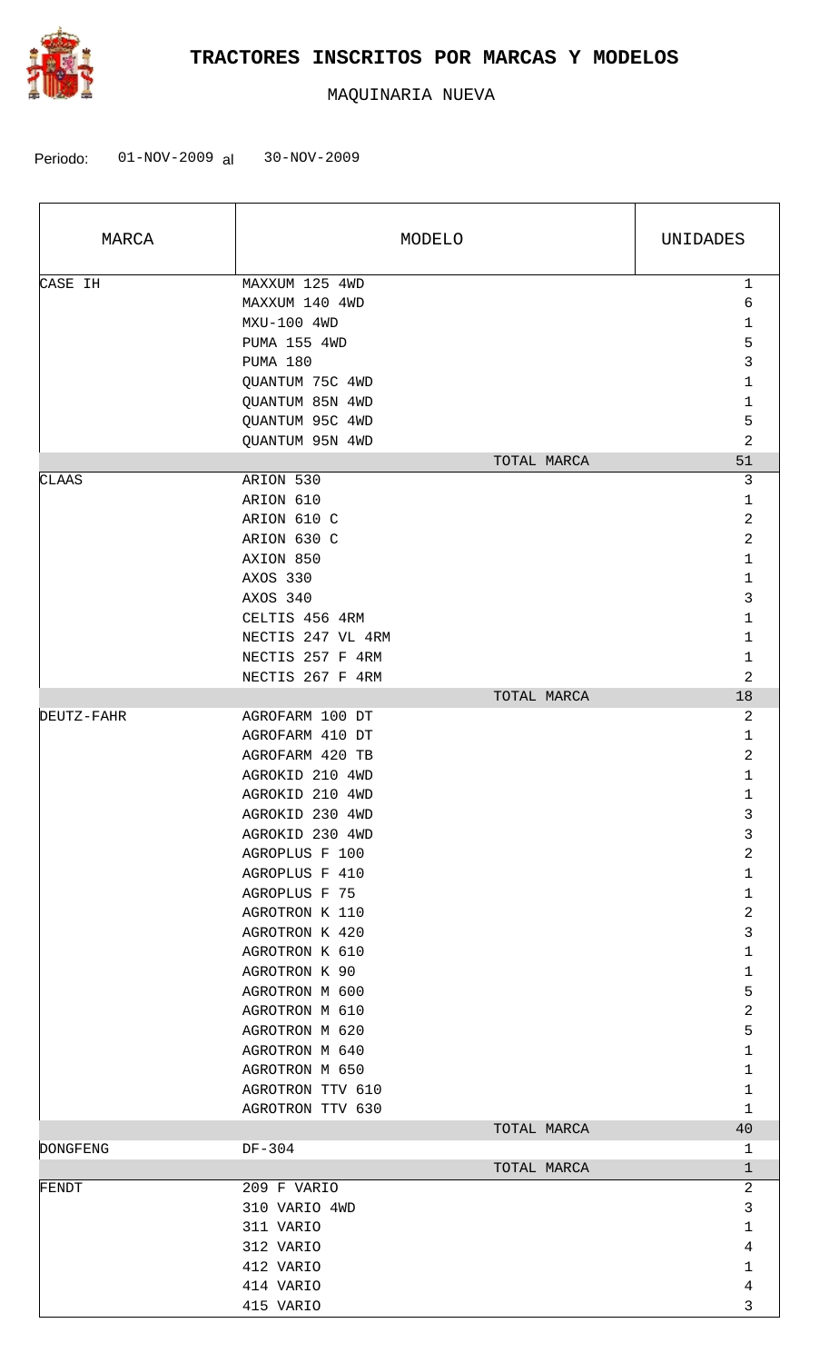# TRACTORES INSCRITOS POR MARCAS Y MODELOS

MAQUINARIA NUEVA

Periodo: 01-NOV-2009 al 30-NOV-2009

| MARCA | MODELO | UNIDADES |
|---|---|---|
| CASE IH | MAXXUM 125 4WD | 1 |
| | MAXXUM 140 4WD | 6 |
| | MXU-100 4WD | 1 |
| | PUMA 155 4WD | 5 |
| | PUMA 180 | 3 |
| | QUANTUM 75C 4WD | 1 |
| | QUANTUM 85N 4WD | 1 |
| | QUANTUM 95C 4WD | 5 |
| | QUANTUM 95N 4WD | 2 |
| | TOTAL MARCA | 51 |
| CLAAS | ARION 530 | 3 |
| | ARION 610 | 1 |
| | ARION 610 C | 2 |
| | ARION 630 C | 2 |
| | AXION 850 | 1 |
| | AXOS 330 | 1 |
| | AXOS 340 | 3 |
| | CELTIS 456 4RM | 1 |
| | NECTIS 247 VL 4RM | 1 |
| | NECTIS 257 F 4RM | 1 |
| | NECTIS 267 F 4RM | 2 |
| | TOTAL MARCA | 18 |
| DEUTZ-FAHR | AGROFARM 100 DT | 2 |
| | AGROFARM 410 DT | 1 |
| | AGROFARM 420 TB | 2 |
| | AGROKID 210 4WD | 1 |
| | AGROKID 210 4WD | 1 |
| | AGROKID 230 4WD | 3 |
| | AGROKID 230 4WD | 3 |
| | AGROPLUS F 100 | 2 |
| | AGROPLUS F 410 | 1 |
| | AGROPLUS F 75 | 1 |
| | AGROTRON K 110 | 2 |
| | AGROTRON K 420 | 3 |
| | AGROTRON K 610 | 1 |
| | AGROTRON K 90 | 1 |
| | AGROTRON M 600 | 5 |
| | AGROTRON M 610 | 2 |
| | AGROTRON M 620 | 5 |
| | AGROTRON M 640 | 1 |
| | AGROTRON M 650 | 1 |
| | AGROTRON TTV 610 | 1 |
| | AGROTRON TTV 630 | 1 |
| | TOTAL MARCA | 40 |
| DONGFENG | DF-304 | 1 |
| | TOTAL MARCA | 1 |
| FENDT | 209 F VARIO | 2 |
| | 310 VARIO 4WD | 3 |
| | 311 VARIO | 1 |
| | 312 VARIO | 4 |
| | 412 VARIO | 1 |
| | 414 VARIO | 4 |
| | 415 VARIO | 3 |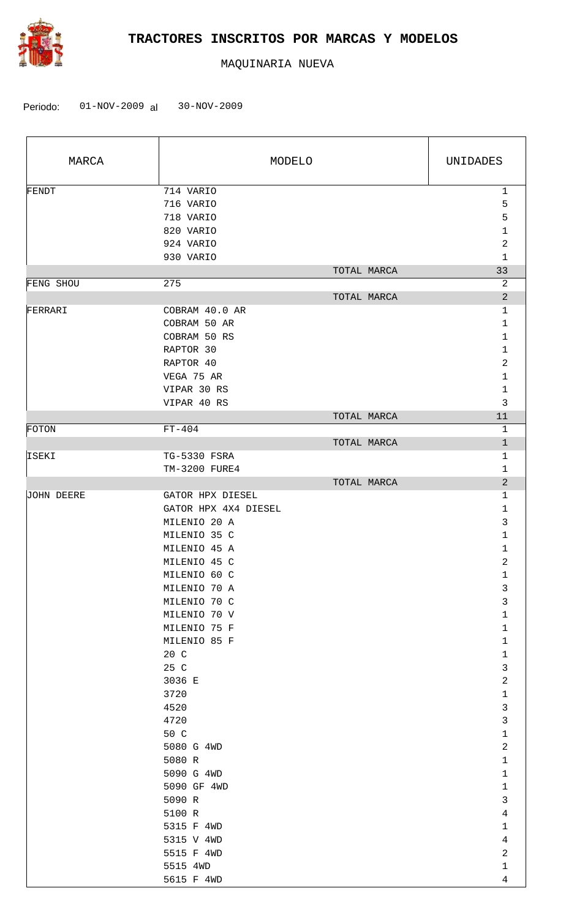# TRACTORES INSCRITOS POR MARCAS Y MODELOS

MAQUINARIA NUEVA

Periodo: 01-NOV-2009 al 30-NOV-2009

| MARCA | MODELO | UNIDADES |
|---|---|---|
| FENDT | 714 VARIO | 1 |
| | 716 VARIO | 5 |
| | 718 VARIO | 5 |
| | 820 VARIO | 1 |
| | 924 VARIO | 2 |
| | 930 VARIO | 1 |
| | TOTAL MARCA | 33 |
| FENG SHOU | 275 | 2 |
| | TOTAL MARCA | 2 |
| FERRARI | COBRAM 40.0 AR | 1 |
| | COBRAM 50 AR | 1 |
| | COBRAM 50 RS | 1 |
| | RAPTOR 30 | 1 |
| | RAPTOR 40 | 2 |
| | VEGA 75 AR | 1 |
| | VIPAR 30 RS | 1 |
| | VIPAR 40 RS | 3 |
| | TOTAL MARCA | 11 |
| FOTON | FT-404 | 1 |
| | TOTAL MARCA | 1 |
| ISEKI | TG-5330 FSRA | 1 |
| | TM-3200 FURE4 | 1 |
| | TOTAL MARCA | 2 |
| JOHN DEERE | GATOR HPX DIESEL | 1 |
| | GATOR HPX 4X4 DIESEL | 1 |
| | MILENIO 20 A | 3 |
| | MILENIO 35 C | 1 |
| | MILENIO 45 A | 1 |
| | MILENIO 45 C | 2 |
| | MILENIO 60 C | 1 |
| | MILENIO 70 A | 3 |
| | MILENIO 70 C | 3 |
| | MILENIO 70 V | 1 |
| | MILENIO 75 F | 1 |
| | MILENIO 85 F | 1 |
| | 20 C | 1 |
| | 25 C | 3 |
| | 3036 E | 2 |
| | 3720 | 1 |
| | 4520 | 3 |
| | 4720 | 3 |
| | 50 C | 1 |
| | 5080 G 4WD | 2 |
| | 5080 R | 1 |
| | 5090 G 4WD | 1 |
| | 5090 GF 4WD | 1 |
| | 5090 R | 3 |
| | 5100 R | 4 |
| | 5315 F 4WD | 1 |
| | 5315 V 4WD | 4 |
| | 5515 F 4WD | 2 |
| | 5515 4WD | 1 |
| | 5615 F 4WD | 4 |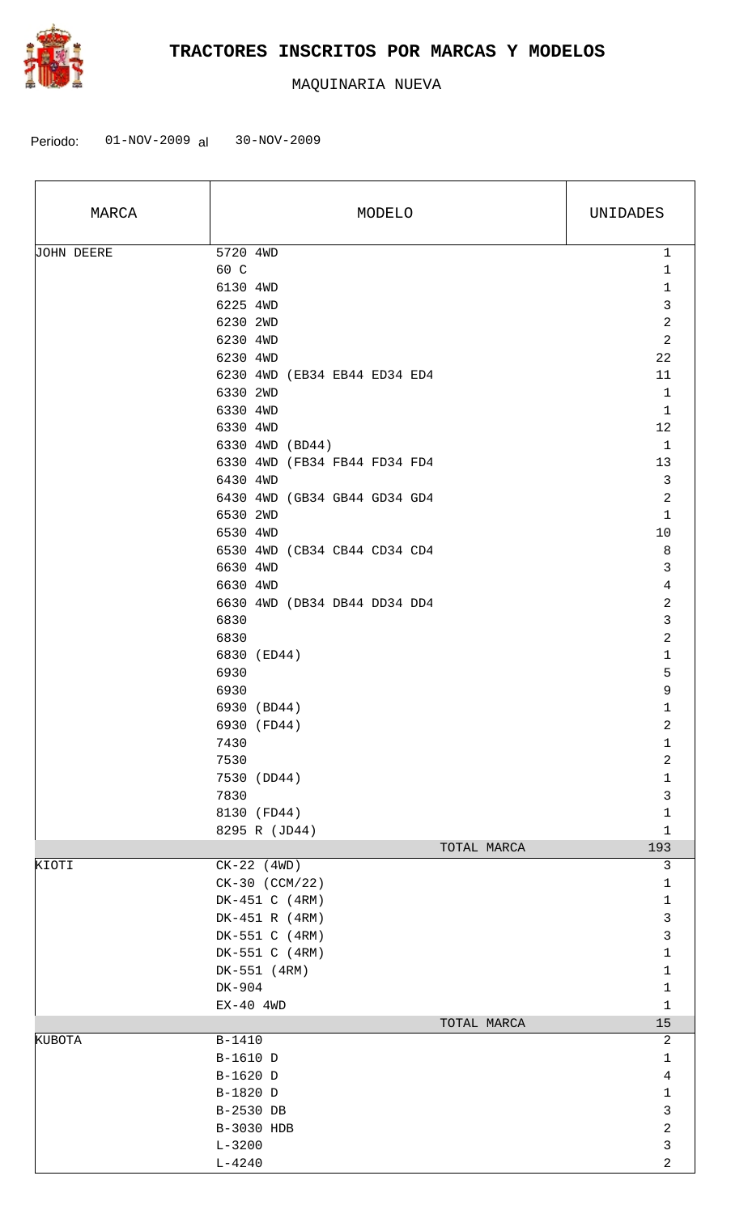# TRACTORES INSCRITOS POR MARCAS Y MODELOS

MAQUINARIA NUEVA

Periodo: 01-NOV-2009 al 30-NOV-2009

| MARCA | MODELO | UNIDADES |
|---|---|---|
| JOHN DEERE | 5720 4WD | 1 |
| | 60 C | 1 |
| | 6130 4WD | 1 |
| | 6225 4WD | 3 |
| | 6230 2WD | 2 |
| | 6230 4WD | 2 |
| | 6230 4WD | 22 |
| | 6230 4WD (EB34 EB44 ED34 ED4 | 11 |
| | 6330 2WD | 1 |
| | 6330 4WD | 1 |
| | 6330 4WD | 12 |
| | 6330 4WD (BD44) | 1 |
| | 6330 4WD (FB34 FB44 FD34 FD4 | 13 |
| | 6430 4WD | 3 |
| | 6430 4WD (GB34 GB44 GD34 GD4 | 2 |
| | 6530 2WD | 1 |
| | 6530 4WD | 10 |
| | 6530 4WD (CB34 CB44 CD34 CD4 | 8 |
| | 6630 4WD | 3 |
| | 6630 4WD | 4 |
| | 6630 4WD (DB34 DB44 DD34 DD4 | 2 |
| | 6830 | 3 |
| | 6830 | 2 |
| | 6830 (ED44) | 1 |
| | 6930 | 5 |
| | 6930 | 9 |
| | 6930 (BD44) | 1 |
| | 6930 (FD44) | 2 |
| | 7430 | 1 |
| | 7530 | 2 |
| | 7530 (DD44) | 1 |
| | 7830 | 3 |
| | 8130 (FD44) | 1 |
| | 8295 R (JD44) | 1 |
| | TOTAL MARCA | 193 |
| KIOTI | CK-22 (4WD) | 3 |
| | CK-30 (CCM/22) | 1 |
| | DK-451 C (4RM) | 1 |
| | DK-451 R (4RM) | 3 |
| | DK-551 C (4RM) | 3 |
| | DK-551 C (4RM) | 1 |
| | DK-551 (4RM) | 1 |
| | DK-904 | 1 |
| | EX-40 4WD | 1 |
| | TOTAL MARCA | 15 |
| KUBOTA | B-1410 | 2 |
| | B-1610 D | 1 |
| | B-1620 D | 4 |
| | B-1820 D | 1 |
| | B-2530 DB | 3 |
| | B-3030 HDB | 2 |
| | L-3200 | 3 |
| | L-4240 | 2 |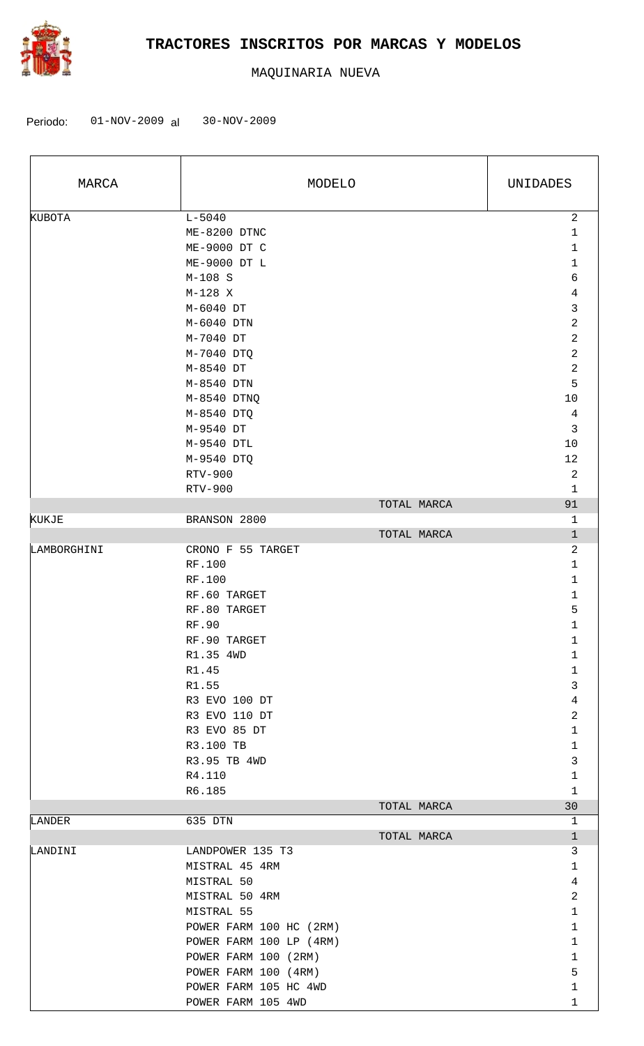# TRACTORES INSCRITOS POR MARCAS Y MODELOS

MAQUINARIA NUEVA

Periodo: 01-NOV-2009 al 30-NOV-2009

| MARCA | MODELO | UNIDADES |
|---|---|---|
| KUBOTA | L-5040 | 2 |
| | ME-8200 DTNC | 1 |
| | ME-9000 DT C | 1 |
| | ME-9000 DT L | 1 |
| | M-108 S | 6 |
| | M-128 X | 4 |
| | M-6040 DT | 3 |
| | M-6040 DTN | 2 |
| | M-7040 DT | 2 |
| | M-7040 DTQ | 2 |
| | M-8540 DT | 2 |
| | M-8540 DTN | 5 |
| | M-8540 DTNQ | 10 |
| | M-8540 DTQ | 4 |
| | M-9540 DT | 3 |
| | M-9540 DTL | 10 |
| | M-9540 DTQ | 12 |
| | RTV-900 | 2 |
| | RTV-900 | 1 |
| | TOTAL MARCA | 91 |
| KUKJE | BRANSON 2800 | 1 |
| | TOTAL MARCA | 1 |
| LAMBORGHINI | CRONO F 55 TARGET | 2 |
| | RF.100 | 1 |
| | RF.100 | 1 |
| | RF.60 TARGET | 1 |
| | RF.80 TARGET | 5 |
| | RF.90 | 1 |
| | RF.90 TARGET | 1 |
| | R1.35 4WD | 1 |
| | R1.45 | 1 |
| | R1.55 | 3 |
| | R3 EVO 100 DT | 4 |
| | R3 EVO 110 DT | 2 |
| | R3 EVO 85 DT | 1 |
| | R3.100 TB | 1 |
| | R3.95 TB 4WD | 3 |
| | R4.110 | 1 |
| | R6.185 | 1 |
| | TOTAL MARCA | 30 |
| LANDER | 635 DTN | 1 |
| | TOTAL MARCA | 1 |
| LANDINI | LANDPOWER 135 T3 | 3 |
| | MISTRAL 45 4RM | 1 |
| | MISTRAL 50 | 4 |
| | MISTRAL 50 4RM | 2 |
| | MISTRAL 55 | 1 |
| | POWER FARM 100 HC (2RM) | 1 |
| | POWER FARM 100 LP (4RM) | 1 |
| | POWER FARM 100 (2RM) | 1 |
| | POWER FARM 100 (4RM) | 5 |
| | POWER FARM 105 HC 4WD | 1 |
| | POWER FARM 105 4WD | 1 |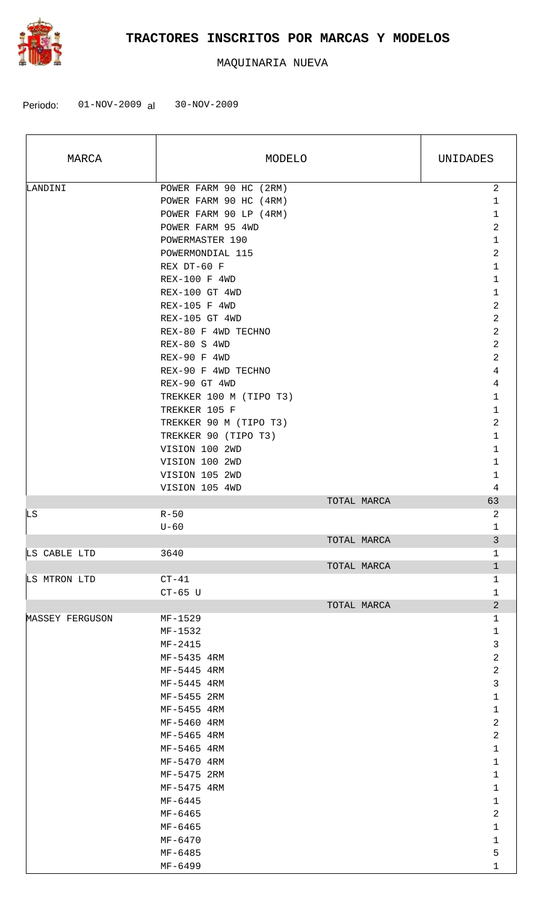# TRACTORES INSCRITOS POR MARCAS Y MODELOS

MAQUINARIA NUEVA

Periodo: 01-NOV-2009 al 30-NOV-2009

| MARCA | MODELO | UNIDADES |
|---|---|---|
| LANDINI | POWER FARM 90 HC (2RM) | 2 |
| | POWER FARM 90 HC (4RM) | 1 |
| | POWER FARM 90 LP (4RM) | 1 |
| | POWER FARM 95 4WD | 2 |
| | POWERMASTER 190 | 1 |
| | POWERMONDIAL 115 | 2 |
| | REX DT-60 F | 1 |
| | REX-100 F 4WD | 1 |
| | REX-100 GT 4WD | 1 |
| | REX-105 F 4WD | 2 |
| | REX-105 GT 4WD | 2 |
| | REX-80 F 4WD TECHNO | 2 |
| | REX-80 S 4WD | 2 |
| | REX-90 F 4WD | 2 |
| | REX-90 F 4WD TECHNO | 4 |
| | REX-90 GT 4WD | 4 |
| | TREKKER 100 M (TIPO T3) | 1 |
| | TREKKER 105 F | 1 |
| | TREKKER 90 M (TIPO T3) | 2 |
| | TREKKER 90 (TIPO T3) | 1 |
| | VISION 100 2WD | 1 |
| | VISION 100 2WD | 1 |
| | VISION 105 2WD | 1 |
| | VISION 105 4WD | 4 |
| | TOTAL MARCA | 63 |
| LS | R-50 | 2 |
| | U-60 | 1 |
| | TOTAL MARCA | 3 |
| LS CABLE LTD | 3640 | 1 |
| | TOTAL MARCA | 1 |
| LS MTRON LTD | CT-41 | 1 |
| | CT-65 U | 1 |
| | TOTAL MARCA | 2 |
| MASSEY FERGUSON | MF-1529 | 1 |
| | MF-1532 | 1 |
| | MF-2415 | 3 |
| | MF-5435 4RM | 2 |
| | MF-5445 4RM | 2 |
| | MF-5445 4RM | 3 |
| | MF-5455 2RM | 1 |
| | MF-5455 4RM | 1 |
| | MF-5460 4RM | 2 |
| | MF-5465 4RM | 2 |
| | MF-5465 4RM | 1 |
| | MF-5470 4RM | 1 |
| | MF-5475 2RM | 1 |
| | MF-5475 4RM | 1 |
| | MF-6445 | 1 |
| | MF-6465 | 2 |
| | MF-6465 | 1 |
| | MF-6470 | 1 |
| | MF-6485 | 5 |
| | MF-6499 | 1 |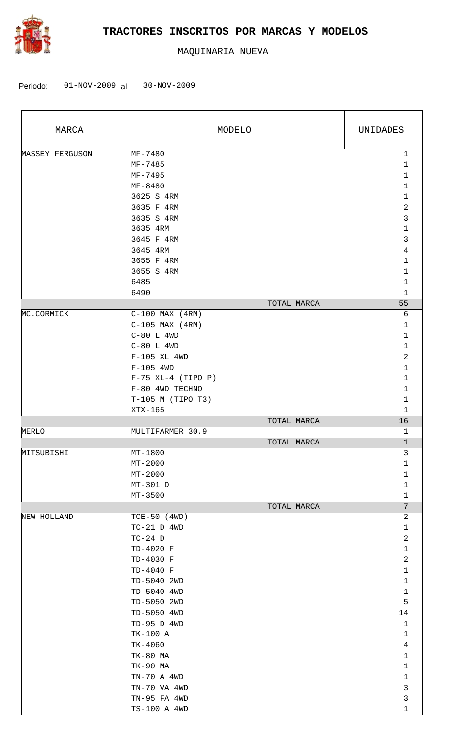# TRACTORES INSCRITOS POR MARCAS Y MODELOS

MAQUINARIA NUEVA

Periodo: 01-NOV-2009 al 30-NOV-2009

| MARCA | MODELO | UNIDADES |
|---|---|---|
| MASSEY FERGUSON | MF-7480 | 1 |
| | MF-7485 | 1 |
| | MF-7495 | 1 |
| | MF-8480 | 1 |
| | 3625 S 4RM | 1 |
| | 3635 F 4RM | 2 |
| | 3635 S 4RM | 3 |
| | 3635 4RM | 1 |
| | 3645 F 4RM | 3 |
| | 3645 4RM | 4 |
| | 3655 F 4RM | 1 |
| | 3655 S 4RM | 1 |
| | 6485 | 1 |
| | 6490 | 1 |
| | TOTAL MARCA | 55 |
| MC.CORMICK | C-100 MAX (4RM) | 6 |
| | C-105 MAX (4RM) | 1 |
| | C-80 L 4WD | 1 |
| | C-80 L 4WD | 1 |
| | F-105 XL 4WD | 2 |
| | F-105 4WD | 1 |
| | F-75 XL-4 (TIPO P) | 1 |
| | F-80 4WD TECHNO | 1 |
| | T-105 M (TIPO T3) | 1 |
| | XTX-165 | 1 |
| | TOTAL MARCA | 16 |
| MERLO | MULTIFARMER 30.9 | 1 |
| | TOTAL MARCA | 1 |
| MITSUBISHI | MT-1800 | 3 |
| | MT-2000 | 1 |
| | MT-2000 | 1 |
| | MT-301 D | 1 |
| | MT-3500 | 1 |
| | TOTAL MARCA | 7 |
| NEW HOLLAND | TCE-50 (4WD) | 2 |
| | TC-21 D 4WD | 1 |
| | TC-24 D | 2 |
| | TD-4020 F | 1 |
| | TD-4030 F | 2 |
| | TD-4040 F | 1 |
| | TD-5040 2WD | 1 |
| | TD-5040 4WD | 1 |
| | TD-5050 2WD | 5 |
| | TD-5050 4WD | 14 |
| | TD-95 D 4WD | 1 |
| | TK-100 A | 1 |
| | TK-4060 | 4 |
| | TK-80 MA | 1 |
| | TK-90 MA | 1 |
| | TN-70 A 4WD | 1 |
| | TN-70 VA 4WD | 3 |
| | TN-95 FA 4WD | 3 |
| | TS-100 A 4WD | 1 |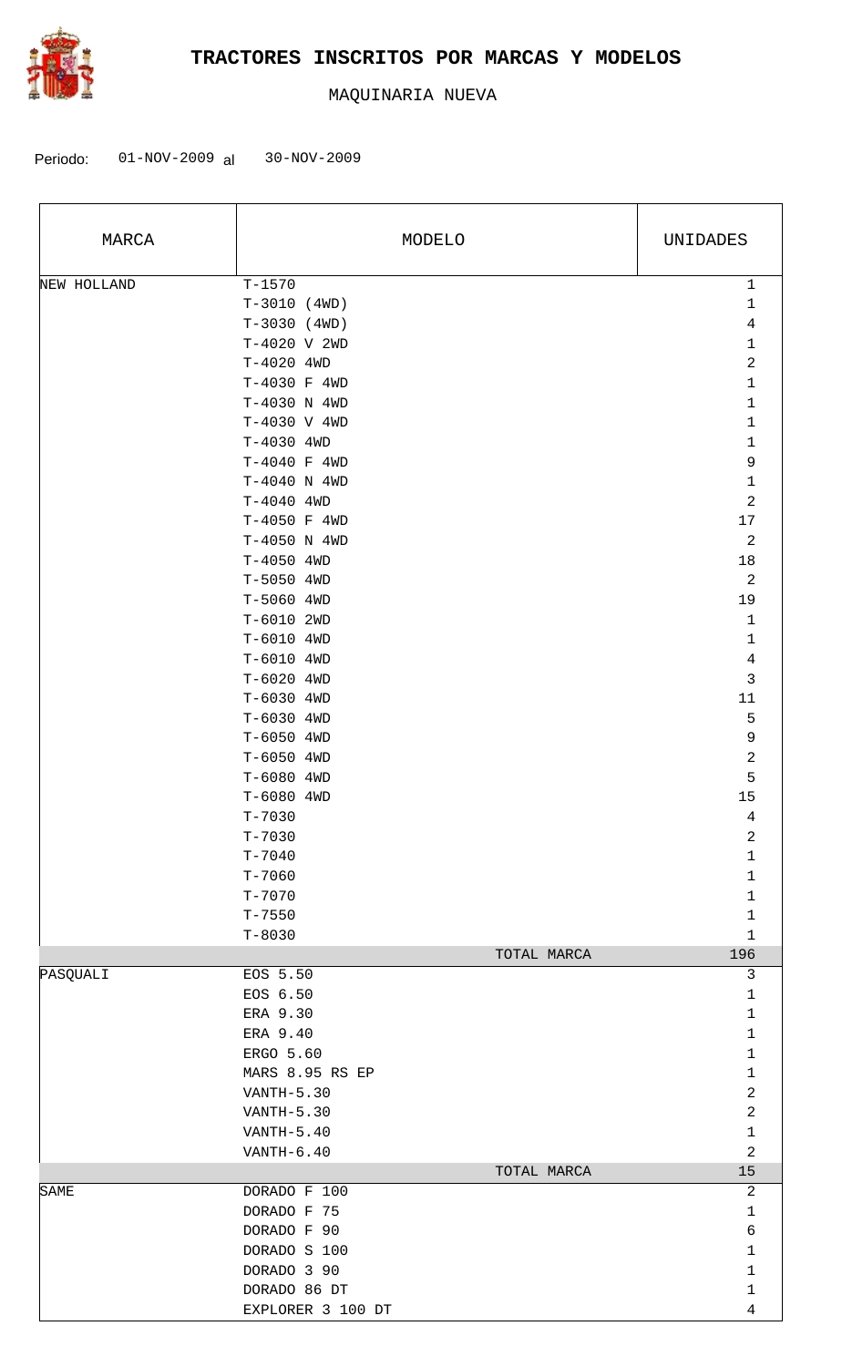# TRACTORES INSCRITOS POR MARCAS Y MODELOS

MAQUINARIA NUEVA

Periodo: 01-NOV-2009 al 30-NOV-2009

| MARCA | MODELO | UNIDADES |
|---|---|---|
| NEW HOLLAND | T-1570 | 1 |
| | T-3010 (4WD) | 1 |
| | T-3030 (4WD) | 4 |
| | T-4020 V 2WD | 1 |
| | T-4020 4WD | 2 |
| | T-4030 F 4WD | 1 |
| | T-4030 N 4WD | 1 |
| | T-4030 V 4WD | 1 |
| | T-4030 4WD | 1 |
| | T-4040 F 4WD | 9 |
| | T-4040 N 4WD | 1 |
| | T-4040 4WD | 2 |
| | T-4050 F 4WD | 17 |
| | T-4050 N 4WD | 2 |
| | T-4050 4WD | 18 |
| | T-5050 4WD | 2 |
| | T-5060 4WD | 19 |
| | T-6010 2WD | 1 |
| | T-6010 4WD | 1 |
| | T-6010 4WD | 4 |
| | T-6020 4WD | 3 |
| | T-6030 4WD | 11 |
| | T-6030 4WD | 5 |
| | T-6050 4WD | 9 |
| | T-6050 4WD | 2 |
| | T-6080 4WD | 5 |
| | T-6080 4WD | 15 |
| | T-7030 | 4 |
| | T-7030 | 2 |
| | T-7040 | 1 |
| | T-7060 | 1 |
| | T-7070 | 1 |
| | T-7550 | 1 |
| | T-8030 | 1 |
| | TOTAL MARCA | 196 |
| PASQUALI | EOS 5.50 | 3 |
| | EOS 6.50 | 1 |
| | ERA 9.30 | 1 |
| | ERA 9.40 | 1 |
| | ERGO 5.60 | 1 |
| | MARS 8.95 RS EP | 1 |
| | VANTH-5.30 | 2 |
| | VANTH-5.30 | 2 |
| | VANTH-5.40 | 1 |
| | VANTH-6.40 | 2 |
| | TOTAL MARCA | 15 |
| SAME | DORADO F 100 | 2 |
| | DORADO F 75 | 1 |
| | DORADO F 90 | 6 |
| | DORADO S 100 | 1 |
| | DORADO 3 90 | 1 |
| | DORADO 86 DT | 1 |
| | EXPLORER 3 100 DT | 4 |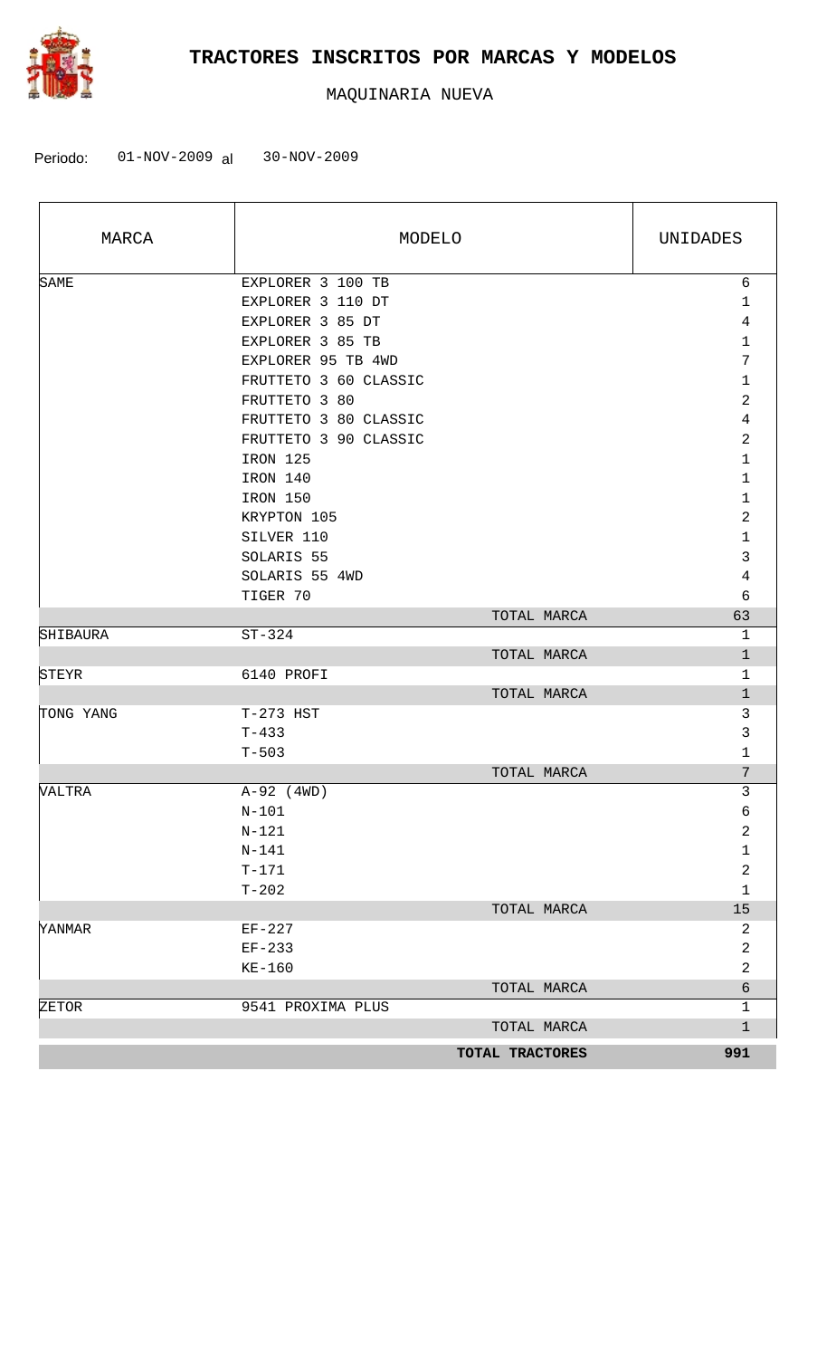# TRACTORES INSCRITOS POR MARCAS Y MODELOS

MAQUINARIA NUEVA

Periodo: 01-NOV-2009 al 30-NOV-2009

| MARCA | MODELO | UNIDADES |
|---|---|---|
| SAME | EXPLORER 3 100 TB | 6 |
| | EXPLORER 3 110 DT | 1 |
| | EXPLORER 3 85 DT | 4 |
| | EXPLORER 3 85 TB | 1 |
| | EXPLORER 95 TB 4WD | 7 |
| | FRUTTETO 3 60 CLASSIC | 1 |
| | FRUTTETO 3 80 | 2 |
| | FRUTTETO 3 80 CLASSIC | 4 |
| | FRUTTETO 3 90 CLASSIC | 2 |
| | IRON 125 | 1 |
| | IRON 140 | 1 |
| | IRON 150 | 1 |
| | KRYPTON 105 | 2 |
| | SILVER 110 | 1 |
| | SOLARIS 55 | 3 |
| | SOLARIS 55 4WD | 4 |
| | TIGER 70 | 6 |
| | TOTAL MARCA | 63 |
| SHIBAURA | ST-324 | 1 |
| | TOTAL MARCA | 1 |
| STEYR | 6140 PROFI | 1 |
| | TOTAL MARCA | 1 |
| TONG YANG | T-273 HST | 3 |
| | T-433 | 3 |
| | T-503 | 1 |
| | TOTAL MARCA | 7 |
| VALTRA | A-92 (4WD) | 3 |
| | N-101 | 6 |
| | N-121 | 2 |
| | N-141 | 1 |
| | T-171 | 2 |
| | T-202 | 1 |
| | TOTAL MARCA | 15 |
| YANMAR | EF-227 | 2 |
| | EF-233 | 2 |
| | KE-160 | 2 |
| | TOTAL MARCA | 6 |
| ZETOR | 9541 PROXIMA PLUS | 1 |
| | TOTAL MARCA | 1 |
| | **TOTAL TRACTORES** | **991** |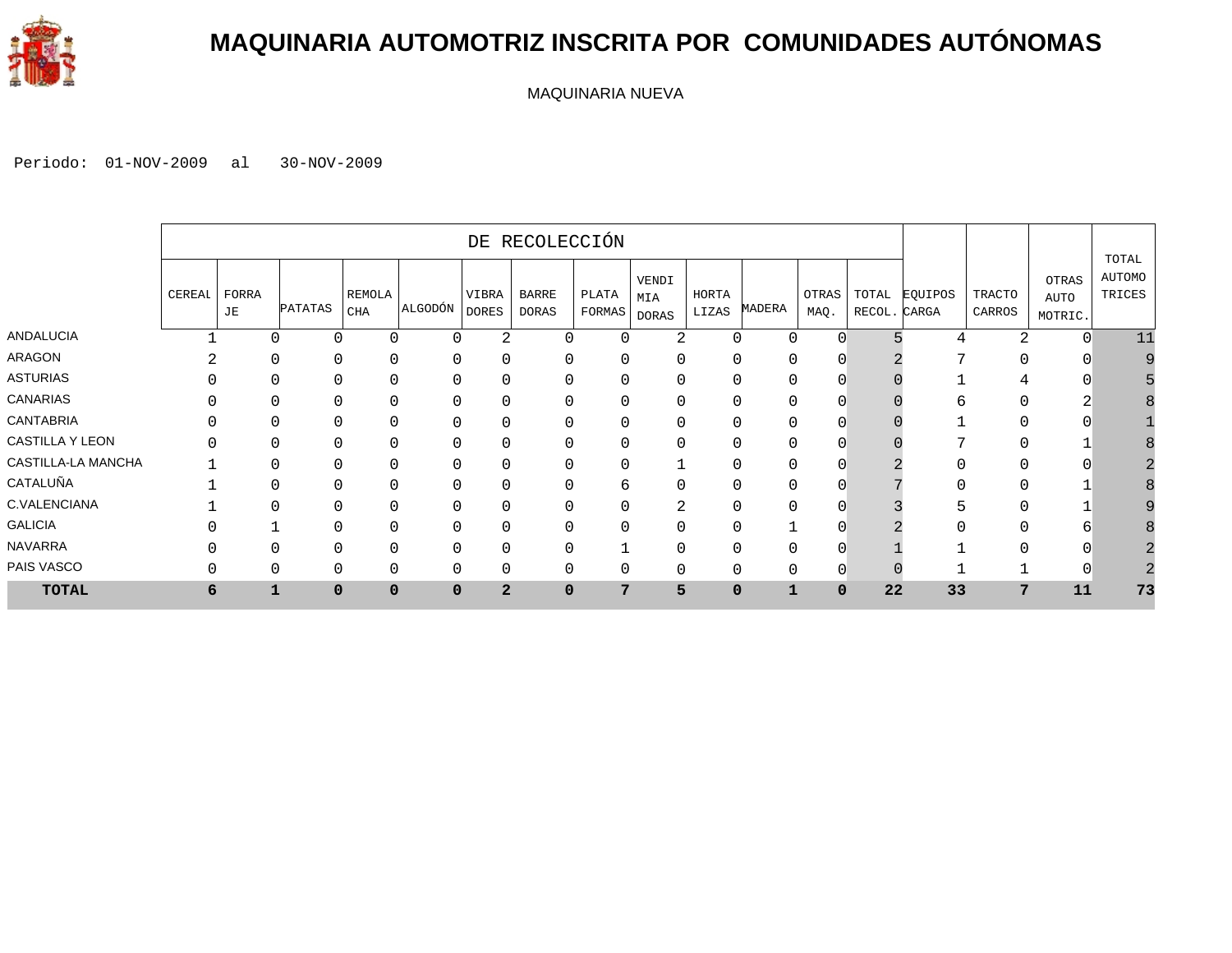# MAQUINARIA AUTOMOTRIZ INSCRITA POR COMUNIDADES AUTÓNOMAS

MAQUINARIA NUEVA

Periodo: 01-NOV-2009 al 30-NOV-2009

| | DE RECOLECCIÓN | | | | | | | | | | | | | | | | |
|---|---|---|---|---|---|---|---|---|---|---|---|---|---|---|---|---|---|
| | CEREAL | FORRAJE | PATATAS | REMOLACHA | ALGODÓN | VIBRADORES | BARREDORAS | PLATAFORMAS | VENDIMIADORAS | HORTALIZAS | MADERA | OTRAS MAQ. | TOTAL RECOL. | EQUIPOS CARGA | TRACTOCARROS | OTRAS AUTOMOTRIC. | TOTAL AUTOMOTRICES |
| ANDALUCIA | 1 | 0 | 0 | 0 | 0 | 2 | 0 | 0 | 2 | 0 | 0 | 0 | 5 | 4 | 2 | 0 | 11 |
| ARAGON | 2 | 0 | 0 | 0 | 0 | 0 | 0 | 0 | 0 | 0 | 0 | 0 | 2 | 7 | 0 | 0 | 9 |
| ASTURIAS | 0 | 0 | 0 | 0 | 0 | 0 | 0 | 0 | 0 | 0 | 0 | 0 | 0 | 1 | 4 | 0 | 5 |
| CANARIAS | 0 | 0 | 0 | 0 | 0 | 0 | 0 | 0 | 0 | 0 | 0 | 0 | 0 | 6 | 0 | 2 | 8 |
| CANTABRIA | 0 | 0 | 0 | 0 | 0 | 0 | 0 | 0 | 0 | 0 | 0 | 0 | 0 | 1 | 0 | 0 | 1 |
| CASTILLA Y LEON | 0 | 0 | 0 | 0 | 0 | 0 | 0 | 0 | 0 | 0 | 0 | 0 | 0 | 7 | 0 | 1 | 8 |
| CASTILLA-LA MANCHA | 1 | 0 | 0 | 0 | 0 | 0 | 0 | 0 | 1 | 0 | 0 | 0 | 2 | 0 | 0 | 0 | 2 |
| CATALUÑA | 1 | 0 | 0 | 0 | 0 | 0 | 0 | 6 | 0 | 0 | 0 | 0 | 7 | 0 | 0 | 1 | 8 |
| C.VALENCIANA | 1 | 0 | 0 | 0 | 0 | 0 | 0 | 0 | 2 | 0 | 0 | 0 | 3 | 5 | 0 | 1 | 9 |
| GALICIA | 0 | 1 | 0 | 0 | 0 | 0 | 0 | 0 | 0 | 0 | 1 | 0 | 2 | 0 | 0 | 6 | 8 |
| NAVARRA | 0 | 0 | 0 | 0 | 0 | 0 | 0 | 1 | 0 | 0 | 0 | 0 | 1 | 1 | 0 | 0 | 2 |
| PAIS VASCO | 0 | 0 | 0 | 0 | 0 | 0 | 0 | 0 | 0 | 0 | 0 | 0 | 0 | 1 | 1 | 0 | 2 |
| **TOTAL** | **6** | **1** | **0** | **0** | **0** | **2** | **0** | **7** | **5** | **0** | **1** | **0** | **22** | **33** | **7** | **11** | **73** |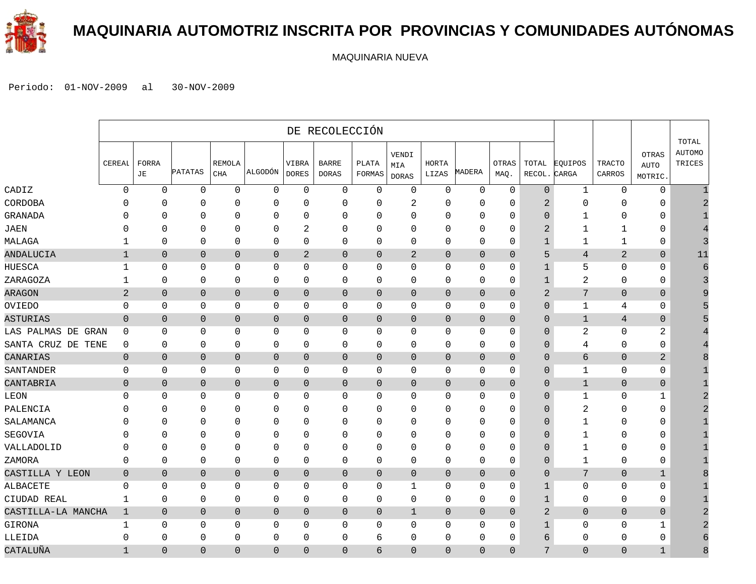# MAQUINARIA AUTOMOTRIZ INSCRITA POR PROVINCIAS Y COMUNIDADES AUTÓNOMAS

MAQUINARIA NUEVA

Periodo: 01-NOV-2009 al 30-NOV-2009

| | DE RECOLECCIÓN | | | | | | | | | | | | | | | | |
|---|---|---|---|---|---|---|---|---|---|---|---|---|---|---|---|---|---|
| | CEREAL | FORRAJE | PATATAS | REMOLACHA | ALGODÓN | VIBRADORES | BARREDORAS | PLATAFORMAS | VENDIMIADORAS | HORTALIZAS | MADERA | OTRAS MAQ. | TOTAL RECOL. | EQUIPOS CARGA | TRACTOCARROS | OTRAS AUTOMOTRIC. | TOTAL AUTOMOTRICES |
| CADIZ | 0 | 0 | 0 | 0 | 0 | 0 | 0 | 0 | 0 | 0 | 0 | 0 | 0 | 1 | 0 | 0 | 1 |
| CORDOBA | 0 | 0 | 0 | 0 | 0 | 0 | 0 | 0 | 2 | 0 | 0 | 0 | 2 | 0 | 0 | 0 | 2 |
| GRANADA | 0 | 0 | 0 | 0 | 0 | 0 | 0 | 0 | 0 | 0 | 0 | 0 | 0 | 1 | 0 | 0 | 1 |
| JAEN | 0 | 0 | 0 | 0 | 0 | 2 | 0 | 0 | 0 | 0 | 0 | 0 | 2 | 1 | 1 | 0 | 4 |
| MALAGA | 1 | 0 | 0 | 0 | 0 | 0 | 0 | 0 | 0 | 0 | 0 | 0 | 1 | 1 | 1 | 0 | 3 |
| ANDALUCIA | 1 | 0 | 0 | 0 | 0 | 2 | 0 | 0 | 2 | 0 | 0 | 0 | 5 | 4 | 2 | 0 | 11 |
| HUESCA | 1 | 0 | 0 | 0 | 0 | 0 | 0 | 0 | 0 | 0 | 0 | 0 | 1 | 5 | 0 | 0 | 6 |
| ZARAGOZA | 1 | 0 | 0 | 0 | 0 | 0 | 0 | 0 | 0 | 0 | 0 | 0 | 1 | 2 | 0 | 0 | 3 |
| ARAGON | 2 | 0 | 0 | 0 | 0 | 0 | 0 | 0 | 0 | 0 | 0 | 0 | 2 | 7 | 0 | 0 | 9 |
| OVIEDO | 0 | 0 | 0 | 0 | 0 | 0 | 0 | 0 | 0 | 0 | 0 | 0 | 0 | 1 | 4 | 0 | 5 |
| ASTURIAS | 0 | 0 | 0 | 0 | 0 | 0 | 0 | 0 | 0 | 0 | 0 | 0 | 0 | 1 | 4 | 0 | 5 |
| LAS PALMAS DE GRAN | 0 | 0 | 0 | 0 | 0 | 0 | 0 | 0 | 0 | 0 | 0 | 0 | 0 | 2 | 0 | 2 | 4 |
| SANTA CRUZ DE TENE | 0 | 0 | 0 | 0 | 0 | 0 | 0 | 0 | 0 | 0 | 0 | 0 | 0 | 4 | 0 | 0 | 4 |
| CANARIAS | 0 | 0 | 0 | 0 | 0 | 0 | 0 | 0 | 0 | 0 | 0 | 0 | 0 | 6 | 0 | 2 | 8 |
| SANTANDER | 0 | 0 | 0 | 0 | 0 | 0 | 0 | 0 | 0 | 0 | 0 | 0 | 0 | 1 | 0 | 0 | 1 |
| CANTABRIA | 0 | 0 | 0 | 0 | 0 | 0 | 0 | 0 | 0 | 0 | 0 | 0 | 0 | 1 | 0 | 0 | 1 |
| LEON | 0 | 0 | 0 | 0 | 0 | 0 | 0 | 0 | 0 | 0 | 0 | 0 | 0 | 1 | 0 | 1 | 2 |
| PALENCIA | 0 | 0 | 0 | 0 | 0 | 0 | 0 | 0 | 0 | 0 | 0 | 0 | 0 | 2 | 0 | 0 | 2 |
| SALAMANCA | 0 | 0 | 0 | 0 | 0 | 0 | 0 | 0 | 0 | 0 | 0 | 0 | 0 | 1 | 0 | 0 | 1 |
| SEGOVIA | 0 | 0 | 0 | 0 | 0 | 0 | 0 | 0 | 0 | 0 | 0 | 0 | 0 | 1 | 0 | 0 | 1 |
| VALLADOLID | 0 | 0 | 0 | 0 | 0 | 0 | 0 | 0 | 0 | 0 | 0 | 0 | 0 | 1 | 0 | 0 | 1 |
| ZAMORA | 0 | 0 | 0 | 0 | 0 | 0 | 0 | 0 | 0 | 0 | 0 | 0 | 0 | 1 | 0 | 0 | 1 |
| CASTILLA Y LEON | 0 | 0 | 0 | 0 | 0 | 0 | 0 | 0 | 0 | 0 | 0 | 0 | 0 | 7 | 0 | 1 | 8 |
| ALBACETE | 0 | 0 | 0 | 0 | 0 | 0 | 0 | 0 | 1 | 0 | 0 | 0 | 1 | 0 | 0 | 0 | 1 |
| CIUDAD REAL | 1 | 0 | 0 | 0 | 0 | 0 | 0 | 0 | 0 | 0 | 0 | 0 | 1 | 0 | 0 | 0 | 1 |
| CASTILLA-LA MANCHA | 1 | 0 | 0 | 0 | 0 | 0 | 0 | 0 | 1 | 0 | 0 | 0 | 2 | 0 | 0 | 0 | 2 |
| GIRONA | 1 | 0 | 0 | 0 | 0 | 0 | 0 | 0 | 0 | 0 | 0 | 0 | 1 | 0 | 0 | 1 | 2 |
| LLEIDA | 0 | 0 | 0 | 0 | 0 | 0 | 0 | 6 | 0 | 0 | 0 | 0 | 6 | 0 | 0 | 0 | 6 |
| CATALUÑA | 1 | 0 | 0 | 0 | 0 | 0 | 0 | 6 | 0 | 0 | 0 | 0 | 7 | 0 | 0 | 1 | 8 |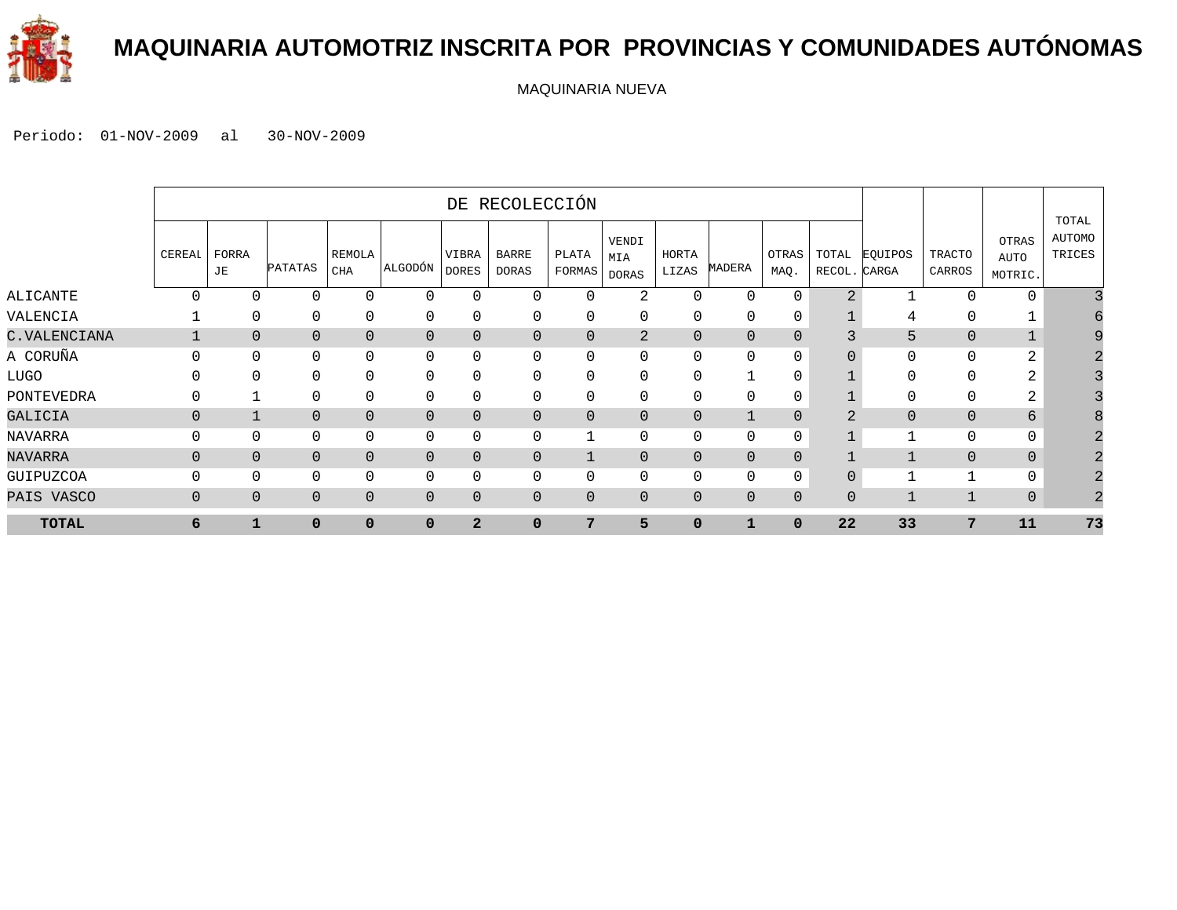# MAQUINARIA AUTOMOTRIZ INSCRITA POR PROVINCIAS Y COMUNIDADES AUTÓNOMAS

MAQUINARIA NUEVA

Periodo: 01-NOV-2009 al 30-NOV-2009

| | DE RECOLECCIÓN | | | | | | | | | | | | | | | | |
|---|---|---|---|---|---|---|---|---|---|---|---|---|---|---|---|---|---|
| | CEREAL | FORRAJE | PATATAS | REMOLACHA | ALGODÓN | VIBRADORES | BARREDORAS | PLATAFORMAS | VENDIMIADORAS | HORTALIZAS | MADERA | OTRAS MAQ. | TOTAL RECOL. | EQUIPOS CARGA | TRACTOCARROS | OTRAS AUTOMOTRIC. | TOTAL AUTOMOTRICES |
| ALICANTE | 0 | 0 | 0 | 0 | 0 | 0 | 0 | 0 | 2 | 0 | 0 | 0 | 2 | 1 | 0 | 0 | 3 |
| VALENCIA | 1 | 0 | 0 | 0 | 0 | 0 | 0 | 0 | 0 | 0 | 0 | 0 | 1 | 4 | 0 | 1 | 6 |
| C.VALENCIANA | 1 | 0 | 0 | 0 | 0 | 0 | 0 | 0 | 2 | 0 | 0 | 0 | 3 | 5 | 0 | 1 | 9 |
| A CORUÑA | 0 | 0 | 0 | 0 | 0 | 0 | 0 | 0 | 0 | 0 | 0 | 0 | 0 | 0 | 0 | 2 | 2 |
| LUGO | 0 | 0 | 0 | 0 | 0 | 0 | 0 | 0 | 0 | 0 | 1 | 0 | 1 | 0 | 0 | 2 | 3 |
| PONTEVEDRA | 0 | 1 | 0 | 0 | 0 | 0 | 0 | 0 | 0 | 0 | 0 | 0 | 1 | 0 | 0 | 2 | 3 |
| GALICIA | 0 | 1 | 0 | 0 | 0 | 0 | 0 | 0 | 0 | 0 | 1 | 0 | 2 | 0 | 0 | 6 | 8 |
| NAVARRA | 0 | 0 | 0 | 0 | 0 | 0 | 0 | 1 | 0 | 0 | 0 | 0 | 1 | 1 | 0 | 0 | 2 |
| NAVARRA | 0 | 0 | 0 | 0 | 0 | 0 | 0 | 1 | 0 | 0 | 0 | 0 | 1 | 1 | 0 | 0 | 2 |
| GUIPUZCOA | 0 | 0 | 0 | 0 | 0 | 0 | 0 | 0 | 0 | 0 | 0 | 0 | 0 | 1 | 1 | 0 | 2 |
| PAIS VASCO | 0 | 0 | 0 | 0 | 0 | 0 | 0 | 0 | 0 | 0 | 0 | 0 | 0 | 1 | 1 | 0 | 2 |
| **TOTAL** | **6** | **1** | **0** | **0** | **0** | **2** | **0** | **7** | **5** | **0** | **1** | **0** | **22** | **33** | **7** | **11** | **73** |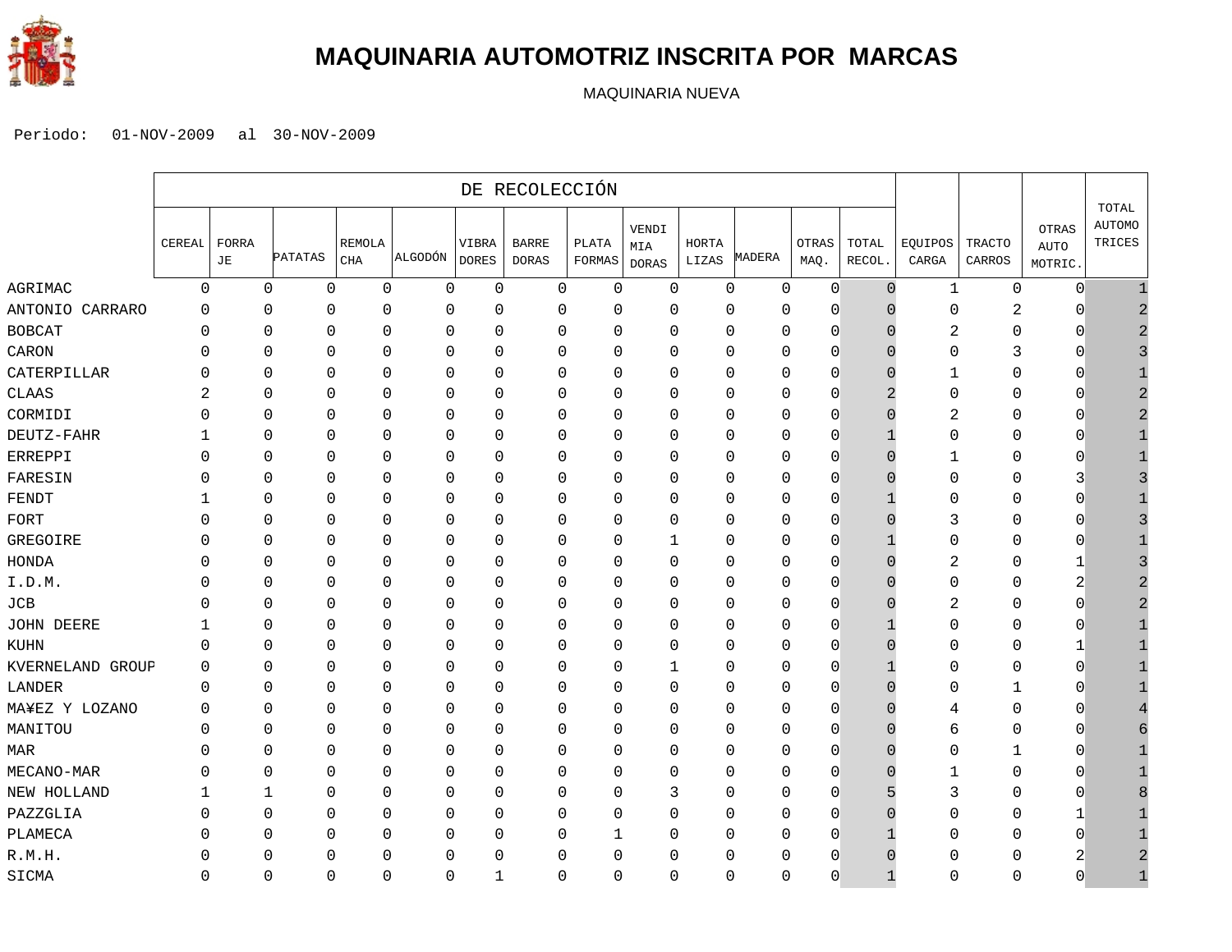# MAQUINARIA AUTOMOTRIZ INSCRITA POR MARCAS

MAQUINARIA NUEVA

Periodo: 01-NOV-2009 al 30-NOV-2009

| | DE RECOLECCIÓN | | | | | | | | | | | | | | | | |
|---|---|---|---|---|---|---|---|---|---|---|---|---|---|---|---|---|---|
| | CEREAL | FORRAJE | PATATAS | REMOLACHA | ALGODÓN | VIBRADORES | BARREDORAS | PLATAFORMAS | VENDIMIADORAS | HORTALIZAS | MADERA | OTRAS MAQ. | TOTAL RECOL. | EQUIPOS CARGA | TRACTOCARROS | OTRAS AUTOMOTRIC. | TOTAL AUTOMOTRICES |
| AGRIMAC | 0 | 0 | 0 | 0 | 0 | 0 | 0 | 0 | 0 | 0 | 0 | 0 | 0 | 1 | 0 | 0 | 1 |
| ANTONIO CARRARO | 0 | 0 | 0 | 0 | 0 | 0 | 0 | 0 | 0 | 0 | 0 | 0 | 0 | 0 | 2 | 0 | 2 |
| BOBCAT | 0 | 0 | 0 | 0 | 0 | 0 | 0 | 0 | 0 | 0 | 0 | 0 | 0 | 2 | 0 | 0 | 2 |
| CARON | 0 | 0 | 0 | 0 | 0 | 0 | 0 | 0 | 0 | 0 | 0 | 0 | 0 | 0 | 3 | 0 | 3 |
| CATERPILLAR | 0 | 0 | 0 | 0 | 0 | 0 | 0 | 0 | 0 | 0 | 0 | 0 | 0 | 1 | 0 | 0 | 1 |
| CLAAS | 2 | 0 | 0 | 0 | 0 | 0 | 0 | 0 | 0 | 0 | 0 | 0 | 2 | 0 | 0 | 0 | 2 |
| CORMIDI | 0 | 0 | 0 | 0 | 0 | 0 | 0 | 0 | 0 | 0 | 0 | 0 | 0 | 2 | 0 | 0 | 2 |
| DEUTZ-FAHR | 1 | 0 | 0 | 0 | 0 | 0 | 0 | 0 | 0 | 0 | 0 | 0 | 1 | 0 | 0 | 0 | 1 |
| ERREPPI | 0 | 0 | 0 | 0 | 0 | 0 | 0 | 0 | 0 | 0 | 0 | 0 | 0 | 1 | 0 | 0 | 1 |
| FARESIN | 0 | 0 | 0 | 0 | 0 | 0 | 0 | 0 | 0 | 0 | 0 | 0 | 0 | 0 | 0 | 3 | 3 |
| FENDT | 1 | 0 | 0 | 0 | 0 | 0 | 0 | 0 | 0 | 0 | 0 | 0 | 1 | 0 | 0 | 0 | 1 |
| FORT | 0 | 0 | 0 | 0 | 0 | 0 | 0 | 0 | 0 | 0 | 0 | 0 | 0 | 3 | 0 | 0 | 3 |
| GREGOIRE | 0 | 0 | 0 | 0 | 0 | 0 | 0 | 0 | 1 | 0 | 0 | 0 | 1 | 0 | 0 | 0 | 1 |
| HONDA | 0 | 0 | 0 | 0 | 0 | 0 | 0 | 0 | 0 | 0 | 0 | 0 | 0 | 2 | 0 | 1 | 3 |
| I.D.M. | 0 | 0 | 0 | 0 | 0 | 0 | 0 | 0 | 0 | 0 | 0 | 0 | 0 | 0 | 0 | 2 | 2 |
| JCB | 0 | 0 | 0 | 0 | 0 | 0 | 0 | 0 | 0 | 0 | 0 | 0 | 0 | 2 | 0 | 0 | 2 |
| JOHN DEERE | 1 | 0 | 0 | 0 | 0 | 0 | 0 | 0 | 0 | 0 | 0 | 0 | 1 | 0 | 0 | 0 | 1 |
| KUHN | 0 | 0 | 0 | 0 | 0 | 0 | 0 | 0 | 0 | 0 | 0 | 0 | 0 | 0 | 0 | 1 | 1 |
| KVERNELAND GROUP | 0 | 0 | 0 | 0 | 0 | 0 | 0 | 0 | 1 | 0 | 0 | 0 | 1 | 0 | 0 | 0 | 1 |
| LANDER | 0 | 0 | 0 | 0 | 0 | 0 | 0 | 0 | 0 | 0 | 0 | 0 | 0 | 0 | 1 | 0 | 1 |
| MA¥EZ Y LOZANO | 0 | 0 | 0 | 0 | 0 | 0 | 0 | 0 | 0 | 0 | 0 | 0 | 0 | 4 | 0 | 0 | 4 |
| MANITOU | 0 | 0 | 0 | 0 | 0 | 0 | 0 | 0 | 0 | 0 | 0 | 0 | 0 | 6 | 0 | 0 | 6 |
| MAR | 0 | 0 | 0 | 0 | 0 | 0 | 0 | 0 | 0 | 0 | 0 | 0 | 0 | 0 | 1 | 0 | 1 |
| MECANO-MAR | 0 | 0 | 0 | 0 | 0 | 0 | 0 | 0 | 0 | 0 | 0 | 0 | 0 | 1 | 0 | 0 | 1 |
| NEW HOLLAND | 1 | 1 | 0 | 0 | 0 | 0 | 0 | 0 | 3 | 0 | 0 | 0 | 5 | 3 | 0 | 0 | 8 |
| PAZZGLIA | 0 | 0 | 0 | 0 | 0 | 0 | 0 | 0 | 0 | 0 | 0 | 0 | 0 | 0 | 0 | 1 | 1 |
| PLAMECA | 0 | 0 | 0 | 0 | 0 | 0 | 0 | 1 | 0 | 0 | 0 | 0 | 1 | 0 | 0 | 0 | 1 |
| R.M.H. | 0 | 0 | 0 | 0 | 0 | 0 | 0 | 0 | 0 | 0 | 0 | 0 | 0 | 0 | 0 | 2 | 2 |
| SICMA | 0 | 0 | 0 | 0 | 0 | 1 | 0 | 0 | 0 | 0 | 0 | 0 | 1 | 0 | 0 | 0 | 1 |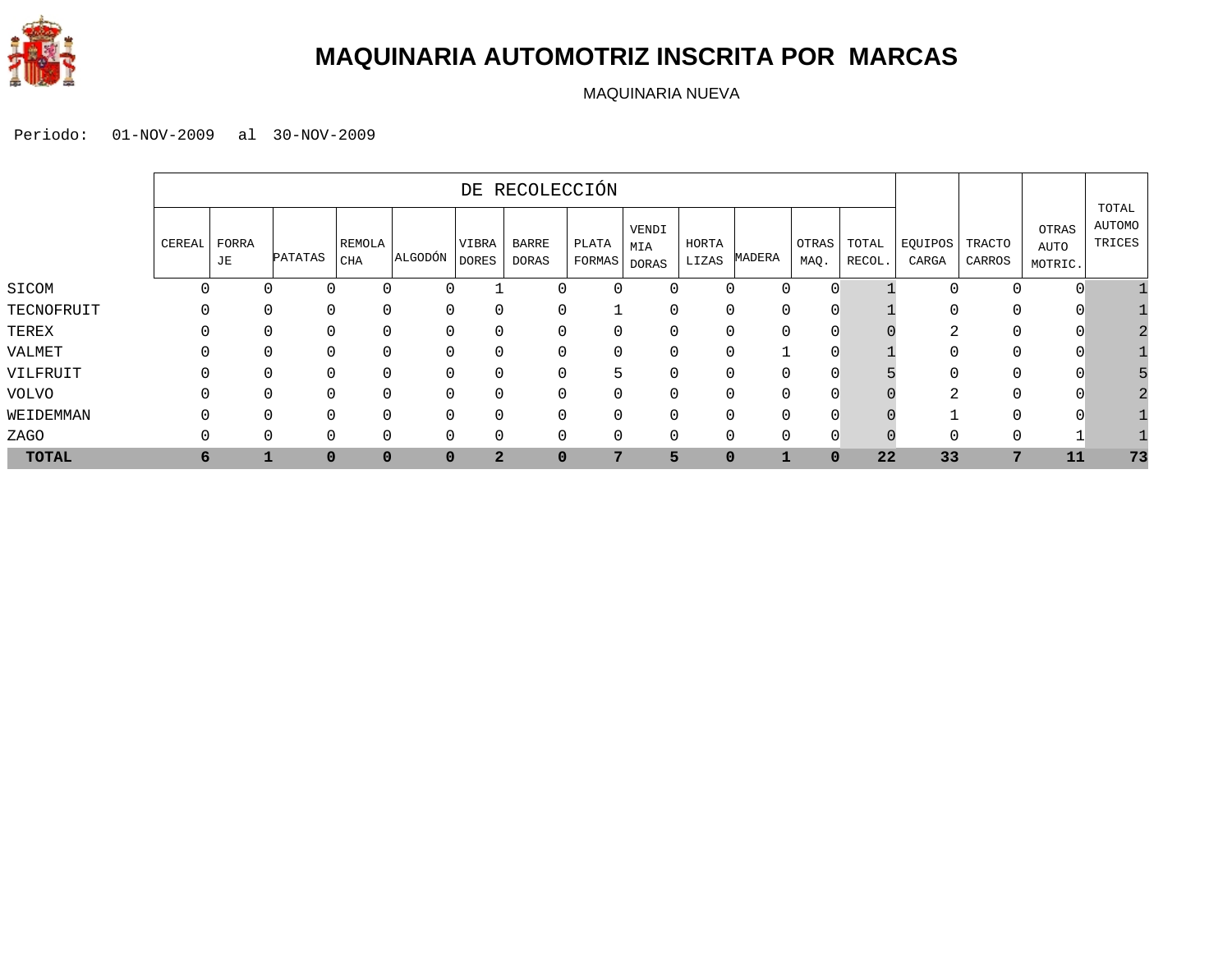# MAQUINARIA AUTOMOTRIZ INSCRITA POR MARCAS

MAQUINARIA NUEVA

Periodo: 01-NOV-2009 al 30-NOV-2009

| | DE RECOLECCIÓN | | | | | | | | | | | | | | | | |
|---|---|---|---|---|---|---|---|---|---|---|---|---|---|---|---|---|---|
| | CEREAL | FORRA JE | PATATAS | REMOLA CHA | ALGODÓN | VIBRA DORES | BARRE DORAS | PLATA FORMAS | VENDI MIA DORAS | HORTA LIZAS | MADERA | OTRAS MAQ. | TOTAL RECOL. | EQUIPOS CARGA | TRACTO CARROS | OTRAS AUTO MOTRIC. | TOTAL AUTOMO TRICES |
| SICOM | 0 | 0 | 0 | 0 | 0 | 1 | 0 | 0 | 0 | 0 | 0 | 0 | 1 | 0 | 0 | 0 | 1 |
| TECNOFRUIT | 0 | 0 | 0 | 0 | 0 | 0 | 0 | 1 | 0 | 0 | 0 | 0 | 1 | 0 | 0 | 0 | 1 |
| TEREX | 0 | 0 | 0 | 0 | 0 | 0 | 0 | 0 | 0 | 0 | 0 | 0 | 0 | 2 | 0 | 0 | 2 |
| VALMET | 0 | 0 | 0 | 0 | 0 | 0 | 0 | 0 | 0 | 0 | 1 | 0 | 1 | 0 | 0 | 0 | 1 |
| VILFRUIT | 0 | 0 | 0 | 0 | 0 | 0 | 0 | 5 | 0 | 0 | 0 | 0 | 5 | 0 | 0 | 0 | 5 |
| VOLVO | 0 | 0 | 0 | 0 | 0 | 0 | 0 | 0 | 0 | 0 | 0 | 0 | 0 | 2 | 0 | 0 | 2 |
| WEIDEMMAN | 0 | 0 | 0 | 0 | 0 | 0 | 0 | 0 | 0 | 0 | 0 | 0 | 0 | 1 | 0 | 0 | 1 |
| ZAGO | 0 | 0 | 0 | 0 | 0 | 0 | 0 | 0 | 0 | 0 | 0 | 0 | 0 | 0 | 0 | 1 | 1 |
| **TOTAL** | **6** | **1** | **0** | **0** | **0** | **2** | **0** | **7** | **5** | **0** | **1** | **0** | **22** | **33** | **7** | **11** | **73** |